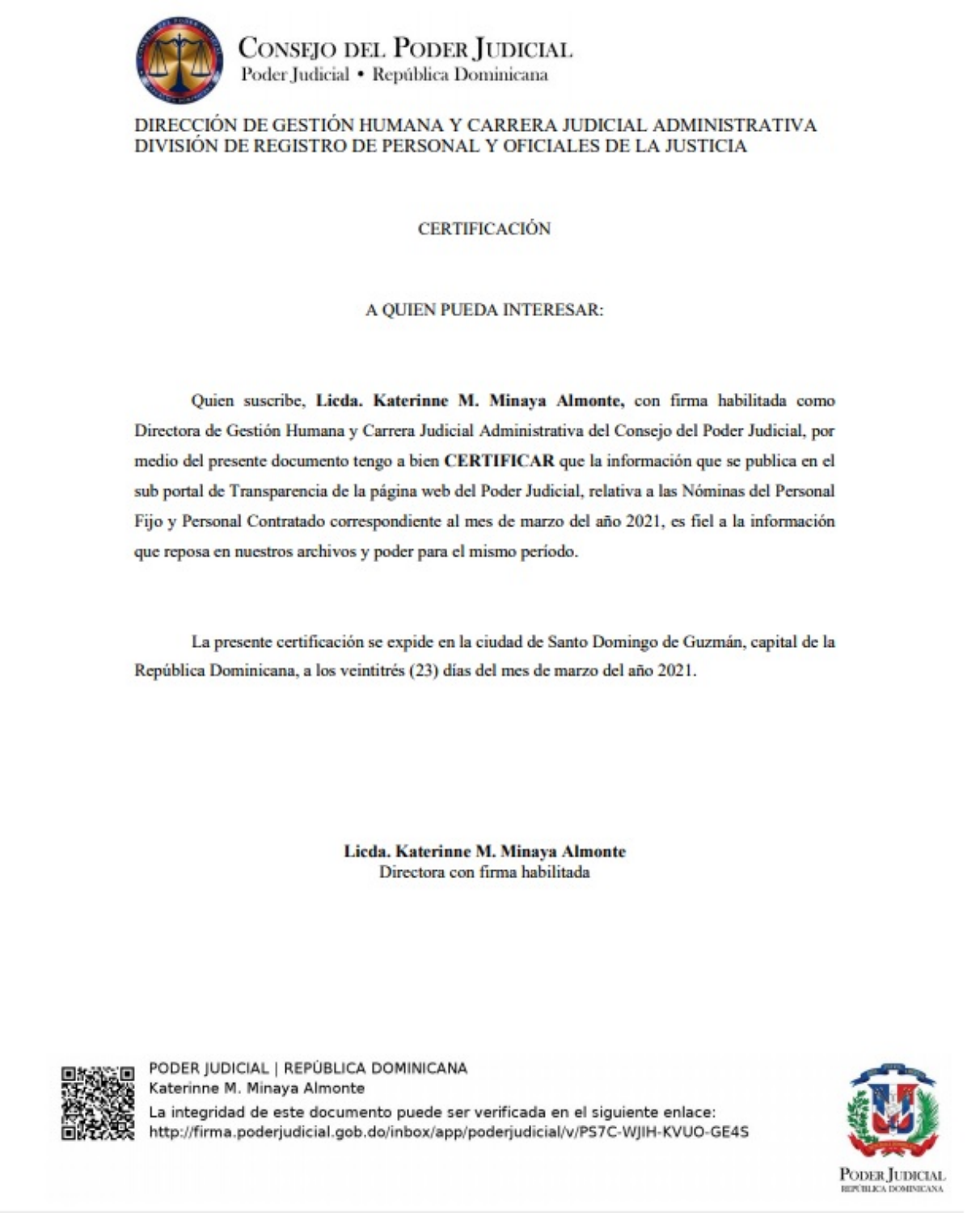**CONSEJO DEL PODER JUDICIAL**
Poder Judicial • República Dominicana

DIRECCIÓN DE GESTIÓN HUMANA Y CARRERA JUDICIAL ADMINISTRATIVA
DIVISIÓN DE REGISTRO DE PERSONAL Y OFICIALES DE LA JUSTICIA

# CERTIFICACIÓN

A QUIEN PUEDA INTERESAR:

Quien suscribe, **Licda. Katerinne M. Minaya Almonte,** con firma habilitada como Directora de Gestión Humana y Carrera Judicial Administrativa del Consejo del Poder Judicial, por medio del presente documento tengo a bien **CERTIFICAR** que la información que se publica en el sub portal de Transparencia de la página web del Poder Judicial, relativa a las Nóminas del Personal Fijo y Personal Contratado correspondiente al mes de marzo del año 2021, es fiel a la información que reposa en nuestros archivos y poder para el mismo período.

La presente certificación se expide en la ciudad de Santo Domingo de Guzmán, capital de la República Dominicana, a los veintitrés (23) días del mes de marzo del año 2021.

**Licda. Katerinne M. Minaya Almonte**
Directora con firma habilitada

PODER JUDICIAL | REPÚBLICA DOMINICANA
Katerinne M. Minaya Almonte
La integridad de este documento puede ser verificada en el siguiente enlace:
http://firma.poderjudicial.gob.do/inbox/app/poderjudicial/v/PS7C-WJIH-KVUO-GE4S

PODER JUDICIAL
REPÚBLICA DOMINICANA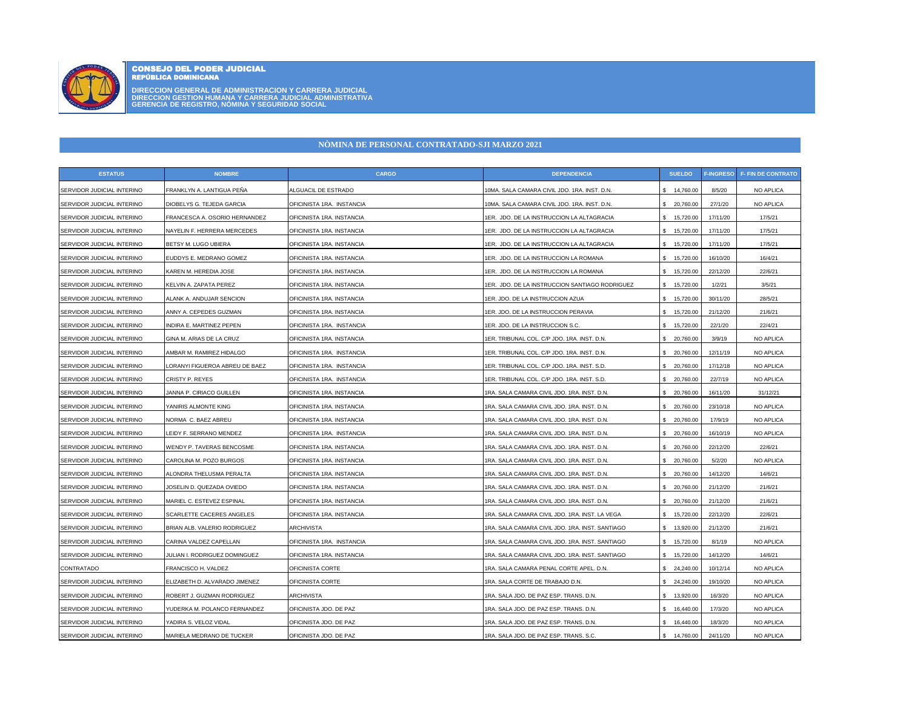**CONSEJO DEL PODER JUDICIAL**
**REPÚBLICA DOMINICANA**

**DIRECCION GENERAL DE ADMINISTRACION Y CARRERA JUDICIAL**
**DIRECCION GESTION HUMANA Y CARRERA JUDICIAL ADMINISTRATIVA**
**GERENCIA DE REGISTRO, NÓMINA Y SEGURIDAD SOCIAL**

## NÒMINA DE PERSONAL CONTRATADO-SJI MARZO 2021

| ESTATUS | NOMBRE | CARGO | DEPENDENCIA | SUELDO | F-INGRESO | F- FIN DE CONTRATO |
|---|---|---|---|---|---|---|
| SERVIDOR JUDICIAL INTERINO | FRANKLYN A. LANTIGUA PEÑA | ALGUACIL DE ESTRADO | 10MA. SALA CAMARA CIVIL JDO. 1RA. INST. D.N. | $ 14,760.00 | 8/5/20 | NO APLICA |
| SERVIDOR JUDICIAL INTERINO | DIOBELYS G. TEJEDA GARCIA | OFICINISTA 1RA. INSTANCIA | 10MA. SALA CAMARA CIVIL JDO. 1RA. INST. D.N. | $ 20,760.00 | 27/1/20 | NO APLICA |
| SERVIDOR JUDICIAL INTERINO | FRANCESCA A. OSORIO HERNANDEZ | OFICINISTA 1RA. INSTANCIA | 1ER. JDO. DE LA INSTRUCCION LA ALTAGRACIA | $ 15,720.00 | 17/11/20 | 17/5/21 |
| SERVIDOR JUDICIAL INTERINO | NAYELIN F. HERRERA MERCEDES | OFICINISTA 1RA. INSTANCIA | 1ER. JDO. DE LA INSTRUCCION LA ALTAGRACIA | $ 15,720.00 | 17/11/20 | 17/5/21 |
| SERVIDOR JUDICIAL INTERINO | BETSY M. LUGO UBIERA | OFICINISTA 1RA. INSTANCIA | 1ER. JDO. DE LA INSTRUCCION LA ALTAGRACIA | $ 15,720.00 | 17/11/20 | 17/5/21 |
| SERVIDOR JUDICIAL INTERINO | EUDDYS E. MEDRANO GOMEZ | OFICINISTA 1RA. INSTANCIA | 1ER. JDO. DE LA INSTRUCCION LA ROMANA | $ 15,720.00 | 16/10/20 | 16/4/21 |
| SERVIDOR JUDICIAL INTERINO | KAREN M. HEREDIA JOSE | OFICINISTA 1RA. INSTANCIA | 1ER. JDO. DE LA INSTRUCCION LA ROMANA | $ 15,720.00 | 22/12/20 | 22/6/21 |
| SERVIDOR JUDICIAL INTERINO | KELVIN A. ZAPATA PEREZ | OFICINISTA 1RA. INSTANCIA | 1ER. JDO. DE LA INSTRUCCION SANTIAGO RODRIGUEZ | $ 15,720.00 | 1/2/21 | 3/5/21 |
| SERVIDOR JUDICIAL INTERINO | ALANK A. ANDUJAR SENCION | OFICINISTA 1RA. INSTANCIA | 1ER. JDO. DE LA INSTRUCCION AZUA | $ 15,720.00 | 30/11/20 | 28/5/21 |
| SERVIDOR JUDICIAL INTERINO | ANNY A. CEPEDES GUZMAN | OFICINISTA 1RA. INSTANCIA | 1ER. JDO. DE LA INSTRUCCION PERAVIA | $ 15,720.00 | 21/12/20 | 21/6/21 |
| SERVIDOR JUDICIAL INTERINO | INDIRA E. MARTINEZ PEPEN | OFICINISTA 1RA. INSTANCIA | 1ER. JDO. DE LA INSTRUCCION S.C. | $ 15,720.00 | 22/1/20 | 22/4/21 |
| SERVIDOR JUDICIAL INTERINO | GINA M. ARIAS DE LA CRUZ | OFICINISTA 1RA. INSTANCIA | 1ER. TRIBUNAL COL. C/P JDO. 1RA. INST. D.N. | $ 20,760.00 | 3/9/19 | NO APLICA |
| SERVIDOR JUDICIAL INTERINO | AMBAR M. RAMIREZ HIDALGO | OFICINISTA 1RA. INSTANCIA | 1ER. TRIBUNAL COL. C/P JDO. 1RA. INST. D.N. | $ 20,760.00 | 12/11/19 | NO APLICA |
| SERVIDOR JUDICIAL INTERINO | LORANYI FIGUEROA ABREU DE BAEZ | OFICINISTA 1RA. INSTANCIA | 1ER. TRIBUNAL COL. C/P JDO. 1RA. INST. S.D. | $ 20,760.00 | 17/12/18 | NO APLICA |
| SERVIDOR JUDICIAL INTERINO | CRISTY P. REYES | OFICINISTA 1RA. INSTANCIA | 1ER. TRIBUNAL COL. C/P JDO. 1RA. INST. S.D. | $ 20,760.00 | 22/7/19 | NO APLICA |
| SERVIDOR JUDICIAL INTERINO | JANNA P. CIRIACO GUILLEN | OFICINISTA 1RA. INSTANCIA | 1RA. SALA CAMARA CIVIL JDO. 1RA. INST. D.N. | $ 20,760.00 | 16/11/20 | 31/12/21 |
| SERVIDOR JUDICIAL INTERINO | YANIRIS ALMONTE KING | OFICINISTA 1RA. INSTANCIA | 1RA. SALA CAMARA CIVIL JDO. 1RA. INST. D.N. | $ 20,760.00 | 23/10/18 | NO APLICA |
| SERVIDOR JUDICIAL INTERINO | NORMA C. BAEZ ABREU | OFICINISTA 1RA. INSTANCIA | 1RA. SALA CAMARA CIVIL JDO. 1RA. INST. D.N. | $ 20,760.00 | 17/9/19 | NO APLICA |
| SERVIDOR JUDICIAL INTERINO | LEIDY F. SERRANO MENDEZ | OFICINISTA 1RA. INSTANCIA | 1RA. SALA CAMARA CIVIL JDO. 1RA. INST. D.N. | $ 20,760.00 | 16/10/19 | NO APLICA |
| SERVIDOR JUDICIAL INTERINO | WENDY P. TAVERAS BENCOSME | OFICINISTA 1RA. INSTANCIA | 1RA. SALA CAMARA CIVIL JDO. 1RA. INST. D.N. | $ 20,760.00 | 22/12/20 | 22/6/21 |
| SERVIDOR JUDICIAL INTERINO | CAROLINA M. POZO BURGOS | OFICINISTA 1RA. INSTANCIA | 1RA. SALA CAMARA CIVIL JDO. 1RA. INST. D.N. | $ 20,760.00 | 5/2/20 | NO APLICA |
| SERVIDOR JUDICIAL INTERINO | ALONDRA THELUSMA PERALTA | OFICINISTA 1RA. INSTANCIA | 1RA. SALA CAMARA CIVIL JDO. 1RA. INST. D.N. | $ 20,760.00 | 14/12/20 | 14/6/21 |
| SERVIDOR JUDICIAL INTERINO | JOSELIN D. QUEZADA OVIEDO | OFICINISTA 1RA. INSTANCIA | 1RA. SALA CAMARA CIVIL JDO. 1RA. INST. D.N. | $ 20,760.00 | 21/12/20 | 21/6/21 |
| SERVIDOR JUDICIAL INTERINO | MARIEL C. ESTEVEZ ESPINAL | OFICINISTA 1RA. INSTANCIA | 1RA. SALA CAMARA CIVIL JDO. 1RA. INST. D.N. | $ 20,760.00 | 21/12/20 | 21/6/21 |
| SERVIDOR JUDICIAL INTERINO | SCARLETTE CACERES ANGELES | OFICINISTA 1RA. INSTANCIA | 1RA. SALA CAMARA CIVIL JDO. 1RA. INST. LA VEGA | $ 15,720.00 | 22/12/20 | 22/6/21 |
| SERVIDOR JUDICIAL INTERINO | BRIAN ALB. VALERIO RODRIGUEZ | ARCHIVISTA | 1RA. SALA CAMARA CIVIL JDO. 1RA. INST. SANTIAGO | $ 13,920.00 | 21/12/20 | 21/6/21 |
| SERVIDOR JUDICIAL INTERINO | CARINA VALDEZ CAPELLAN | OFICINISTA 1RA. INSTANCIA | 1RA. SALA CAMARA CIVIL JDO. 1RA. INST. SANTIAGO | $ 15,720.00 | 8/1/19 | NO APLICA |
| SERVIDOR JUDICIAL INTERINO | JULIAN I. RODRIGUEZ DOMINGUEZ | OFICINISTA 1RA. INSTANCIA | 1RA. SALA CAMARA CIVIL JDO. 1RA. INST. SANTIAGO | $ 15,720.00 | 14/12/20 | 14/6/21 |
| CONTRATADO | FRANCISCO H. VALDEZ | OFICINISTA CORTE | 1RA. SALA CAMARA PENAL CORTE APEL. D.N. | $ 24,240.00 | 10/12/14 | NO APLICA |
| SERVIDOR JUDICIAL INTERINO | ELIZABETH D. ALVARADO JIMENEZ | OFICINISTA CORTE | 1RA. SALA CORTE DE TRABAJO D.N. | $ 24,240.00 | 19/10/20 | NO APLICA |
| SERVIDOR JUDICIAL INTERINO | ROBERT J. GUZMAN RODRIGUEZ | ARCHIVISTA | 1RA. SALA JDO. DE PAZ ESP. TRANS. D.N. | $ 13,920.00 | 16/3/20 | NO APLICA |
| SERVIDOR JUDICIAL INTERINO | YUDERKA M. POLANCO FERNANDEZ | OFICINISTA JDO. DE PAZ | 1RA. SALA JDO. DE PAZ ESP. TRANS. D.N. | $ 16,440.00 | 17/3/20 | NO APLICA |
| SERVIDOR JUDICIAL INTERINO | YADIRA S. VELOZ VIDAL | OFICINISTA JDO. DE PAZ | 1RA. SALA JDO. DE PAZ ESP. TRANS. D.N. | $ 16,440.00 | 18/3/20 | NO APLICA |
| SERVIDOR JUDICIAL INTERINO | MARIELA MEDRANO DE TUCKER | OFICINISTA JDO. DE PAZ | 1RA. SALA JDO. DE PAZ ESP. TRANS. S.C. | $ 14,760.00 | 24/11/20 | NO APLICA |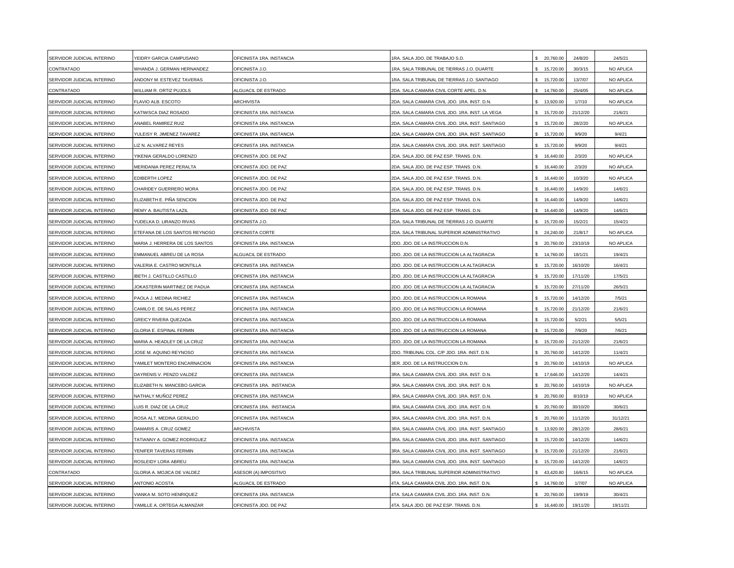| SERVIDOR JUDICIAL INTERINO | YEIDRY GARCIA CAMPUSANO | OFICINISTA 1RA. INSTANCIA | 1RA. SALA JDO. DE TRABAJO S.D. | $ 20,760.00 | 24/8/20 | 24/5/21 |
|---|---|---|---|---|---|---|
| CONTRATADO | WHANDA J. GERMAN HERNANDEZ | OFICINISTA J.O. | 1RA. SALA TRIBUNAL DE TIERRAS J.O. DUARTE | $ 15,720.00 | 30/3/15 | NO APLICA |
| SERVIDOR JUDICIAL INTERINO | ANDONY M. ESTEVEZ TAVERAS | OFICINISTA J.O. | 1RA. SALA TRIBUNAL DE TIERRAS J.O. SANTIAGO | $ 15,720.00 | 13/7/07 | NO APLICA |
| CONTRATADO | WILLIAM R. ORTIZ PUJOLS | ALGUACIL DE ESTRADO | 2DA. SALA CAMARA CIVIL CORTE APEL. D.N. | $ 14,760.00 | 25/4/05 | NO APLICA |
| SERVIDOR JUDICIAL INTERINO | FLAVIO ALB. ESCOTO | ARCHIVISTA | 2DA. SALA CAMARA CIVIL JDO. 1RA. INST. D.N. | $ 13,920.00 | 1/7/10 | NO APLICA |
| SERVIDOR JUDICIAL INTERINO | KATIWSCA DIAZ ROSADO | OFICINISTA 1RA. INSTANCIA | 2DA. SALA CAMARA CIVIL JDO. 1RA. INST. LA VEGA | $ 15,720.00 | 21/12/20 | 21/6/21 |
| SERVIDOR JUDICIAL INTERINO | ANABEL RAMIREZ RUIZ | OFICINISTA 1RA. INSTANCIA | 2DA. SALA CAMARA CIVIL JDO. 1RA. INST. SANTIAGO | $ 15,720.00 | 28/2/20 | NO APLICA |
| SERVIDOR JUDICIAL INTERINO | YULEISY R. JIMENEZ TAVAREZ | OFICINISTA 1RA. INSTANCIA | 2DA. SALA CAMARA CIVIL JDO. 1RA. INST. SANTIAGO | $ 15,720.00 | 9/9/20 | 9/4/21 |
| SERVIDOR JUDICIAL INTERINO | LIZ N. ALVAREZ REYES | OFICINISTA 1RA. INSTANCIA | 2DA. SALA CAMARA CIVIL JDO. 1RA. INST. SANTIAGO | $ 15,720.00 | 9/9/20 | 9/4/21 |
| SERVIDOR JUDICIAL INTERINO | YIKENIA GERALDO LORENZO | OFICINISTA JDO. DE PAZ | 2DA. SALA JDO. DE PAZ ESP. TRANS. D.N. | $ 16,440.00 | 2/3/20 | NO APLICA |
| SERVIDOR JUDICIAL INTERINO | MERIDANIA PEREZ PERALTA | OFICINISTA JDO. DE PAZ | 2DA. SALA JDO. DE PAZ ESP. TRANS. D.N. | $ 16,440.00 | 2/3/20 | NO APLICA |
| SERVIDOR JUDICIAL INTERINO | EDIBERTH LOPEZ | OFICINISTA JDO. DE PAZ | 2DA. SALA JDO. DE PAZ ESP. TRANS. D.N. | $ 16,440.00 | 10/3/20 | NO APLICA |
| SERVIDOR JUDICIAL INTERINO | CHARIDEY GUERRERO MORA | OFICINISTA JDO. DE PAZ | 2DA. SALA JDO. DE PAZ ESP. TRANS. D.N. | $ 16,440.00 | 14/9/20 | 14/6/21 |
| SERVIDOR JUDICIAL INTERINO | ELIZABETH E. PIÑA SENCION | OFICINISTA JDO. DE PAZ | 2DA. SALA JDO. DE PAZ ESP. TRANS. D.N. | $ 16,440.00 | 14/9/20 | 14/6/21 |
| SERVIDOR JUDICIAL INTERINO | REMY A. BAUTISTA LAZIL | OFICINISTA JDO. DE PAZ | 2DA. SALA JDO. DE PAZ ESP. TRANS. D.N. | $ 16,440.00 | 14/9/20 | 14/6/21 |
| SERVIDOR JUDICIAL INTERINO | YUDELKA D. LIRANZO RIVAS | OFICINISTA J.O. | 2DA. SALA TRIBUNAL DE TIERRAS J.O. DUARTE | $ 15,720.00 | 15/2/21 | 15/4/21 |
| SERVIDOR JUDICIAL INTERINO | ETEFANA DE LOS SANTOS REYNOSO | OFICINISTA CORTE | 2DA. SALA TRIBUNAL SUPERIOR ADMINISTRATIVO | $ 24,240.00 | 21/8/17 | NO APLICA |
| SERVIDOR JUDICIAL INTERINO | MARIA J. HERRERA DE LOS SANTOS | OFICINISTA 1RA. INSTANCIA | 2DO. JDO. DE LA INSTRUCCION D.N. | $ 20,760.00 | 23/10/19 | NO APLICA |
| SERVIDOR JUDICIAL INTERINO | EMMANUEL ABREU DE LA ROSA | ALGUACIL DE ESTRADO | 2DO. JDO. DE LA INSTRUCCION LA ALTAGRACIA | $ 14,760.00 | 18/1/21 | 19/4/21 |
| SERVIDOR JUDICIAL INTERINO | VALERIA E. CASTRO MONTILLA | OFICINISTA 1RA. INSTANCIA | 2DO. JDO. DE LA INSTRUCCION LA ALTAGRACIA | $ 15,720.00 | 16/10/20 | 16/4/21 |
| SERVIDOR JUDICIAL INTERINO | IBETH J. CASTILLO CASTILLO | OFICINISTA 1RA. INSTANCIA | 2DO. JDO. DE LA INSTRUCCION LA ALTAGRACIA | $ 15,720.00 | 17/11/20 | 17/5/21 |
| SERVIDOR JUDICIAL INTERINO | JOKASTERIN MARTINEZ DE PADUA | OFICINISTA 1RA. INSTANCIA | 2DO. JDO. DE LA INSTRUCCION LA ALTAGRACIA | $ 15,720.00 | 27/11/20 | 26/5/21 |
| SERVIDOR JUDICIAL INTERINO | PAOLA J. MEDINA RICHIEZ | OFICINISTA 1RA. INSTANCIA | 2DO. JDO. DE LA INSTRUCCION LA ROMANA | $ 15,720.00 | 14/12/20 | 7/5/21 |
| SERVIDOR JUDICIAL INTERINO | CAMILO E. DE SALAS PEREZ | OFICINISTA 1RA. INSTANCIA | 2DO. JDO. DE LA INSTRUCCION LA ROMANA | $ 15,720.00 | 21/12/20 | 21/6/21 |
| SERVIDOR JUDICIAL INTERINO | GREICY RIVERA QUEZADA | OFICINISTA 1RA. INSTANCIA | 2DO. JDO. DE LA INSTRUCCION LA ROMANA | $ 15,720.00 | 5/2/21 | 5/5/21 |
| SERVIDOR JUDICIAL INTERINO | GLORIA E. ESPINAL FERMIN | OFICINISTA 1RA. INSTANCIA | 2DO. JDO. DE LA INSTRUCCION LA ROMANA | $ 15,720.00 | 7/9/20 | 7/6/21 |
| SERVIDOR JUDICIAL INTERINO | MARIA A. HEADLEY DE LA CRUZ | OFICINISTA 1RA. INSTANCIA | 2DO. JDO. DE LA INSTRUCCION LA ROMANA | $ 15,720.00 | 21/12/20 | 21/6/21 |
| SERVIDOR JUDICIAL INTERINO | JOSE M. AQUINO REYNOSO | OFICINISTA 1RA. INSTANCIA | 2DO. TRIBUNAL COL. C/P JDO. 1RA. INST. D.N. | $ 20,760.00 | 14/12/20 | 11/4/21 |
| SERVIDOR JUDICIAL INTERINO | YAMILET MONTERO ENCARNACION | OFICINISTA 1RA. INSTANCIA | 3ER. JDO. DE LA INSTRUCCION D.N. | $ 20,760.00 | 14/10/19 | NO APLICA |
| SERVIDOR JUDICIAL INTERINO | DAYRENIS V. PENZO VALDEZ | OFICINISTA 1RA. INSTANCIA | 3RA. SALA CAMARA CIVIL JDO. 1RA. INST. D.N. | $ 17,646.00 | 14/12/20 | 14/4/21 |
| SERVIDOR JUDICIAL INTERINO | ELIZABETH N. MANCEBO GARCIA | OFICINISTA 1RA. INSTANCIA | 3RA. SALA CAMARA CIVIL JDO. 1RA. INST. D.N. | $ 20,760.00 | 14/10/19 | NO APLICA |
| SERVIDOR JUDICIAL INTERINO | NATHALY MUÑOZ PEREZ | OFICINISTA 1RA. INSTANCIA | 3RA. SALA CAMARA CIVIL JDO. 1RA. INST. D.N. | $ 20,760.00 | 8/10/19 | NO APLICA |
| SERVIDOR JUDICIAL INTERINO | LUIS R. DIAZ DE LA CRUZ | OFICINISTA 1RA. INSTANCIA | 3RA. SALA CAMARA CIVIL JDO. 1RA. INST. D.N. | $ 20,760.00 | 30/10/20 | 30/6/21 |
| SERVIDOR JUDICIAL INTERINO | ROSA ALT. MEDINA GERALDO | OFICINISTA 1RA. INSTANCIA | 3RA. SALA CAMARA CIVIL JDO. 1RA. INST. D.N. | $ 20,760.00 | 11/12/20 | 31/12/21 |
| SERVIDOR JUDICIAL INTERINO | DAMARIS A. CRUZ GOMEZ | ARCHIVISTA | 3RA. SALA CAMARA CIVIL JDO. 1RA. INST. SANTIAGO | $ 13,920.00 | 28/12/20 | 28/6/21 |
| SERVIDOR JUDICIAL INTERINO | TATIANNY A. GOMEZ RODRIGUEZ | OFICINISTA 1RA. INSTANCIA | 3RA. SALA CAMARA CIVIL JDO. 1RA. INST. SANTIAGO | $ 15,720.00 | 14/12/20 | 14/6/21 |
| SERVIDOR JUDICIAL INTERINO | YENIFER TAVERAS FERMIN | OFICINISTA 1RA. INSTANCIA | 3RA. SALA CAMARA CIVIL JDO. 1RA. INST. SANTIAGO | $ 15,720.00 | 21/12/20 | 21/6/21 |
| SERVIDOR JUDICIAL INTERINO | ROSLEIDY LORA ABREU | OFICINISTA 1RA. INSTANCIA | 3RA. SALA CAMARA CIVIL JDO. 1RA. INST. SANTIAGO | $ 15,720.00 | 14/12/20 | 14/6/21 |
| CONTRATADO | GLORIA A. MOJICA DE VALDEZ | ASESOR (A) IMPOSITIVO | 3RA. SALA TRIBUNAL SUPERIOR ADMINISTRATIVO | $ 43,420.80 | 16/6/15 | NO APLICA |
| SERVIDOR JUDICIAL INTERINO | ANTONIO ACOSTA | ALGUACIL DE ESTRADO | 4TA. SALA CAMARA CIVIL JDO. 1RA. INST. D.N. | $ 14,760.00 | 1/7/07 | NO APLICA |
| SERVIDOR JUDICIAL INTERINO | VIANKA M. SOTO HENRIQUEZ | OFICINISTA 1RA. INSTANCIA | 4TA. SALA CAMARA CIVIL JDO. 1RA. INST. D.N. | $ 20,760.00 | 19/9/19 | 30/4/21 |
| SERVIDOR JUDICIAL INTERINO | YAMILLE A. ORTEGA ALMANZAR | OFICINISTA JDO. DE PAZ | 4TA. SALA JDO. DE PAZ ESP. TRANS. D.N. | $ 16,440.00 | 19/11/20 | 19/11/21 |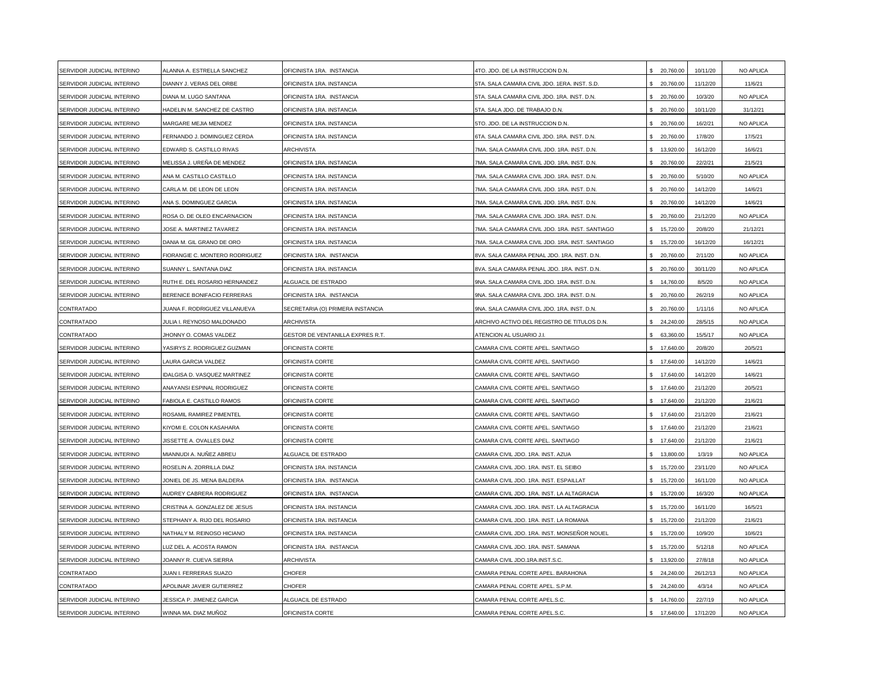| | | | | | | |
|---|---|---|---|---|---|---|
| SERVIDOR JUDICIAL INTERINO | ALANNA A. ESTRELLA SANCHEZ | OFICINISTA 1RA. INSTANCIA | 4TO. JDO. DE LA INSTRUCCION D.N. | $ 20,760.00 | 10/11/20 | NO APLICA |
| SERVIDOR JUDICIAL INTERINO | DIANNY J. VERAS DEL ORBE | OFICINISTA 1RA. INSTANCIA | 5TA. SALA CAMARA CIVIL JDO. 1ERA. INST. S.D. | $ 20,760.00 | 11/12/20 | 11/6/21 |
| SERVIDOR JUDICIAL INTERINO | DIANA M. LUGO SANTANA | OFICINISTA 1RA. INSTANCIA | 5TA. SALA CAMARA CIVIL JDO. 1RA. INST. D.N. | $ 20,760.00 | 10/3/20 | NO APLICA |
| SERVIDOR JUDICIAL INTERINO | HADELIN M. SANCHEZ DE CASTRO | OFICINISTA 1RA. INSTANCIA | 5TA. SALA JDO. DE TRABAJO D.N. | $ 20,760.00 | 10/11/20 | 31/12/21 |
| SERVIDOR JUDICIAL INTERINO | MARGARE MEJIA MENDEZ | OFICINISTA 1RA. INSTANCIA | 5TO. JDO. DE LA INSTRUCCION D.N. | $ 20,760.00 | 16/2/21 | NO APLICA |
| SERVIDOR JUDICIAL INTERINO | FERNANDO J. DOMINGUEZ CERDA | OFICINISTA 1RA. INSTANCIA | 6TA. SALA CAMARA CIVIL JDO. 1RA. INST. D.N. | $ 20,760.00 | 17/8/20 | 17/5/21 |
| SERVIDOR JUDICIAL INTERINO | EDWARD S. CASTILLO RIVAS | ARCHIVISTA | 7MA. SALA CAMARA CIVIL JDO. 1RA. INST. D.N. | $ 13,920.00 | 16/12/20 | 16/6/21 |
| SERVIDOR JUDICIAL INTERINO | MELISSA J. UREÑA DE MENDEZ | OFICINISTA 1RA. INSTANCIA | 7MA. SALA CAMARA CIVIL JDO. 1RA. INST. D.N. | $ 20,760.00 | 22/2/21 | 21/5/21 |
| SERVIDOR JUDICIAL INTERINO | ANA M. CASTILLO CASTILLO | OFICINISTA 1RA. INSTANCIA | 7MA. SALA CAMARA CIVIL JDO. 1RA. INST. D.N. | $ 20,760.00 | 5/10/20 | NO APLICA |
| SERVIDOR JUDICIAL INTERINO | CARLA M. DE LEON DE LEON | OFICINISTA 1RA. INSTANCIA | 7MA. SALA CAMARA CIVIL JDO. 1RA. INST. D.N. | $ 20,760.00 | 14/12/20 | 14/6/21 |
| SERVIDOR JUDICIAL INTERINO | ANA S. DOMINGUEZ GARCIA | OFICINISTA 1RA. INSTANCIA | 7MA. SALA CAMARA CIVIL JDO. 1RA. INST. D.N. | $ 20,760.00 | 14/12/20 | 14/6/21 |
| SERVIDOR JUDICIAL INTERINO | ROSA O. DE OLEO ENCARNACION | OFICINISTA 1RA. INSTANCIA | 7MA. SALA CAMARA CIVIL JDO. 1RA. INST. D.N. | $ 20,760.00 | 21/12/20 | NO APLICA |
| SERVIDOR JUDICIAL INTERINO | JOSE A. MARTINEZ TAVAREZ | OFICINISTA 1RA. INSTANCIA | 7MA. SALA CAMARA CIVIL JDO. 1RA. INST. SANTIAGO | $ 15,720.00 | 20/8/20 | 21/12/21 |
| SERVIDOR JUDICIAL INTERINO | DANIA M. GIL GRANO DE ORO | OFICINISTA 1RA. INSTANCIA | 7MA. SALA CAMARA CIVIL JDO. 1RA. INST. SANTIAGO | $ 15,720.00 | 16/12/20 | 16/12/21 |
| SERVIDOR JUDICIAL INTERINO | FIORANGIE C. MONTERO RODRIGUEZ | OFICINISTA 1RA. INSTANCIA | 8VA. SALA CAMARA PENAL JDO. 1RA. INST. D.N. | $ 20,760.00 | 2/11/20 | NO APLICA |
| SERVIDOR JUDICIAL INTERINO | SUANNY L. SANTANA DIAZ | OFICINISTA 1RA. INSTANCIA | 8VA. SALA CAMARA PENAL JDO. 1RA. INST. D.N. | $ 20,760.00 | 30/11/20 | NO APLICA |
| SERVIDOR JUDICIAL INTERINO | RUTH E. DEL ROSARIO HERNANDEZ | ALGUACIL DE ESTRADO | 9NA. SALA CAMARA CIVIL JDO. 1RA. INST. D.N. | $ 14,760.00 | 8/5/20 | NO APLICA |
| SERVIDOR JUDICIAL INTERINO | BERENICE BONIFACIO FERRERAS | OFICINISTA 1RA. INSTANCIA | 9NA. SALA CAMARA CIVIL JDO. 1RA. INST. D.N. | $ 20,760.00 | 26/2/19 | NO APLICA |
| CONTRATADO | JUANA F. RODRIGUEZ VILLANUEVA | SECRETARIA (O) PRIMERA INSTANCIA | 9NA. SALA CAMARA CIVIL JDO. 1RA. INST. D.N. | $ 20,760.00 | 1/11/16 | NO APLICA |
| CONTRATADO | JULIA I. REYNOSO MALDONADO | ARCHIVISTA | ARCHIVO ACTIVO DEL REGISTRO DE TITULOS D.N. | $ 24,240.00 | 28/5/15 | NO APLICA |
| CONTRATADO | JHONNY O. COMAS VALDEZ | GESTOR DE VENTANILLA EXPRES R.T. | ATENCION AL USUARIO J.I. | $ 63,360.00 | 15/5/17 | NO APLICA |
| SERVIDOR JUDICIAL INTERINO | YASIRYS Z. RODRIGUEZ GUZMAN | OFICINISTA CORTE | CAMARA CIVIL CORTE APEL. SANTIAGO | $ 17,640.00 | 20/8/20 | 20/5/21 |
| SERVIDOR JUDICIAL INTERINO | LAURA GARCIA VALDEZ | OFICINISTA CORTE | CAMARA CIVIL CORTE APEL. SANTIAGO | $ 17,640.00 | 14/12/20 | 14/6/21 |
| SERVIDOR JUDICIAL INTERINO | IDALGISA D. VASQUEZ MARTINEZ | OFICINISTA CORTE | CAMARA CIVIL CORTE APEL. SANTIAGO | $ 17,640.00 | 14/12/20 | 14/6/21 |
| SERVIDOR JUDICIAL INTERINO | ANAYANSI ESPINAL RODRIGUEZ | OFICINISTA CORTE | CAMARA CIVIL CORTE APEL. SANTIAGO | $ 17,640.00 | 21/12/20 | 20/5/21 |
| SERVIDOR JUDICIAL INTERINO | FABIOLA E. CASTILLO RAMOS | OFICINISTA CORTE | CAMARA CIVIL CORTE APEL. SANTIAGO | $ 17,640.00 | 21/12/20 | 21/6/21 |
| SERVIDOR JUDICIAL INTERINO | ROSAMIL RAMIREZ PIMENTEL | OFICINISTA CORTE | CAMARA CIVIL CORTE APEL. SANTIAGO | $ 17,640.00 | 21/12/20 | 21/6/21 |
| SERVIDOR JUDICIAL INTERINO | KIYOMI E. COLON KASAHARA | OFICINISTA CORTE | CAMARA CIVIL CORTE APEL. SANTIAGO | $ 17,640.00 | 21/12/20 | 21/6/21 |
| SERVIDOR JUDICIAL INTERINO | JISSETTE A. OVALLES DIAZ | OFICINISTA CORTE | CAMARA CIVIL CORTE APEL. SANTIAGO | $ 17,640.00 | 21/12/20 | 21/6/21 |
| SERVIDOR JUDICIAL INTERINO | MIANNUDI A. NUÑEZ ABREU | ALGUACIL DE ESTRADO | CAMARA CIVIL JDO. 1RA. INST. AZUA | $ 13,800.00 | 1/3/19 | NO APLICA |
| SERVIDOR JUDICIAL INTERINO | ROSELIN A. ZORRILLA DIAZ | OFICINISTA 1RA. INSTANCIA | CAMARA CIVIL JDO. 1RA. INST. EL SEIBO | $ 15,720.00 | 23/11/20 | NO APLICA |
| SERVIDOR JUDICIAL INTERINO | JONIEL DE JS. MENA BALDERA | OFICINISTA 1RA. INSTANCIA | CAMARA CIVIL JDO. 1RA. INST. ESPAILLAT | $ 15,720.00 | 16/11/20 | NO APLICA |
| SERVIDOR JUDICIAL INTERINO | AUDREY CABRERA RODRIGUEZ | OFICINISTA 1RA. INSTANCIA | CAMARA CIVIL JDO. 1RA. INST. LA ALTAGRACIA | $ 15,720.00 | 16/3/20 | NO APLICA |
| SERVIDOR JUDICIAL INTERINO | CRISTINA A. GONZALEZ DE JESUS | OFICINISTA 1RA. INSTANCIA | CAMARA CIVIL JDO. 1RA. INST. LA ALTAGRACIA | $ 15,720.00 | 16/11/20 | 16/5/21 |
| SERVIDOR JUDICIAL INTERINO | STEPHANY A. RIJO DEL ROSARIO | OFICINISTA 1RA. INSTANCIA | CAMARA CIVIL JDO. 1RA. INST. LA ROMANA | $ 15,720.00 | 21/12/20 | 21/6/21 |
| SERVIDOR JUDICIAL INTERINO | NATHALY M. REINOSO HICIANO | OFICINISTA 1RA. INSTANCIA | CAMARA CIVIL JDO. 1RA. INST. MONSEÑOR NOUEL | $ 15,720.00 | 10/9/20 | 10/6/21 |
| SERVIDOR JUDICIAL INTERINO | LUZ DEL A. ACOSTA RAMON | OFICINISTA 1RA. INSTANCIA | CAMARA CIVIL JDO. 1RA. INST. SAMANA | $ 15,720.00 | 5/12/18 | NO APLICA |
| SERVIDOR JUDICIAL INTERINO | JOANNY R. CUEVA SIERRA | ARCHIVISTA | CAMARA CIVIL JDO.1RA.INST.S.C. | $ 13,920.00 | 27/8/18 | NO APLICA |
| CONTRATADO | JUAN I. FERRERAS SUAZO | CHOFER | CAMARA PENAL CORTE APEL. BARAHONA | $ 24,240.00 | 26/12/13 | NO APLICA |
| CONTRATADO | APOLINAR JAVIER GUTIERREZ | CHOFER | CAMARA PENAL CORTE APEL. S.P.M. | $ 24,240.00 | 4/3/14 | NO APLICA |
| SERVIDOR JUDICIAL INTERINO | JESSICA P. JIMENEZ GARCIA | ALGUACIL DE ESTRADO | CAMARA PENAL CORTE APEL.S.C. | $ 14,760.00 | 22/7/19 | NO APLICA |
| SERVIDOR JUDICIAL INTERINO | WINNA MA. DIAZ MUÑOZ | OFICINISTA CORTE | CAMARA PENAL CORTE APEL.S.C. | $ 17,640.00 | 17/12/20 | NO APLICA |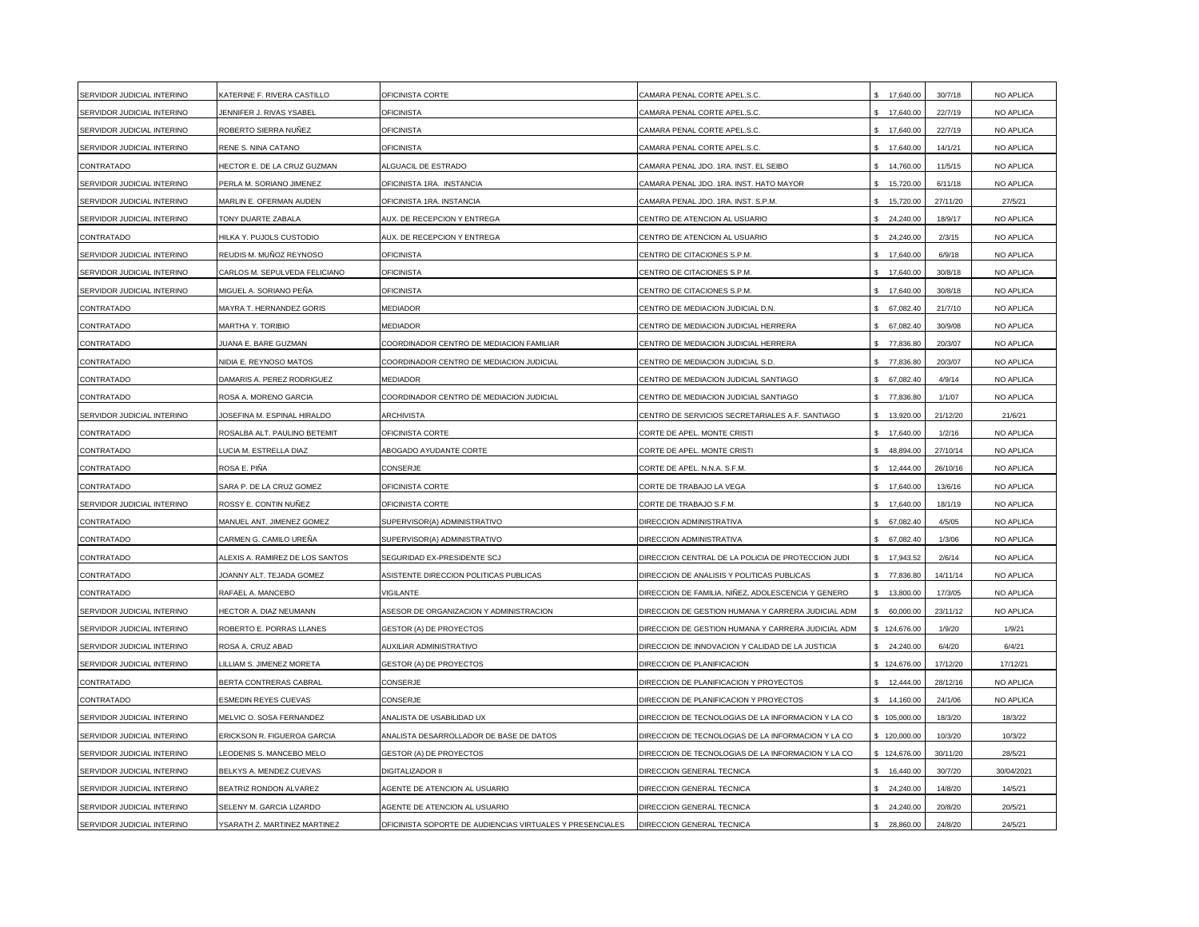| | | | | | | |
|---|---|---|---|---|---|---|
| SERVIDOR JUDICIAL INTERINO | KATERINE F. RIVERA CASTILLO | OFICINISTA CORTE | CAMARA PENAL CORTE APEL.S.C. | $ 17,640.00 | 30/7/18 | NO APLICA |
| SERVIDOR JUDICIAL INTERINO | JENNIFER J. RIVAS YSABEL | OFICINISTA | CAMARA PENAL CORTE APEL.S.C. | $ 17,640.00 | 22/7/19 | NO APLICA |
| SERVIDOR JUDICIAL INTERINO | ROBERTO SIERRA NUÑEZ | OFICINISTA | CAMARA PENAL CORTE APEL.S.C. | $ 17,640.00 | 22/7/19 | NO APLICA |
| SERVIDOR JUDICIAL INTERINO | RENE S. NINA CATANO | OFICINISTA | CAMARA PENAL CORTE APEL.S.C. | $ 17,640.00 | 14/1/21 | NO APLICA |
| CONTRATADO | HECTOR E. DE LA CRUZ GUZMAN | ALGUACIL DE ESTRADO | CAMARA PENAL JDO. 1RA. INST. EL SEIBO | $ 14,760.00 | 11/5/15 | NO APLICA |
| SERVIDOR JUDICIAL INTERINO | PERLA M. SORIANO JIMENEZ | OFICINISTA 1RA. INSTANCIA | CAMARA PENAL JDO. 1RA. INST. HATO MAYOR | $ 15,720.00 | 6/11/18 | NO APLICA |
| SERVIDOR JUDICIAL INTERINO | MARLIN E. OFERMAN AUDEN | OFICINISTA 1RA. INSTANCIA | CAMARA PENAL JDO. 1RA. INST. S.P.M. | $ 15,720.00 | 27/11/20 | 27/5/21 |
| SERVIDOR JUDICIAL INTERINO | TONY DUARTE ZABALA | AUX. DE RECEPCION Y ENTREGA | CENTRO DE ATENCION AL USUARIO | $ 24,240.00 | 18/9/17 | NO APLICA |
| CONTRATADO | HILKA Y. PUJOLS CUSTODIO | AUX. DE RECEPCION Y ENTREGA | CENTRO DE ATENCION AL USUARIO | $ 24,240.00 | 2/3/15 | NO APLICA |
| SERVIDOR JUDICIAL INTERINO | REUDIS M. MUÑOZ REYNOSO | OFICINISTA | CENTRO DE CITACIONES S.P.M. | $ 17,640.00 | 6/9/18 | NO APLICA |
| SERVIDOR JUDICIAL INTERINO | CARLOS M. SEPULVEDA FELICIANO | OFICINISTA | CENTRO DE CITACIONES S.P.M. | $ 17,640.00 | 30/8/18 | NO APLICA |
| SERVIDOR JUDICIAL INTERINO | MIGUEL A. SORIANO PEÑA | OFICINISTA | CENTRO DE CITACIONES S.P.M. | $ 17,640.00 | 30/8/18 | NO APLICA |
| CONTRATADO | MAYRA T. HERNANDEZ GORIS | MEDIADOR | CENTRO DE MEDIACION JUDICIAL D.N. | $ 67,082.40 | 21/7/10 | NO APLICA |
| CONTRATADO | MARTHA Y. TORIBIO | MEDIADOR | CENTRO DE MEDIACION JUDICIAL HERRERA | $ 67,082.40 | 30/9/08 | NO APLICA |
| CONTRATADO | JUANA E. BARE GUZMAN | COORDINADOR CENTRO DE MEDIACION FAMILIAR | CENTRO DE MEDIACION JUDICIAL HERRERA | $ 77,836.80 | 20/3/07 | NO APLICA |
| CONTRATADO | NIDIA E. REYNOSO MATOS | COORDINADOR CENTRO DE MEDIACION JUDICIAL | CENTRO DE MEDIACION JUDICIAL S.D. | $ 77,836.80 | 20/3/07 | NO APLICA |
| CONTRATADO | DAMARIS A. PEREZ RODRIGUEZ | MEDIADOR | CENTRO DE MEDIACION JUDICIAL SANTIAGO | $ 67,082.40 | 4/9/14 | NO APLICA |
| CONTRATADO | ROSA A. MORENO GARCIA | COORDINADOR CENTRO DE MEDIACION JUDICIAL | CENTRO DE MEDIACION JUDICIAL SANTIAGO | $ 77,836.80 | 1/1/07 | NO APLICA |
| SERVIDOR JUDICIAL INTERINO | JOSEFINA M. ESPINAL HIRALDO | ARCHIVISTA | CENTRO DE SERVICIOS SECRETARIALES A.F. SANTIAGO | $ 13,920.00 | 21/12/20 | 21/6/21 |
| CONTRATADO | ROSALBA ALT. PAULINO BETEMIT | OFICINISTA CORTE | CORTE DE APEL. MONTE CRISTI | $ 17,640.00 | 1/2/16 | NO APLICA |
| CONTRATADO | LUCIA M. ESTRELLA DIAZ | ABOGADO AYUDANTE CORTE | CORTE DE APEL. MONTE CRISTI | $ 48,894.00 | 27/10/14 | NO APLICA |
| CONTRATADO | ROSA E. PIÑA | CONSERJE | CORTE DE APEL. N.N.A. S.F.M. | $ 12,444.00 | 26/10/16 | NO APLICA |
| CONTRATADO | SARA P. DE LA CRUZ GOMEZ | OFICINISTA CORTE | CORTE DE TRABAJO LA VEGA | $ 17,640.00 | 13/6/16 | NO APLICA |
| SERVIDOR JUDICIAL INTERINO | ROSSY E. CONTIN NUÑEZ | OFICINISTA CORTE | CORTE DE TRABAJO S.F.M. | $ 17,640.00 | 18/1/19 | NO APLICA |
| CONTRATADO | MANUEL ANT. JIMENEZ GOMEZ | SUPERVISOR(A) ADMINISTRATIVO | DIRECCION ADMINISTRATIVA | $ 67,082.40 | 4/5/05 | NO APLICA |
| CONTRATADO | CARMEN G. CAMILO UREÑA | SUPERVISOR(A) ADMINISTRATIVO | DIRECCION ADMINISTRATIVA | $ 67,082.40 | 1/3/06 | NO APLICA |
| CONTRATADO | ALEXIS A. RAMIREZ DE LOS SANTOS | SEGURIDAD EX-PRESIDENTE SCJ | DIRECCION CENTRAL DE LA POLICIA DE PROTECCION JUDI | $ 17,943.52 | 2/6/14 | NO APLICA |
| CONTRATADO | JOANNY ALT. TEJADA GOMEZ | ASISTENTE DIRECCION POLITICAS PUBLICAS | DIRECCION DE ANALISIS Y POLITICAS PUBLICAS | $ 77,836.80 | 14/11/14 | NO APLICA |
| CONTRATADO | RAFAEL A. MANCEBO | VIGILANTE | DIRECCION DE FAMILIA, NIÑEZ, ADOLESCENCIA Y GENERO | $ 13,800.00 | 17/3/05 | NO APLICA |
| SERVIDOR JUDICIAL INTERINO | HECTOR A. DIAZ NEUMANN | ASESOR DE ORGANIZACION Y ADMINISTRACION | DIRECCION DE GESTION HUMANA Y CARRERA JUDICIAL ADM | $ 60,000.00 | 23/11/12 | NO APLICA |
| SERVIDOR JUDICIAL INTERINO | ROBERTO E. PORRAS LLANES | GESTOR (A) DE PROYECTOS | DIRECCION DE GESTION HUMANA Y CARRERA JUDICIAL ADM | $ 124,676.00 | 1/9/20 | 1/9/21 |
| SERVIDOR JUDICIAL INTERINO | ROSA A. CRUZ ABAD | AUXILIAR ADMINISTRATIVO | DIRECCION DE INNOVACION Y CALIDAD DE LA JUSTICIA | $ 24,240.00 | 6/4/20 | 6/4/21 |
| SERVIDOR JUDICIAL INTERINO | LILLIAM S. JIMENEZ MORETA | GESTOR (A) DE PROYECTOS | DIRECCION DE PLANIFICACION | $ 124,676.00 | 17/12/20 | 17/12/21 |
| CONTRATADO | BERTA CONTRERAS CABRAL | CONSERJE | DIRECCION DE PLANIFICACION Y PROYECTOS | $ 12,444.00 | 28/12/16 | NO APLICA |
| CONTRATADO | ESMEDIN REYES CUEVAS | CONSERJE | DIRECCION DE PLANIFICACION Y PROYECTOS | $ 14,160.00 | 24/1/06 | NO APLICA |
| SERVIDOR JUDICIAL INTERINO | MELVIC O. SOSA FERNANDEZ | ANALISTA DE USABILIDAD UX | DIRECCION DE TECNOLOGIAS DE LA INFORMACION Y LA CO | $ 105,000.00 | 18/3/20 | 18/3/22 |
| SERVIDOR JUDICIAL INTERINO | ERICKSON R. FIGUEROA GARCIA | ANALISTA DESARROLLADOR DE BASE DE DATOS | DIRECCION DE TECNOLOGIAS DE LA INFORMACION Y LA CO | $ 120,000.00 | 10/3/20 | 10/3/22 |
| SERVIDOR JUDICIAL INTERINO | LEODENIS S. MANCEBO MELO | GESTOR (A) DE PROYECTOS | DIRECCION DE TECNOLOGIAS DE LA INFORMACION Y LA CO | $ 124,676.00 | 30/11/20 | 28/5/21 |
| SERVIDOR JUDICIAL INTERINO | BELKYS A. MENDEZ CUEVAS | DIGITALIZADOR II | DIRECCION GENERAL TECNICA | $ 16,440.00 | 30/7/20 | 30/04/2021 |
| SERVIDOR JUDICIAL INTERINO | BEATRIZ RONDON ALVAREZ | AGENTE DE ATENCION AL USUARIO | DIRECCION GENERAL TECNICA | $ 24,240.00 | 14/8/20 | 14/5/21 |
| SERVIDOR JUDICIAL INTERINO | SELENY M. GARCIA LIZARDO | AGENTE DE ATENCION AL USUARIO | DIRECCION GENERAL TECNICA | $ 24,240.00 | 20/8/20 | 20/5/21 |
| SERVIDOR JUDICIAL INTERINO | YSARATH Z. MARTINEZ MARTINEZ | OFICINISTA SOPORTE DE AUDIENCIAS VIRTUALES Y PRESENCIALES | DIRECCION GENERAL TECNICA | $ 28,860.00 | 24/8/20 | 24/5/21 |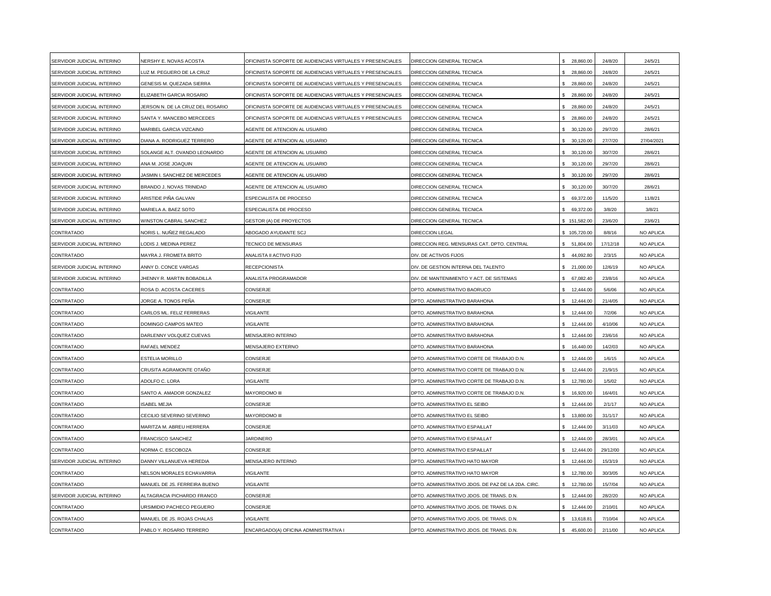| SERVIDOR JUDICIAL INTERINO | NERSHY E. NOVAS ACOSTA | OFICINISTA SOPORTE DE AUDIENCIAS VIRTUALES Y PRESENCIALES | DIRECCION GENERAL TECNICA | $ 28,860.00 | 24/8/20 | 24/5/21 |
|---|---|---|---|---|---|---|
| SERVIDOR JUDICIAL INTERINO | LUZ M. PEGUERO DE LA CRUZ | OFICINISTA SOPORTE DE AUDIENCIAS VIRTUALES Y PRESENCIALES | DIRECCION GENERAL TECNICA | $ 28,860.00 | 24/8/20 | 24/5/21 |
| SERVIDOR JUDICIAL INTERINO | GENESIS M. QUEZADA SIERRA | OFICINISTA SOPORTE DE AUDIENCIAS VIRTUALES Y PRESENCIALES | DIRECCION GENERAL TECNICA | $ 28,860.00 | 24/8/20 | 24/5/21 |
| SERVIDOR JUDICIAL INTERINO | ELIZABETH GARCIA ROSARIO | OFICINISTA SOPORTE DE AUDIENCIAS VIRTUALES Y PRESENCIALES | DIRECCION GENERAL TECNICA | $ 28,860.00 | 24/8/20 | 24/5/21 |
| SERVIDOR JUDICIAL INTERINO | JERSON N. DE LA CRUZ DEL ROSARIO | OFICINISTA SOPORTE DE AUDIENCIAS VIRTUALES Y PRESENCIALES | DIRECCION GENERAL TECNICA | $ 28,860.00 | 24/8/20 | 24/5/21 |
| SERVIDOR JUDICIAL INTERINO | SANTA Y. MANCEBO MERCEDES | OFICINISTA SOPORTE DE AUDIENCIAS VIRTUALES Y PRESENCIALES | DIRECCION GENERAL TECNICA | $ 28,860.00 | 24/8/20 | 24/5/21 |
| SERVIDOR JUDICIAL INTERINO | MARIBEL GARCIA VIZCAINO | AGENTE DE ATENCION AL USUARIO | DIRECCION GENERAL TECNICA | $ 30,120.00 | 29/7/20 | 28/6/21 |
| SERVIDOR JUDICIAL INTERINO | DIANA A. RODRIGUEZ TERRERO | AGENTE DE ATENCION AL USUARIO | DIRECCION GENERAL TECNICA | $ 30,120.00 | 27/7/20 | 27/04/2021 |
| SERVIDOR JUDICIAL INTERINO | SOLANGE ALT. OVANDO LEONARDO | AGENTE DE ATENCION AL USUARIO | DIRECCION GENERAL TECNICA | $ 30,120.00 | 30/7/20 | 28/6/21 |
| SERVIDOR JUDICIAL INTERINO | ANA M. JOSE JOAQUIN | AGENTE DE ATENCION AL USUARIO | DIRECCION GENERAL TECNICA | $ 30,120.00 | 29/7/20 | 28/6/21 |
| SERVIDOR JUDICIAL INTERINO | JASMIN I. SANCHEZ DE MERCEDES | AGENTE DE ATENCION AL USUARIO | DIRECCION GENERAL TECNICA | $ 30,120.00 | 29/7/20 | 28/6/21 |
| SERVIDOR JUDICIAL INTERINO | BRANDO J. NOVAS TRINIDAD | AGENTE DE ATENCION AL USUARIO | DIRECCION GENERAL TECNICA | $ 30,120.00 | 30/7/20 | 28/6/21 |
| SERVIDOR JUDICIAL INTERINO | ARISTIDE PIÑA GALVAN | ESPECIALISTA DE PROCESO | DIRECCION GENERAL TECNICA | $ 69,372.00 | 11/5/20 | 11/8/21 |
| SERVIDOR JUDICIAL INTERINO | MARIELA A. BAEZ SOTO | ESPECIALISTA DE PROCESO | DIRECCION GENERAL TECNICA | $ 69,372.00 | 3/8/20 | 3/8/21 |
| SERVIDOR JUDICIAL INTERINO | WINSTON CABRAL SANCHEZ | GESTOR (A) DE PROYECTOS | DIRECCION GENERAL TECNICA | $ 151,582.00 | 23/6/20 | 23/6/21 |
| CONTRATADO | NORIS L. NUÑEZ REGALADO | ABOGADO AYUDANTE SCJ | DIRECCION LEGAL | $ 105,720.00 | 8/8/16 | NO APLICA |
| SERVIDOR JUDICIAL INTERINO | LODIS J. MEDINA PEREZ | TECNICO DE MENSURAS | DIRECCION REG. MENSURAS CAT. DPTO. CENTRAL | $ 51,804.00 | 17/12/18 | NO APLICA |
| CONTRATADO | MAYRA J. FROMETA BRITO | ANALISTA II ACTIVO FIJO | DIV. DE ACTIVOS FIJOS | $ 44,092.80 | 2/3/15 | NO APLICA |
| SERVIDOR JUDICIAL INTERINO | ANNY D. CONCE VARGAS | RECEPCIONISTA | DIV. DE GESTION INTERNA DEL TALENTO | $ 21,000.00 | 12/6/19 | NO APLICA |
| SERVIDOR JUDICIAL INTERINO | JHENNY R. MARTIN BOBADILLA | ANALISTA PROGRAMADOR | DIV. DE MANTENIMIENTO Y ACT. DE SISTEMAS | $ 67,082.40 | 23/8/16 | NO APLICA |
| CONTRATADO | ROSA D. ACOSTA CACERES | CONSERJE | DPTO. ADMINISTRATIVO BAORUCO | $ 12,444.00 | 5/6/06 | NO APLICA |
| CONTRATADO | JORGE A. TONOS PEÑA | CONSERJE | DPTO. ADMINISTRATIVO BARAHONA | $ 12,444.00 | 21/4/05 | NO APLICA |
| CONTRATADO | CARLOS ML. FELIZ FERRERAS | VIGILANTE | DPTO. ADMINISTRATIVO BARAHONA | $ 12,444.00 | 7/2/06 | NO APLICA |
| CONTRATADO | DOMINGO CAMPOS MATEO | VIGILANTE | DPTO. ADMINISTRATIVO BARAHONA | $ 12,444.00 | 4/10/06 | NO APLICA |
| CONTRATADO | DARLENNY VOLQUEZ CUEVAS | MENSAJERO INTERNO | DPTO. ADMINISTRATIVO BARAHONA | $ 12,444.00 | 23/6/16 | NO APLICA |
| CONTRATADO | RAFAEL MENDEZ | MENSAJERO EXTERNO | DPTO. ADMINISTRATIVO BARAHONA | $ 16,440.00 | 14/2/03 | NO APLICA |
| CONTRATADO | ESTELIA MORILLO | CONSERJE | DPTO. ADMINISTRATIVO CORTE DE TRABAJO D.N. | $ 12,444.00 | 1/6/15 | NO APLICA |
| CONTRATADO | CRUSITA AGRAMONTE OTAÑO | CONSERJE | DPTO. ADMINISTRATIVO CORTE DE TRABAJO D.N. | $ 12,444.00 | 21/9/15 | NO APLICA |
| CONTRATADO | ADOLFO C. LORA | VIGILANTE | DPTO. ADMINISTRATIVO CORTE DE TRABAJO D.N. | $ 12,780.00 | 1/5/02 | NO APLICA |
| CONTRATADO | SANTO A. AMADOR GONZALEZ | MAYORDOMO III | DPTO. ADMINISTRATIVO CORTE DE TRABAJO D.N. | $ 16,920.00 | 16/4/01 | NO APLICA |
| CONTRATADO | ISABEL MEJIA | CONSERJE | DPTO. ADMINISTRATIVO EL SEIBO | $ 12,444.00 | 2/1/17 | NO APLICA |
| CONTRATADO | CECILIO SEVERINO SEVERINO | MAYORDOMO III | DPTO. ADMINISTRATIVO EL SEIBO | $ 13,800.00 | 31/1/17 | NO APLICA |
| CONTRATADO | MARITZA M. ABREU HERRERA | CONSERJE | DPTO. ADMINISTRATIVO ESPAILLAT | $ 12,444.00 | 3/11/03 | NO APLICA |
| CONTRATADO | FRANCISCO SANCHEZ | JARDINERO | DPTO. ADMINISTRATIVO ESPAILLAT | $ 12,444.00 | 28/3/01 | NO APLICA |
| CONTRATADO | NORMA C. ESCOBOZA | CONSERJE | DPTO. ADMINISTRATIVO ESPAILLAT | $ 12,444.00 | 29/12/00 | NO APLICA |
| SERVIDOR JUDICIAL INTERINO | DANNY VILLANUEVA HEREDIA | MENSAJERO INTERNO | DPTO. ADMINISTRATIVO HATO MAYOR | $ 12,444.00 | 15/3/19 | NO APLICA |
| CONTRATADO | NELSON MORALES ECHAVARRIA | VIGILANTE | DPTO. ADMINISTRATIVO HATO MAYOR | $ 12,780.00 | 30/3/05 | NO APLICA |
| CONTRATADO | MANUEL DE JS. FERREIRA BUENO | VIGILANTE | DPTO. ADMINISTRATIVO JDOS. DE PAZ DE LA 2DA. CIRC. | $ 12,780.00 | 15/7/04 | NO APLICA |
| SERVIDOR JUDICIAL INTERINO | ALTAGRACIA PICHARDO FRANCO | CONSERJE | DPTO. ADMINISTRATIVO JDOS. DE TRANS. D.N. | $ 12,444.00 | 28/2/20 | NO APLICA |
| CONTRATADO | URSIMIDIO PACHECO PEGUERO | CONSERJE | DPTO. ADMINISTRATIVO JDOS. DE TRANS. D.N. | $ 12,444.00 | 2/10/01 | NO APLICA |
| CONTRATADO | MANUEL DE JS. ROJAS CHALAS | VIGILANTE | DPTO. ADMINISTRATIVO JDOS. DE TRANS. D.N. | $ 13,618.81 | 7/10/04 | NO APLICA |
| CONTRATADO | PABLO Y. ROSARIO TERRERO | ENCARGADO(A) OFICINA ADMINISTRATIVA I | DPTO. ADMINISTRATIVO JDOS. DE TRANS. D.N. | $ 45,600.00 | 2/11/00 | NO APLICA |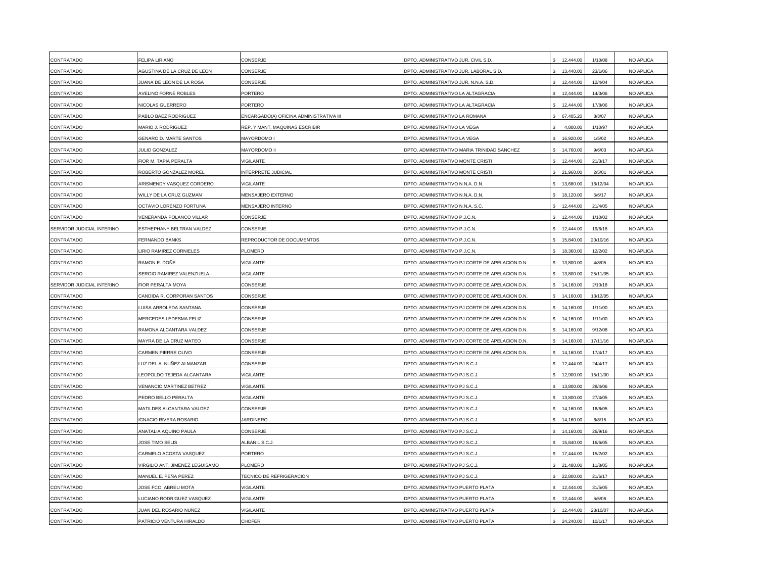| | | | | | | |
|---|---|---|---|---|---|---|
| CONTRATADO | FELIPA LIRIANO | CONSERJE | DPTO. ADMINISTRATIVO JUR. CIVIL S.D. | $ 12,444.00 | 1/10/08 | NO APLICA |
| CONTRATADO | AGUSTINA DE LA CRUZ DE LEON | CONSERJE | DPTO. ADMINISTRATIVO JUR. LABORAL S.D. | $ 13,440.00 | 23/1/06 | NO APLICA |
| CONTRATADO | JUANA DE LEON DE LA ROSA | CONSERJE | DPTO. ADMINISTRATIVO JUR. N.N.A. S.D. | $ 12,444.00 | 12/4/04 | NO APLICA |
| CONTRATADO | AVELINO FORNE ROBLES | PORTERO | DPTO. ADMINISTRATIVO LA ALTAGRACIA | $ 12,444.00 | 14/3/06 | NO APLICA |
| CONTRATADO | NICOLAS GUERRERO | PORTERO | DPTO. ADMINISTRATIVO LA ALTAGRACIA | $ 12,444.00 | 17/8/06 | NO APLICA |
| CONTRATADO | PABLO BAEZ RODRIGUEZ | ENCARGADO(A) OFICINA ADMINISTRATIVA III | DPTO. ADMINISTRATIVO LA ROMANA | $ 67,405.20 | 8/3/07 | NO APLICA |
| CONTRATADO | MARIO J. RODRIGUEZ | REP. Y MANT. MAQUINAS ESCRIBIR | DPTO. ADMINISTRATIVO LA VEGA | $ 4,800.00 | 1/10/97 | NO APLICA |
| CONTRATADO | GENARO D. MARTE SANTOS | MAYORDOMO I | DPTO. ADMINISTRATIVO LA VEGA | $ 16,920.00 | 1/5/02 | NO APLICA |
| CONTRATADO | JULIO GONZALEZ | MAYORDOMO II | DPTO. ADMINISTRATIVO MARIA TRINIDAD SANCHEZ | $ 14,760.00 | 9/6/03 | NO APLICA |
| CONTRATADO | FIOR M. TAPIA PERALTA | VIGILANTE | DPTO. ADMINISTRATIVO MONTE CRISTI | $ 12,444.00 | 21/3/17 | NO APLICA |
| CONTRATADO | ROBERTO GONZALEZ MOREL | INTERPRETE JUDICIAL | DPTO. ADMINISTRATIVO MONTE CRISTI | $ 21,960.00 | 2/5/01 | NO APLICA |
| CONTRATADO | ARISMENDY VASQUEZ CORDERO | VIGILANTE | DPTO. ADMINISTRATIVO N.N.A. D.N. | $ 13,680.00 | 16/12/04 | NO APLICA |
| CONTRATADO | WILLY DE LA CRUZ GUZMAN | MENSAJERO EXTERNO | DPTO. ADMINISTRATIVO N.N.A. D.N. | $ 18,120.00 | 5/6/17 | NO APLICA |
| CONTRATADO | OCTAVIO LORENZO FORTUNA | MENSAJERO INTERNO | DPTO. ADMINISTRATIVO N.N.A. S.C. | $ 12,444.00 | 21/4/05 | NO APLICA |
| CONTRATADO | VENERANDA POLANCO VILLAR | CONSERJE | DPTO. ADMINISTRATIVO P.J.C.N. | $ 12,444.00 | 1/10/02 | NO APLICA |
| SERVIDOR JUDICIAL INTERINO | ESTHEPHANY BELTRAN VALDEZ | CONSERJE | DPTO. ADMINISTRATIVO P.J.C.N. | $ 12,444.00 | 19/6/18 | NO APLICA |
| CONTRATADO | FERNANDO BANKS | REPRODUCTOR DE DOCUMENTOS | DPTO. ADMINISTRATIVO P.J.C.N. | $ 15,840.00 | 20/10/16 | NO APLICA |
| CONTRATADO | LIRIO RAMIREZ CORNIELES | PLOMERO | DPTO. ADMINISTRATIVO P.J.C.N. | $ 18,360.00 | 12/2/02 | NO APLICA |
| CONTRATADO | RAMON E. DOÑE | VIGILANTE | DPTO. ADMINISTRATIVO PJ CORTE DE APELACION D.N. | $ 13,800.00 | 4/8/05 | NO APLICA |
| CONTRATADO | SERGIO RAMIREZ VALENZUELA | VIGILANTE | DPTO. ADMINISTRATIVO PJ CORTE DE APELACION D.N. | $ 13,800.00 | 25/11/05 | NO APLICA |
| SERVIDOR JUDICIAL INTERINO | FIOR PERALTA MOYA | CONSERJE | DPTO. ADMINISTRATIVO PJ CORTE DE APELACION D.N. | $ 14,160.00 | 2/10/18 | NO APLICA |
| CONTRATADO | CANDIDA R. CORPORAN SANTOS | CONSERJE | DPTO. ADMINISTRATIVO PJ CORTE DE APELACION D.N. | $ 14,160.00 | 13/12/05 | NO APLICA |
| CONTRATADO | LUISA ARBOLEDA SANTANA | CONSERJE | DPTO. ADMINISTRATIVO PJ CORTE DE APELACION D.N. | $ 14,160.00 | 1/11/00 | NO APLICA |
| CONTRATADO | MERCEDES LEDESMA FELIZ | CONSERJE | DPTO. ADMINISTRATIVO PJ CORTE DE APELACION D.N. | $ 14,160.00 | 1/11/00 | NO APLICA |
| CONTRATADO | RAMONA ALCANTARA VALDEZ | CONSERJE | DPTO. ADMINISTRATIVO PJ CORTE DE APELACION D.N. | $ 14,160.00 | 9/12/08 | NO APLICA |
| CONTRATADO | MAYRA DE LA CRUZ MATEO | CONSERJE | DPTO. ADMINISTRATIVO PJ CORTE DE APELACION D.N. | $ 14,160.00 | 17/11/16 | NO APLICA |
| CONTRATADO | CARMEN PIERRE OLIVO | CONSERJE | DPTO. ADMINISTRATIVO PJ CORTE DE APELACION D.N. | $ 14,160.00 | 17/4/17 | NO APLICA |
| CONTRATADO | LUZ DEL A. NUÑEZ ALMANZAR | CONSERJE | DPTO. ADMINISTRATIVO PJ S.C.J. | $ 12,444.00 | 24/4/17 | NO APLICA |
| CONTRATADO | LEOPOLDO TEJEDA ALCANTARA | VIGILANTE | DPTO. ADMINISTRATIVO PJ S.C.J. | $ 12,900.00 | 15/11/00 | NO APLICA |
| CONTRATADO | VENANCIO MARTINEZ BETREZ | VIGILANTE | DPTO. ADMINISTRATIVO PJ S.C.J. | $ 13,800.00 | 28/4/06 | NO APLICA |
| CONTRATADO | PEDRO BELLO PERALTA | VIGILANTE | DPTO. ADMINISTRATIVO PJ S.C.J. | $ 13,800.00 | 27/4/05 | NO APLICA |
| CONTRATADO | MATILDES ALCANTARA VALDEZ | CONSERJE | DPTO. ADMINISTRATIVO PJ S.C.J. | $ 14,160.00 | 16/6/05 | NO APLICA |
| CONTRATADO | IGNACIO RIVERA ROSARIO | JARDINERO | DPTO. ADMINISTRATIVO PJ S.C.J. | $ 14,160.00 | 6/8/15 | NO APLICA |
| CONTRATADO | ANATALIA AQUINO PAULA | CONSERJE | DPTO. ADMINISTRATIVO PJ S.C.J. | $ 14,160.00 | 26/9/16 | NO APLICA |
| CONTRATADO | JOSE TIMO SELIS | ALBANIL S.C.J. | DPTO. ADMINISTRATIVO PJ S.C.J. | $ 15,840.00 | 16/6/05 | NO APLICA |
| CONTRATADO | CARMELO ACOSTA VASQUEZ | PORTERO | DPTO. ADMINISTRATIVO PJ S.C.J. | $ 17,444.00 | 15/2/02 | NO APLICA |
| CONTRATADO | VIRGILIO ANT. JIMENEZ LEGUISAMO | PLOMERO | DPTO. ADMINISTRATIVO PJ S.C.J. | $ 21,480.00 | 11/8/05 | NO APLICA |
| CONTRATADO | MANUEL E. PEÑA PEREZ | TECNICO DE REFRIGERACION | DPTO. ADMINISTRATIVO PJ S.C.J. | $ 22,800.00 | 21/6/17 | NO APLICA |
| CONTRATADO | JOSE FCO. ABREU MOTA | VIGILANTE | DPTO. ADMINISTRATIVO PUERTO PLATA | $ 12,444.00 | 31/5/05 | NO APLICA |
| CONTRATADO | LUCIANO RODRIGUEZ VASQUEZ | VIGILANTE | DPTO. ADMINISTRATIVO PUERTO PLATA | $ 12,444.00 | 5/5/06 | NO APLICA |
| CONTRATADO | JUAN DEL ROSARIO NUÑEZ | VIGILANTE | DPTO. ADMINISTRATIVO PUERTO PLATA | $ 12,444.00 | 23/10/07 | NO APLICA |
| CONTRATADO | PATRICIO VENTURA HIRALDO | CHOFER | DPTO. ADMINISTRATIVO PUERTO PLATA | $ 24,240.00 | 10/1/17 | NO APLICA |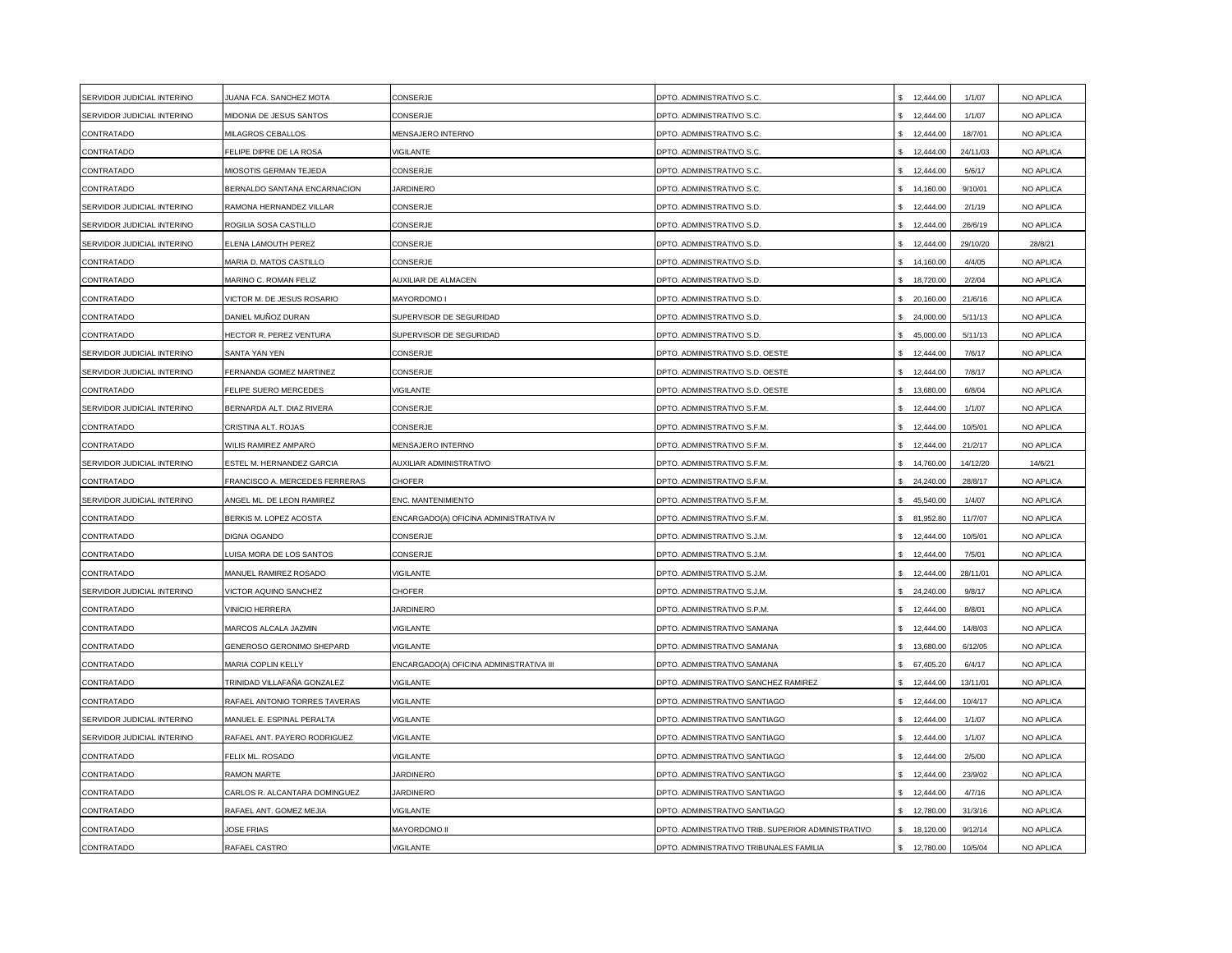| | | | | | | |
|---|---|---|---|---|---|---|
| SERVIDOR JUDICIAL INTERINO | JUANA FCA. SANCHEZ MOTA | CONSERJE | DPTO. ADMINISTRATIVO S.C. | $ 12,444.00 | 1/1/07 | NO APLICA |
| SERVIDOR JUDICIAL INTERINO | MIDONIA DE JESUS SANTOS | CONSERJE | DPTO. ADMINISTRATIVO S.C. | $ 12,444.00 | 1/1/07 | NO APLICA |
| CONTRATADO | MILAGROS CEBALLOS | MENSAJERO INTERNO | DPTO. ADMINISTRATIVO S.C. | $ 12,444.00 | 18/7/01 | NO APLICA |
| CONTRATADO | FELIPE DIPRE DE LA ROSA | VIGILANTE | DPTO. ADMINISTRATIVO S.C. | $ 12,444.00 | 24/11/03 | NO APLICA |
| CONTRATADO | MIOSOTIS GERMAN TEJEDA | CONSERJE | DPTO. ADMINISTRATIVO S.C. | $ 12,444.00 | 5/6/17 | NO APLICA |
| CONTRATADO | BERNALDO SANTANA ENCARNACION | JARDINERO | DPTO. ADMINISTRATIVO S.C. | $ 14,160.00 | 9/10/01 | NO APLICA |
| SERVIDOR JUDICIAL INTERINO | RAMONA HERNANDEZ VILLAR | CONSERJE | DPTO. ADMINISTRATIVO S.D. | $ 12,444.00 | 2/1/19 | NO APLICA |
| SERVIDOR JUDICIAL INTERINO | ROGILIA SOSA CASTILLO | CONSERJE | DPTO. ADMINISTRATIVO S.D. | $ 12,444.00 | 26/6/19 | NO APLICA |
| SERVIDOR JUDICIAL INTERINO | ELENA LAMOUTH PEREZ | CONSERJE | DPTO. ADMINISTRATIVO S.D. | $ 12,444.00 | 29/10/20 | 28/8/21 |
| CONTRATADO | MARIA D. MATOS CASTILLO | CONSERJE | DPTO. ADMINISTRATIVO S.D. | $ 14,160.00 | 4/4/05 | NO APLICA |
| CONTRATADO | MARINO C. ROMAN FELIZ | AUXILIAR DE ALMACEN | DPTO. ADMINISTRATIVO S.D. | $ 18,720.00 | 2/2/04 | NO APLICA |
| CONTRATADO | VICTOR M. DE JESUS ROSARIO | MAYORDOMO I | DPTO. ADMINISTRATIVO S.D. | $ 20,160.00 | 21/6/16 | NO APLICA |
| CONTRATADO | DANIEL MUÑOZ DURAN | SUPERVISOR DE SEGURIDAD | DPTO. ADMINISTRATIVO S.D. | $ 24,000.00 | 5/11/13 | NO APLICA |
| CONTRATADO | HECTOR R. PEREZ VENTURA | SUPERVISOR DE SEGURIDAD | DPTO. ADMINISTRATIVO S.D. | $ 45,000.00 | 5/11/13 | NO APLICA |
| SERVIDOR JUDICIAL INTERINO | SANTA YAN YEN | CONSERJE | DPTO. ADMINISTRATIVO S.D. OESTE | $ 12,444.00 | 7/6/17 | NO APLICA |
| SERVIDOR JUDICIAL INTERINO | FERNANDA GOMEZ MARTINEZ | CONSERJE | DPTO. ADMINISTRATIVO S.D. OESTE | $ 12,444.00 | 7/8/17 | NO APLICA |
| CONTRATADO | FELIPE SUERO MERCEDES | VIGILANTE | DPTO. ADMINISTRATIVO S.D. OESTE | $ 13,680.00 | 6/8/04 | NO APLICA |
| SERVIDOR JUDICIAL INTERINO | BERNARDA ALT. DIAZ RIVERA | CONSERJE | DPTO. ADMINISTRATIVO S.F.M. | $ 12,444.00 | 1/1/07 | NO APLICA |
| CONTRATADO | CRISTINA ALT. ROJAS | CONSERJE | DPTO. ADMINISTRATIVO S.F.M. | $ 12,444.00 | 10/5/01 | NO APLICA |
| CONTRATADO | WILIS RAMIREZ AMPARO | MENSAJERO INTERNO | DPTO. ADMINISTRATIVO S.F.M. | $ 12,444.00 | 21/2/17 | NO APLICA |
| SERVIDOR JUDICIAL INTERINO | ESTEL M. HERNANDEZ GARCIA | AUXILIAR ADMINISTRATIVO | DPTO. ADMINISTRATIVO S.F.M. | $ 14,760.00 | 14/12/20 | 14/6/21 |
| CONTRATADO | FRANCISCO A. MERCEDES FERRERAS | CHOFER | DPTO. ADMINISTRATIVO S.F.M. | $ 24,240.00 | 28/8/17 | NO APLICA |
| SERVIDOR JUDICIAL INTERINO | ANGEL ML. DE LEON RAMIREZ | ENC. MANTENIMIENTO | DPTO. ADMINISTRATIVO S.F.M. | $ 45,540.00 | 1/4/07 | NO APLICA |
| CONTRATADO | BERKIS M. LOPEZ ACOSTA | ENCARGADO(A) OFICINA ADMINISTRATIVA IV | DPTO. ADMINISTRATIVO S.F.M. | $ 81,952.80 | 11/7/07 | NO APLICA |
| CONTRATADO | DIGNA OGANDO | CONSERJE | DPTO. ADMINISTRATIVO S.J.M. | $ 12,444.00 | 10/5/01 | NO APLICA |
| CONTRATADO | LUISA MORA DE LOS SANTOS | CONSERJE | DPTO. ADMINISTRATIVO S.J.M. | $ 12,444.00 | 7/5/01 | NO APLICA |
| CONTRATADO | MANUEL RAMIREZ ROSADO | VIGILANTE | DPTO. ADMINISTRATIVO S.J.M. | $ 12,444.00 | 28/11/01 | NO APLICA |
| SERVIDOR JUDICIAL INTERINO | VICTOR AQUINO SANCHEZ | CHOFER | DPTO. ADMINISTRATIVO S.J.M. | $ 24,240.00 | 9/8/17 | NO APLICA |
| CONTRATADO | VINICIO HERRERA | JARDINERO | DPTO. ADMINISTRATIVO S.P.M. | $ 12,444.00 | 8/8/01 | NO APLICA |
| CONTRATADO | MARCOS ALCALA JAZMIN | VIGILANTE | DPTO. ADMINISTRATIVO SAMANA | $ 12,444.00 | 14/8/03 | NO APLICA |
| CONTRATADO | GENEROSO GERONIMO SHEPARD | VIGILANTE | DPTO. ADMINISTRATIVO SAMANA | $ 13,680.00 | 6/12/05 | NO APLICA |
| CONTRATADO | MARIA COPLIN KELLY | ENCARGADO(A) OFICINA ADMINISTRATIVA III | DPTO. ADMINISTRATIVO SAMANA | $ 67,405.20 | 6/4/17 | NO APLICA |
| CONTRATADO | TRINIDAD VILLAFAÑA GONZALEZ | VIGILANTE | DPTO. ADMINISTRATIVO SANCHEZ RAMIREZ | $ 12,444.00 | 13/11/01 | NO APLICA |
| CONTRATADO | RAFAEL ANTONIO TORRES TAVERAS | VIGILANTE | DPTO. ADMINISTRATIVO SANTIAGO | $ 12,444.00 | 10/4/17 | NO APLICA |
| SERVIDOR JUDICIAL INTERINO | MANUEL E. ESPINAL PERALTA | VIGILANTE | DPTO. ADMINISTRATIVO SANTIAGO | $ 12,444.00 | 1/1/07 | NO APLICA |
| SERVIDOR JUDICIAL INTERINO | RAFAEL ANT. PAYERO RODRIGUEZ | VIGILANTE | DPTO. ADMINISTRATIVO SANTIAGO | $ 12,444.00 | 1/1/07 | NO APLICA |
| CONTRATADO | FELIX ML. ROSADO | VIGILANTE | DPTO. ADMINISTRATIVO SANTIAGO | $ 12,444.00 | 2/5/00 | NO APLICA |
| CONTRATADO | RAMON MARTE | JARDINERO | DPTO. ADMINISTRATIVO SANTIAGO | $ 12,444.00 | 23/9/02 | NO APLICA |
| CONTRATADO | CARLOS R. ALCANTARA DOMINGUEZ | JARDINERO | DPTO. ADMINISTRATIVO SANTIAGO | $ 12,444.00 | 4/7/16 | NO APLICA |
| CONTRATADO | RAFAEL ANT. GOMEZ MEJIA | VIGILANTE | DPTO. ADMINISTRATIVO SANTIAGO | $ 12,780.00 | 31/3/16 | NO APLICA |
| CONTRATADO | JOSE FRIAS | MAYORDOMO II | DPTO. ADMINISTRATIVO TRIB. SUPERIOR ADMINISTRATIVO | $ 18,120.00 | 9/12/14 | NO APLICA |
| CONTRATADO | RAFAEL CASTRO | VIGILANTE | DPTO. ADMINISTRATIVO TRIBUNALES FAMILIA | $ 12,780.00 | 10/5/04 | NO APLICA |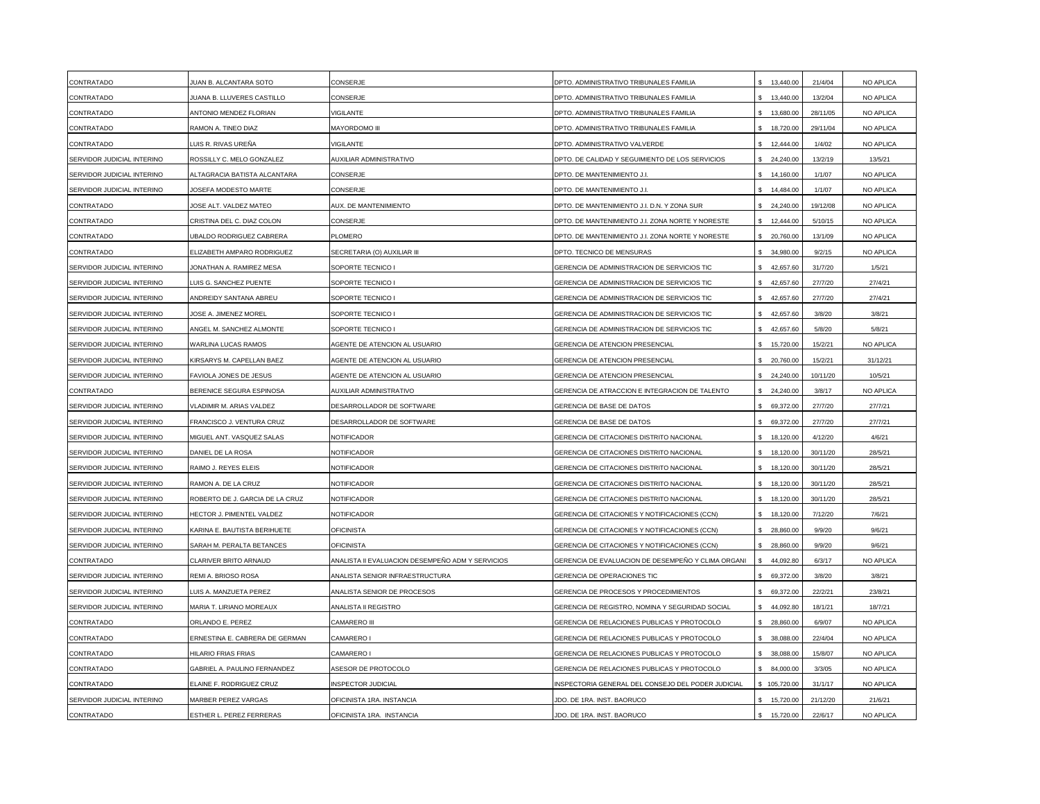| CONTRATADO | JUAN B. ALCANTARA SOTO | CONSERJE | DPTO. ADMINISTRATIVO TRIBUNALES FAMILIA | $ 13,440.00 | 21/4/04 | NO APLICA |
|---|---|---|---|---|---|---|
| CONTRATADO | JUANA B. LLUVERES CASTILLO | CONSERJE | DPTO. ADMINISTRATIVO TRIBUNALES FAMILIA | $ 13,440.00 | 13/2/04 | NO APLICA |
| CONTRATADO | ANTONIO MENDEZ FLORIAN | VIGILANTE | DPTO. ADMINISTRATIVO TRIBUNALES FAMILIA | $ 13,680.00 | 28/11/05 | NO APLICA |
| CONTRATADO | RAMON A. TINEO DIAZ | MAYORDOMO III | DPTO. ADMINISTRATIVO TRIBUNALES FAMILIA | $ 18,720.00 | 29/11/04 | NO APLICA |
| CONTRATADO | LUIS R. RIVAS UREÑA | VIGILANTE | DPTO. ADMINISTRATIVO VALVERDE | $ 12,444.00 | 1/4/02 | NO APLICA |
| SERVIDOR JUDICIAL INTERINO | ROSSILLY C. MELO GONZALEZ | AUXILIAR ADMINISTRATIVO | DPTO. DE CALIDAD Y SEGUIMIENTO DE LOS SERVICIOS | $ 24,240.00 | 13/2/19 | 13/5/21 |
| SERVIDOR JUDICIAL INTERINO | ALTAGRACIA BATISTA ALCANTARA | CONSERJE | DPTO. DE MANTENIMIENTO J.I. | $ 14,160.00 | 1/1/07 | NO APLICA |
| SERVIDOR JUDICIAL INTERINO | JOSEFA MODESTO MARTE | CONSERJE | DPTO. DE MANTENIMIENTO J.I. | $ 14,484.00 | 1/1/07 | NO APLICA |
| CONTRATADO | JOSE ALT. VALDEZ MATEO | AUX. DE MANTENIMIENTO | DPTO. DE MANTENIMIENTO J.I. D.N. Y ZONA SUR | $ 24,240.00 | 19/12/08 | NO APLICA |
| CONTRATADO | CRISTINA DEL C. DIAZ COLON | CONSERJE | DPTO. DE MANTENIMIENTO J.I. ZONA NORTE Y NORESTE | $ 12,444.00 | 5/10/15 | NO APLICA |
| CONTRATADO | UBALDO RODRIGUEZ CABRERA | PLOMERO | DPTO. DE MANTENIMIENTO J.I. ZONA NORTE Y NORESTE | $ 20,760.00 | 13/1/09 | NO APLICA |
| CONTRATADO | ELIZABETH AMPARO RODRIGUEZ | SECRETARIA (O) AUXILIAR III | DPTO. TECNICO DE MENSURAS | $ 34,980.00 | 9/2/15 | NO APLICA |
| SERVIDOR JUDICIAL INTERINO | JONATHAN A. RAMIREZ MESA | SOPORTE TECNICO I | GERENCIA DE ADMINISTRACION DE SERVICIOS TIC | $ 42,657.60 | 31/7/20 | 1/5/21 |
| SERVIDOR JUDICIAL INTERINO | LUIS G. SANCHEZ PUENTE | SOPORTE TECNICO I | GERENCIA DE ADMINISTRACION DE SERVICIOS TIC | $ 42,657.60 | 27/7/20 | 27/4/21 |
| SERVIDOR JUDICIAL INTERINO | ANDREIDY SANTANA ABREU | SOPORTE TECNICO I | GERENCIA DE ADMINISTRACION DE SERVICIOS TIC | $ 42,657.60 | 27/7/20 | 27/4/21 |
| SERVIDOR JUDICIAL INTERINO | JOSE A. JIMENEZ MOREL | SOPORTE TECNICO I | GERENCIA DE ADMINISTRACION DE SERVICIOS TIC | $ 42,657.60 | 3/8/20 | 3/8/21 |
| SERVIDOR JUDICIAL INTERINO | ANGEL M. SANCHEZ ALMONTE | SOPORTE TECNICO I | GERENCIA DE ADMINISTRACION DE SERVICIOS TIC | $ 42,657.60 | 5/8/20 | 5/8/21 |
| SERVIDOR JUDICIAL INTERINO | WARLINA LUCAS RAMOS | AGENTE DE ATENCION AL USUARIO | GERENCIA DE ATENCION PRESENCIAL | $ 15,720.00 | 15/2/21 | NO APLICA |
| SERVIDOR JUDICIAL INTERINO | KIRSARYS M. CAPELLAN BAEZ | AGENTE DE ATENCION AL USUARIO | GERENCIA DE ATENCION PRESENCIAL | $ 20,760.00 | 15/2/21 | 31/12/21 |
| SERVIDOR JUDICIAL INTERINO | FAVIOLA JONES DE JESUS | AGENTE DE ATENCION AL USUARIO | GERENCIA DE ATENCION PRESENCIAL | $ 24,240.00 | 10/11/20 | 10/5/21 |
| CONTRATADO | BERENICE SEGURA ESPINOSA | AUXILIAR ADMINISTRATIVO | GERENCIA DE ATRACCION E INTEGRACION DE TALENTO | $ 24,240.00 | 3/8/17 | NO APLICA |
| SERVIDOR JUDICIAL INTERINO | VLADIMIR M. ARIAS VALDEZ | DESARROLLADOR DE SOFTWARE | GERENCIA DE BASE DE DATOS | $ 69,372.00 | 27/7/20 | 27/7/21 |
| SERVIDOR JUDICIAL INTERINO | FRANCISCO J. VENTURA CRUZ | DESARROLLADOR DE SOFTWARE | GERENCIA DE BASE DE DATOS | $ 69,372.00 | 27/7/20 | 27/7/21 |
| SERVIDOR JUDICIAL INTERINO | MIGUEL ANT. VASQUEZ SALAS | NOTIFICADOR | GERENCIA DE CITACIONES DISTRITO NACIONAL | $ 18,120.00 | 4/12/20 | 4/6/21 |
| SERVIDOR JUDICIAL INTERINO | DANIEL DE LA ROSA | NOTIFICADOR | GERENCIA DE CITACIONES DISTRITO NACIONAL | $ 18,120.00 | 30/11/20 | 28/5/21 |
| SERVIDOR JUDICIAL INTERINO | RAIMO J. REYES ELEIS | NOTIFICADOR | GERENCIA DE CITACIONES DISTRITO NACIONAL | $ 18,120.00 | 30/11/20 | 28/5/21 |
| SERVIDOR JUDICIAL INTERINO | RAMON A. DE LA CRUZ | NOTIFICADOR | GERENCIA DE CITACIONES DISTRITO NACIONAL | $ 18,120.00 | 30/11/20 | 28/5/21 |
| SERVIDOR JUDICIAL INTERINO | ROBERTO DE J. GARCIA DE LA CRUZ | NOTIFICADOR | GERENCIA DE CITACIONES DISTRITO NACIONAL | $ 18,120.00 | 30/11/20 | 28/5/21 |
| SERVIDOR JUDICIAL INTERINO | HECTOR J. PIMENTEL VALDEZ | NOTIFICADOR | GERENCIA DE CITACIONES Y NOTIFICACIONES (CCN) | $ 18,120.00 | 7/12/20 | 7/6/21 |
| SERVIDOR JUDICIAL INTERINO | KARINA E. BAUTISTA BERIHUETE | OFICINISTA | GERENCIA DE CITACIONES Y NOTIFICACIONES (CCN) | $ 28,860.00 | 9/9/20 | 9/6/21 |
| SERVIDOR JUDICIAL INTERINO | SARAH M. PERALTA BETANCES | OFICINISTA | GERENCIA DE CITACIONES Y NOTIFICACIONES (CCN) | $ 28,860.00 | 9/9/20 | 9/6/21 |
| CONTRATADO | CLARIVER BRITO ARNAUD | ANALISTA II EVALUACION DESEMPEÑO ADM Y SERVICIOS | GERENCIA DE EVALUACION DE DESEMPEÑO Y CLIMA ORGANI | $ 44,092.80 | 6/3/17 | NO APLICA |
| SERVIDOR JUDICIAL INTERINO | REMI A. BRIOSO ROSA | ANALISTA SENIOR INFRAESTRUCTURA | GERENCIA DE OPERACIONES TIC | $ 69,372.00 | 3/8/20 | 3/8/21 |
| SERVIDOR JUDICIAL INTERINO | LUIS A. MANZUETA PEREZ | ANALISTA SENIOR DE PROCESOS | GERENCIA DE PROCESOS Y PROCEDIMIENTOS | $ 69,372.00 | 22/2/21 | 23/8/21 |
| SERVIDOR JUDICIAL INTERINO | MARIA T. LIRIANO MOREAUX | ANALISTA II REGISTRO | GERENCIA DE REGISTRO, NOMINA Y SEGURIDAD SOCIAL | $ 44,092.80 | 18/1/21 | 18/7/21 |
| CONTRATADO | ORLANDO E. PEREZ | CAMARERO III | GERENCIA DE RELACIONES PUBLICAS Y PROTOCOLO | $ 28,860.00 | 6/9/07 | NO APLICA |
| CONTRATADO | ERNESTINA E. CABRERA DE GERMAN | CAMARERO I | GERENCIA DE RELACIONES PUBLICAS Y PROTOCOLO | $ 38,088.00 | 22/4/04 | NO APLICA |
| CONTRATADO | HILARIO FRIAS FRIAS | CAMARERO I | GERENCIA DE RELACIONES PUBLICAS Y PROTOCOLO | $ 38,088.00 | 15/8/07 | NO APLICA |
| CONTRATADO | GABRIEL A. PAULINO FERNANDEZ | ASESOR DE PROTOCOLO | GERENCIA DE RELACIONES PUBLICAS Y PROTOCOLO | $ 84,000.00 | 3/3/05 | NO APLICA |
| CONTRATADO | ELAINE F. RODRIGUEZ CRUZ | INSPECTOR JUDICIAL | INSPECTORIA GENERAL DEL CONSEJO DEL PODER JUDICIAL | $ 105,720.00 | 31/1/17 | NO APLICA |
| SERVIDOR JUDICIAL INTERINO | MARBER PEREZ VARGAS | OFICINISTA 1RA. INSTANCIA | JDO. DE 1RA. INST. BAORUCO | $ 15,720.00 | 21/12/20 | 21/6/21 |
| CONTRATADO | ESTHER L. PEREZ FERRERAS | OFICINISTA 1RA. INSTANCIA | JDO. DE 1RA. INST. BAORUCO | $ 15,720.00 | 22/6/17 | NO APLICA |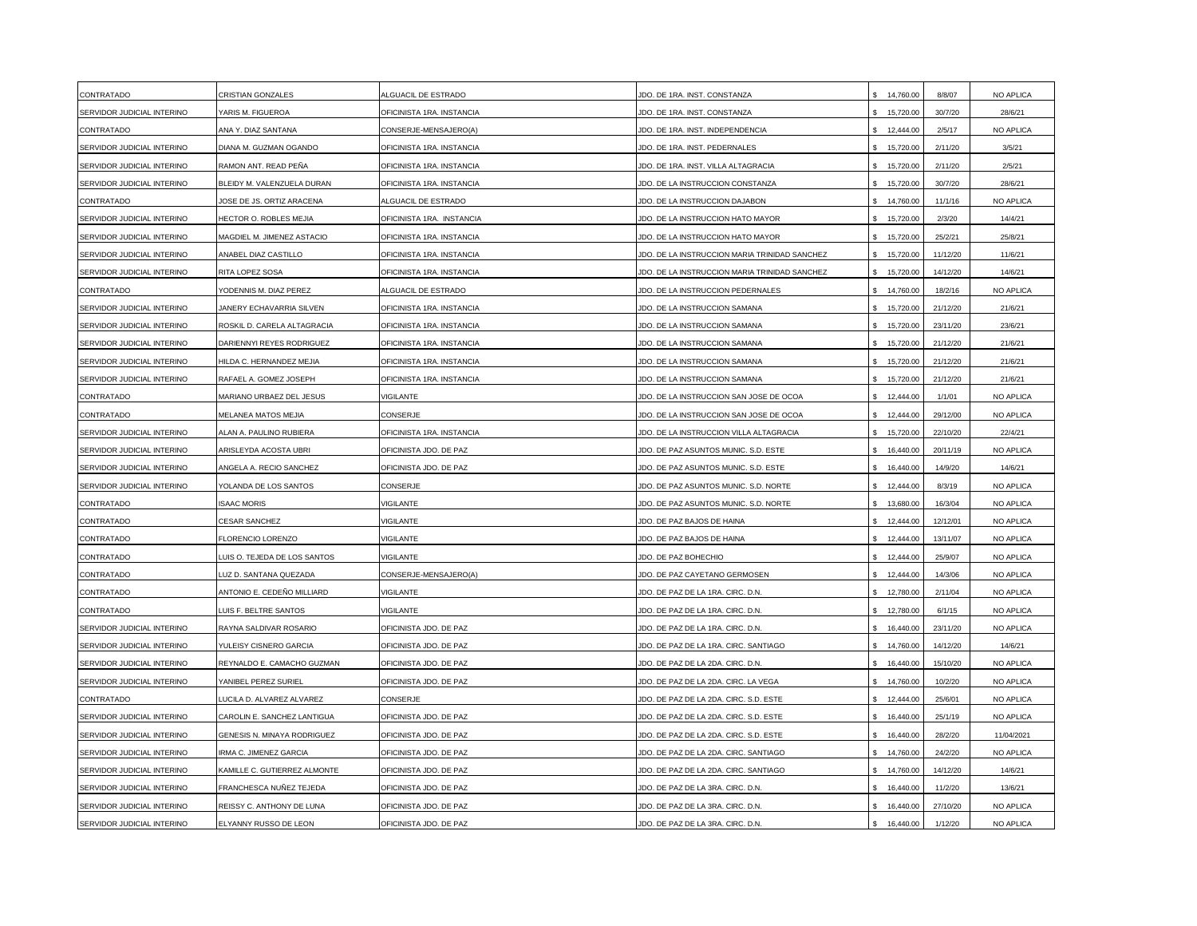| | | | | | | |
|---|---|---|---|---|---|---|
| CONTRATADO | CRISTIAN GONZALES | ALGUACIL DE ESTRADO | JDO. DE 1RA. INST. CONSTANZA | $ 14,760.00 | 8/8/07 | NO APLICA |
| SERVIDOR JUDICIAL INTERINO | YARIS M. FIGUEROA | OFICINISTA 1RA. INSTANCIA | JDO. DE 1RA. INST. CONSTANZA | $ 15,720.00 | 30/7/20 | 28/6/21 |
| CONTRATADO | ANA Y. DIAZ SANTANA | CONSERJE-MENSAJERO(A) | JDO. DE 1RA. INST. INDEPENDENCIA | $ 12,444.00 | 2/5/17 | NO APLICA |
| SERVIDOR JUDICIAL INTERINO | DIANA M. GUZMAN OGANDO | OFICINISTA 1RA. INSTANCIA | JDO. DE 1RA. INST. PEDERNALES | $ 15,720.00 | 2/11/20 | 3/5/21 |
| SERVIDOR JUDICIAL INTERINO | RAMON ANT. READ PEÑA | OFICINISTA 1RA. INSTANCIA | JDO. DE 1RA. INST. VILLA ALTAGRACIA | $ 15,720.00 | 2/11/20 | 2/5/21 |
| SERVIDOR JUDICIAL INTERINO | BLEIDY M. VALENZUELA DURAN | OFICINISTA 1RA. INSTANCIA | JDO. DE LA INSTRUCCION CONSTANZA | $ 15,720.00 | 30/7/20 | 28/6/21 |
| CONTRATADO | JOSE DE JS. ORTIZ ARACENA | ALGUACIL DE ESTRADO | JDO. DE LA INSTRUCCION DAJABON | $ 14,760.00 | 11/1/16 | NO APLICA |
| SERVIDOR JUDICIAL INTERINO | HECTOR O. ROBLES MEJIA | OFICINISTA 1RA. INSTANCIA | JDO. DE LA INSTRUCCION HATO MAYOR | $ 15,720.00 | 2/3/20 | 14/4/21 |
| SERVIDOR JUDICIAL INTERINO | MAGDIEL M. JIMENEZ ASTACIO | OFICINISTA 1RA. INSTANCIA | JDO. DE LA INSTRUCCION HATO MAYOR | $ 15,720.00 | 25/2/21 | 25/8/21 |
| SERVIDOR JUDICIAL INTERINO | ANABEL DIAZ CASTILLO | OFICINISTA 1RA. INSTANCIA | JDO. DE LA INSTRUCCION MARIA TRINIDAD SANCHEZ | $ 15,720.00 | 11/12/20 | 11/6/21 |
| SERVIDOR JUDICIAL INTERINO | RITA LOPEZ SOSA | OFICINISTA 1RA. INSTANCIA | JDO. DE LA INSTRUCCION MARIA TRINIDAD SANCHEZ | $ 15,720.00 | 14/12/20 | 14/6/21 |
| CONTRATADO | YODENNIS M. DIAZ PEREZ | ALGUACIL DE ESTRADO | JDO. DE LA INSTRUCCION PEDERNALES | $ 14,760.00 | 18/2/16 | NO APLICA |
| SERVIDOR JUDICIAL INTERINO | JANERY ECHAVARRIA SILVEN | OFICINISTA 1RA. INSTANCIA | JDO. DE LA INSTRUCCION SAMANA | $ 15,720.00 | 21/12/20 | 21/6/21 |
| SERVIDOR JUDICIAL INTERINO | ROSKIL D. CARELA ALTAGRACIA | OFICINISTA 1RA. INSTANCIA | JDO. DE LA INSTRUCCION SAMANA | $ 15,720.00 | 23/11/20 | 23/6/21 |
| SERVIDOR JUDICIAL INTERINO | DARIENNYI REYES RODRIGUEZ | OFICINISTA 1RA. INSTANCIA | JDO. DE LA INSTRUCCION SAMANA | $ 15,720.00 | 21/12/20 | 21/6/21 |
| SERVIDOR JUDICIAL INTERINO | HILDA C. HERNANDEZ MEJIA | OFICINISTA 1RA. INSTANCIA | JDO. DE LA INSTRUCCION SAMANA | $ 15,720.00 | 21/12/20 | 21/6/21 |
| SERVIDOR JUDICIAL INTERINO | RAFAEL A. GOMEZ JOSEPH | OFICINISTA 1RA. INSTANCIA | JDO. DE LA INSTRUCCION SAMANA | $ 15,720.00 | 21/12/20 | 21/6/21 |
| CONTRATADO | MARIANO URBAEZ DEL JESUS | VIGILANTE | JDO. DE LA INSTRUCCION SAN JOSE DE OCOA | $ 12,444.00 | 1/1/01 | NO APLICA |
| CONTRATADO | MELANEA MATOS MEJIA | CONSERJE | JDO. DE LA INSTRUCCION SAN JOSE DE OCOA | $ 12,444.00 | 29/12/00 | NO APLICA |
| SERVIDOR JUDICIAL INTERINO | ALAN A. PAULINO RUBIERA | OFICINISTA 1RA. INSTANCIA | JDO. DE LA INSTRUCCION VILLA ALTAGRACIA | $ 15,720.00 | 22/10/20 | 22/4/21 |
| SERVIDOR JUDICIAL INTERINO | ARISLEYDA ACOSTA UBRI | OFICINISTA JDO. DE PAZ | JDO. DE PAZ ASUNTOS MUNIC. S.D. ESTE | $ 16,440.00 | 20/11/19 | NO APLICA |
| SERVIDOR JUDICIAL INTERINO | ANGELA A. RECIO SANCHEZ | OFICINISTA JDO. DE PAZ | JDO. DE PAZ ASUNTOS MUNIC. S.D. ESTE | $ 16,440.00 | 14/9/20 | 14/6/21 |
| SERVIDOR JUDICIAL INTERINO | YOLANDA DE LOS SANTOS | CONSERJE | JDO. DE PAZ ASUNTOS MUNIC. S.D. NORTE | $ 12,444.00 | 8/3/19 | NO APLICA |
| CONTRATADO | ISAAC MORIS | VIGILANTE | JDO. DE PAZ ASUNTOS MUNIC. S.D. NORTE | $ 13,680.00 | 16/3/04 | NO APLICA |
| CONTRATADO | CESAR SANCHEZ | VIGILANTE | JDO. DE PAZ BAJOS DE HAINA | $ 12,444.00 | 12/12/01 | NO APLICA |
| CONTRATADO | FLORENCIO LORENZO | VIGILANTE | JDO. DE PAZ BAJOS DE HAINA | $ 12,444.00 | 13/11/07 | NO APLICA |
| CONTRATADO | LUIS O. TEJEDA DE LOS SANTOS | VIGILANTE | JDO. DE PAZ BOHECHIO | $ 12,444.00 | 25/9/07 | NO APLICA |
| CONTRATADO | LUZ D. SANTANA QUEZADA | CONSERJE-MENSAJERO(A) | JDO. DE PAZ CAYETANO GERMOSEN | $ 12,444.00 | 14/3/06 | NO APLICA |
| CONTRATADO | ANTONIO E. CEDEÑO MILLIARD | VIGILANTE | JDO. DE PAZ DE LA 1RA. CIRC. D.N. | $ 12,780.00 | 2/11/04 | NO APLICA |
| CONTRATADO | LUIS F. BELTRE SANTOS | VIGILANTE | JDO. DE PAZ DE LA 1RA. CIRC. D.N. | $ 12,780.00 | 6/1/15 | NO APLICA |
| SERVIDOR JUDICIAL INTERINO | RAYNA SALDIVAR ROSARIO | OFICINISTA JDO. DE PAZ | JDO. DE PAZ DE LA 1RA. CIRC. D.N. | $ 16,440.00 | 23/11/20 | NO APLICA |
| SERVIDOR JUDICIAL INTERINO | YULEISY CISNERO GARCIA | OFICINISTA JDO. DE PAZ | JDO. DE PAZ DE LA 1RA. CIRC. SANTIAGO | $ 14,760.00 | 14/12/20 | 14/6/21 |
| SERVIDOR JUDICIAL INTERINO | REYNALDO E. CAMACHO GUZMAN | OFICINISTA JDO. DE PAZ | JDO. DE PAZ DE LA 2DA. CIRC. D.N. | $ 16,440.00 | 15/10/20 | NO APLICA |
| SERVIDOR JUDICIAL INTERINO | YANIBEL PEREZ SURIEL | OFICINISTA JDO. DE PAZ | JDO. DE PAZ DE LA 2DA. CIRC. LA VEGA | $ 14,760.00 | 10/2/20 | NO APLICA |
| CONTRATADO | LUCILA D. ALVAREZ ALVAREZ | CONSERJE | JDO. DE PAZ DE LA 2DA. CIRC. S.D. ESTE | $ 12,444.00 | 25/6/01 | NO APLICA |
| SERVIDOR JUDICIAL INTERINO | CAROLIN E. SANCHEZ LANTIGUA | OFICINISTA JDO. DE PAZ | JDO. DE PAZ DE LA 2DA. CIRC. S.D. ESTE | $ 16,440.00 | 25/1/19 | NO APLICA |
| SERVIDOR JUDICIAL INTERINO | GENESIS N. MINAYA RODRIGUEZ | OFICINISTA JDO. DE PAZ | JDO. DE PAZ DE LA 2DA. CIRC. S.D. ESTE | $ 16,440.00 | 28/2/20 | 11/04/2021 |
| SERVIDOR JUDICIAL INTERINO | IRMA C. JIMENEZ GARCIA | OFICINISTA JDO. DE PAZ | JDO. DE PAZ DE LA 2DA. CIRC. SANTIAGO | $ 14,760.00 | 24/2/20 | NO APLICA |
| SERVIDOR JUDICIAL INTERINO | KAMILLE C. GUTIERREZ ALMONTE | OFICINISTA JDO. DE PAZ | JDO. DE PAZ DE LA 2DA. CIRC. SANTIAGO | $ 14,760.00 | 14/12/20 | 14/6/21 |
| SERVIDOR JUDICIAL INTERINO | FRANCHESCA NUÑEZ TEJEDA | OFICINISTA JDO. DE PAZ | JDO. DE PAZ DE LA 3RA. CIRC. D.N. | $ 16,440.00 | 11/2/20 | 13/6/21 |
| SERVIDOR JUDICIAL INTERINO | REISSY C. ANTHONY DE LUNA | OFICINISTA JDO. DE PAZ | JDO. DE PAZ DE LA 3RA. CIRC. D.N. | $ 16,440.00 | 27/10/20 | NO APLICA |
| SERVIDOR JUDICIAL INTERINO | ELYANNY RUSSO DE LEON | OFICINISTA JDO. DE PAZ | JDO. DE PAZ DE LA 3RA. CIRC. D.N. | $ 16,440.00 | 1/12/20 | NO APLICA |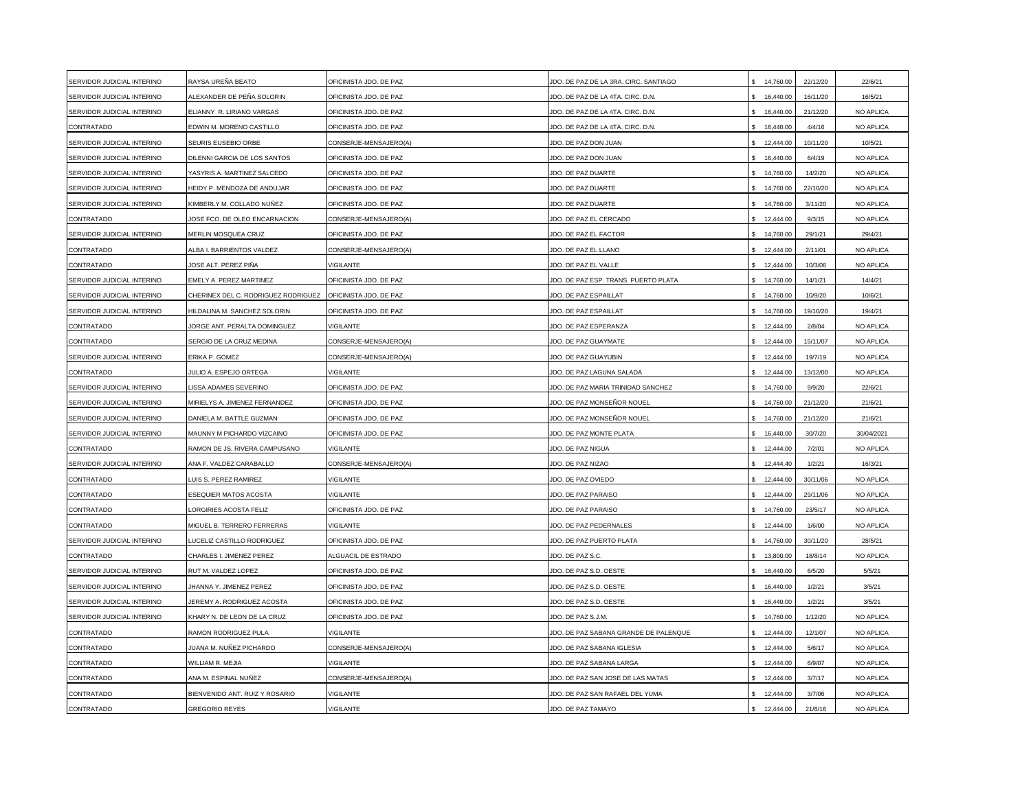| | | | | | | |
|---|---|---|---|---|---|---|
| SERVIDOR JUDICIAL INTERINO | RAYSA UREÑA BEATO | OFICINISTA JDO. DE PAZ | JDO. DE PAZ DE LA 3RA. CIRC. SANTIAGO | $ 14,760.00 | 22/12/20 | 22/6/21 |
| SERVIDOR JUDICIAL INTERINO | ALEXANDER DE PEÑA SOLORIN | OFICINISTA JDO. DE PAZ | JDO. DE PAZ DE LA 4TA. CIRC. D.N. | $ 16,440.00 | 16/11/20 | 16/5/21 |
| SERVIDOR JUDICIAL INTERINO | ELIANNY R. LIRIANO VARGAS | OFICINISTA JDO. DE PAZ | JDO. DE PAZ DE LA 4TA. CIRC. D.N. | $ 16,440.00 | 21/12/20 | NO APLICA |
| CONTRATADO | EDWIN M. MORENO CASTILLO | OFICINISTA JDO. DE PAZ | JDO. DE PAZ DE LA 4TA. CIRC. D.N. | $ 16,440.00 | 4/4/16 | NO APLICA |
| SERVIDOR JUDICIAL INTERINO | SEURIS EUSEBIO ORBE | CONSERJE-MENSAJERO(A) | JDO. DE PAZ DON JUAN | $ 12,444.00 | 10/11/20 | 10/5/21 |
| SERVIDOR JUDICIAL INTERINO | DILENNI GARCIA DE LOS SANTOS | OFICINISTA JDO. DE PAZ | JDO. DE PAZ DON JUAN | $ 16,440.00 | 6/4/19 | NO APLICA |
| SERVIDOR JUDICIAL INTERINO | YASYRIS A. MARTINEZ SALCEDO | OFICINISTA JDO. DE PAZ | JDO. DE PAZ DUARTE | $ 14,760.00 | 14/2/20 | NO APLICA |
| SERVIDOR JUDICIAL INTERINO | HEIDY P. MENDOZA DE ANDUJAR | OFICINISTA JDO. DE PAZ | JDO. DE PAZ DUARTE | $ 14,760.00 | 22/10/20 | NO APLICA |
| SERVIDOR JUDICIAL INTERINO | KIMBERLY M. COLLADO NUÑEZ | OFICINISTA JDO. DE PAZ | JDO. DE PAZ DUARTE | $ 14,760.00 | 3/11/20 | NO APLICA |
| CONTRATADO | JOSE FCO. DE OLEO ENCARNACION | CONSERJE-MENSAJERO(A) | JDO. DE PAZ EL CERCADO | $ 12,444.00 | 9/3/15 | NO APLICA |
| SERVIDOR JUDICIAL INTERINO | MERLIN MOSQUEA CRUZ | OFICINISTA JDO. DE PAZ | JDO. DE PAZ EL FACTOR | $ 14,760.00 | 29/1/21 | 29/4/21 |
| CONTRATADO | ALBA I. BARRIENTOS VALDEZ | CONSERJE-MENSAJERO(A) | JDO. DE PAZ EL LLANO | $ 12,444.00 | 2/11/01 | NO APLICA |
| CONTRATADO | JOSE ALT. PEREZ PIÑA | VIGILANTE | JDO. DE PAZ EL VALLE | $ 12,444.00 | 10/3/06 | NO APLICA |
| SERVIDOR JUDICIAL INTERINO | EMELY A. PEREZ MARTINEZ | OFICINISTA JDO. DE PAZ | JDO. DE PAZ ESP. TRANS. PUERTO PLATA | $ 14,760.00 | 14/1/21 | 14/4/21 |
| SERVIDOR JUDICIAL INTERINO | CHERINEX DEL C. RODRIGUEZ RODRIGUEZ | OFICINISTA JDO. DE PAZ | JDO. DE PAZ ESPAILLAT | $ 14,760.00 | 10/9/20 | 10/6/21 |
| SERVIDOR JUDICIAL INTERINO | HILDALINA M. SANCHEZ SOLORIN | OFICINISTA JDO. DE PAZ | JDO. DE PAZ ESPAILLAT | $ 14,760.00 | 19/10/20 | 19/4/21 |
| CONTRATADO | JORGE ANT. PERALTA DOMINGUEZ | VIGILANTE | JDO. DE PAZ ESPERANZA | $ 12,444.00 | 2/8/04 | NO APLICA |
| CONTRATADO | SERGIO DE LA CRUZ MEDINA | CONSERJE-MENSAJERO(A) | JDO. DE PAZ GUAYMATE | $ 12,444.00 | 15/11/07 | NO APLICA |
| SERVIDOR JUDICIAL INTERINO | ERIKA P. GOMEZ | CONSERJE-MENSAJERO(A) | JDO. DE PAZ GUAYUBIN | $ 12,444.00 | 19/7/19 | NO APLICA |
| CONTRATADO | JULIO A. ESPEJO ORTEGA | VIGILANTE | JDO. DE PAZ LAGUNA SALADA | $ 12,444.00 | 13/12/00 | NO APLICA |
| SERVIDOR JUDICIAL INTERINO | LISSA ADAMES SEVERINO | OFICINISTA JDO. DE PAZ | JDO. DE PAZ MARIA TRINIDAD SANCHEZ | $ 14,760.00 | 9/9/20 | 22/6/21 |
| SERVIDOR JUDICIAL INTERINO | MIRIELYS A. JIMENEZ FERNANDEZ | OFICINISTA JDO. DE PAZ | JDO. DE PAZ MONSEÑOR NOUEL | $ 14,760.00 | 21/12/20 | 21/6/21 |
| SERVIDOR JUDICIAL INTERINO | DANIELA M. BATTLE GUZMAN | OFICINISTA JDO. DE PAZ | JDO. DE PAZ MONSEÑOR NOUEL | $ 14,760.00 | 21/12/20 | 21/6/21 |
| SERVIDOR JUDICIAL INTERINO | MAUNNY M PICHARDO VIZCAINO | OFICINISTA JDO. DE PAZ | JDO. DE PAZ MONTE PLATA | $ 16,440.00 | 30/7/20 | 30/04/2021 |
| CONTRATADO | RAMON DE JS. RIVERA CAMPUSANO | VIGILANTE | JDO. DE PAZ NIGUA | $ 12,444.00 | 7/2/01 | NO APLICA |
| SERVIDOR JUDICIAL INTERINO | ANA F. VALDEZ CARABALLO | CONSERJE-MENSAJERO(A) | JDO. DE PAZ NIZAO | $ 12,444.40 | 1/2/21 | 16/3/21 |
| CONTRATADO | LUIS S. PEREZ RAMIREZ | VIGILANTE | JDO. DE PAZ OVIEDO | $ 12,444.00 | 30/11/06 | NO APLICA |
| CONTRATADO | ESEQUIER MATOS ACOSTA | VIGILANTE | JDO. DE PAZ PARAISO | $ 12,444.00 | 29/11/06 | NO APLICA |
| CONTRATADO | LORGIRIES ACOSTA FELIZ | OFICINISTA JDO. DE PAZ | JDO. DE PAZ PARAISO | $ 14,760.00 | 23/5/17 | NO APLICA |
| CONTRATADO | MIGUEL B. TERRERO FERRERAS | VIGILANTE | JDO. DE PAZ PEDERNALES | $ 12,444.00 | 1/6/00 | NO APLICA |
| SERVIDOR JUDICIAL INTERINO | LUCELIZ CASTILLO RODRIGUEZ | OFICINISTA JDO. DE PAZ | JDO. DE PAZ PUERTO PLATA | $ 14,760.00 | 30/11/20 | 28/5/21 |
| CONTRATADO | CHARLES I. JIMENEZ PEREZ | ALGUACIL DE ESTRADO | JDO. DE PAZ S.C. | $ 13,800.00 | 18/8/14 | NO APLICA |
| SERVIDOR JUDICIAL INTERINO | RUT M. VALDEZ LOPEZ | OFICINISTA JDO. DE PAZ | JDO. DE PAZ S.D. OESTE | $ 16,440.00 | 6/5/20 | 5/5/21 |
| SERVIDOR JUDICIAL INTERINO | JHANNA Y. JIMENEZ PEREZ | OFICINISTA JDO. DE PAZ | JDO. DE PAZ S.D. OESTE | $ 16,440.00 | 1/2/21 | 3/5/21 |
| SERVIDOR JUDICIAL INTERINO | JEREMY A. RODRIGUEZ ACOSTA | OFICINISTA JDO. DE PAZ | JDO. DE PAZ S.D. OESTE | $ 16,440.00 | 1/2/21 | 3/5/21 |
| SERVIDOR JUDICIAL INTERINO | KHARY N. DE LEON DE LA CRUZ | OFICINISTA JDO. DE PAZ | JDO. DE PAZ S.J.M. | $ 14,760.00 | 1/12/20 | NO APLICA |
| CONTRATADO | RAMON RODRIGUEZ PULA | VIGILANTE | JDO. DE PAZ SABANA GRANDE DE PALENQUE | $ 12,444.00 | 12/1/07 | NO APLICA |
| CONTRATADO | JUANA M. NUÑEZ PICHARDO | CONSERJE-MENSAJERO(A) | JDO. DE PAZ SABANA IGLESIA | $ 12,444.00 | 5/6/17 | NO APLICA |
| CONTRATADO | WILLIAM R. MEJIA | VIGILANTE | JDO. DE PAZ SABANA LARGA | $ 12,444.00 | 6/9/07 | NO APLICA |
| CONTRATADO | ANA M. ESPINAL NUÑEZ | CONSERJE-MENSAJERO(A) | JDO. DE PAZ SAN JOSE DE LAS MATAS | $ 12,444.00 | 3/7/17 | NO APLICA |
| CONTRATADO | BIENVENIDO ANT. RUIZ Y ROSARIO | VIGILANTE | JDO. DE PAZ SAN RAFAEL DEL YUMA | $ 12,444.00 | 3/7/06 | NO APLICA |
| CONTRATADO | GREGORIO REYES | VIGILANTE | JDO. DE PAZ TAMAYO | $ 12,444.00 | 21/6/16 | NO APLICA |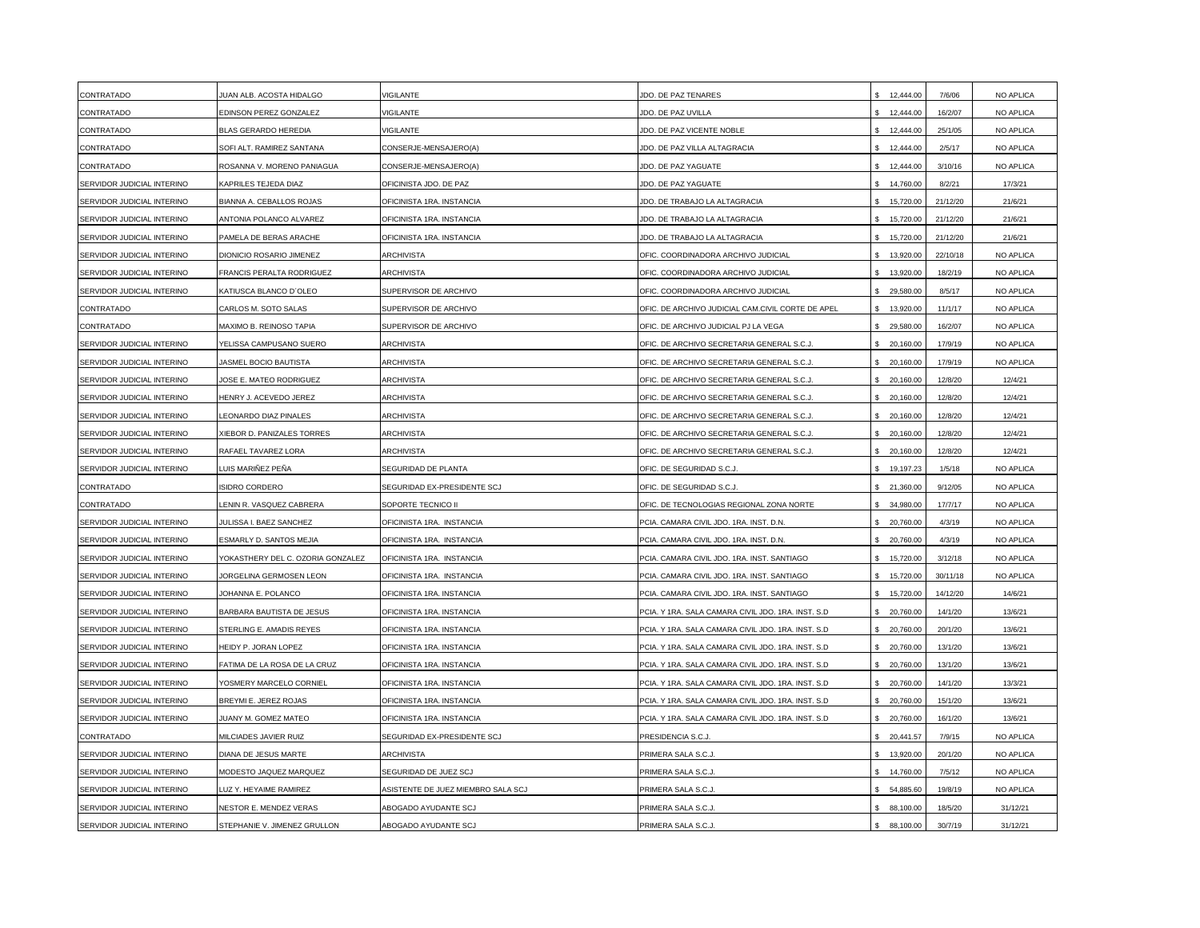| | | | | | | |
|---|---|---|---|---|---|---|
| CONTRATADO | JUAN ALB. ACOSTA HIDALGO | VIGILANTE | JDO. DE PAZ TENARES | $ 12,444.00 | 7/6/06 | NO APLICA |
| CONTRATADO | EDINSON PEREZ GONZALEZ | VIGILANTE | JDO. DE PAZ UVILLA | $ 12,444.00 | 16/2/07 | NO APLICA |
| CONTRATADO | BLAS GERARDO HEREDIA | VIGILANTE | JDO. DE PAZ VICENTE NOBLE | $ 12,444.00 | 25/1/05 | NO APLICA |
| CONTRATADO | SOFI ALT. RAMIREZ SANTANA | CONSERJE-MENSAJERO(A) | JDO. DE PAZ VILLA ALTAGRACIA | $ 12,444.00 | 2/5/17 | NO APLICA |
| CONTRATADO | ROSANNA V. MORENO PANIAGUA | CONSERJE-MENSAJERO(A) | JDO. DE PAZ YAGUATE | $ 12,444.00 | 3/10/16 | NO APLICA |
| SERVIDOR JUDICIAL INTERINO | KAPRILES TEJEDA DIAZ | OFICINISTA JDO. DE PAZ | JDO. DE PAZ YAGUATE | $ 14,760.00 | 8/2/21 | 17/3/21 |
| SERVIDOR JUDICIAL INTERINO | BIANNA A. CEBALLOS ROJAS | OFICINISTA 1RA. INSTANCIA | JDO. DE TRABAJO LA ALTAGRACIA | $ 15,720.00 | 21/12/20 | 21/6/21 |
| SERVIDOR JUDICIAL INTERINO | ANTONIA POLANCO ALVAREZ | OFICINISTA 1RA. INSTANCIA | JDO. DE TRABAJO LA ALTAGRACIA | $ 15,720.00 | 21/12/20 | 21/6/21 |
| SERVIDOR JUDICIAL INTERINO | PAMELA DE BERAS ARACHE | OFICINISTA 1RA. INSTANCIA | JDO. DE TRABAJO LA ALTAGRACIA | $ 15,720.00 | 21/12/20 | 21/6/21 |
| SERVIDOR JUDICIAL INTERINO | DIONICIO ROSARIO JIMENEZ | ARCHIVISTA | OFIC. COORDINADORA ARCHIVO JUDICIAL | $ 13,920.00 | 22/10/18 | NO APLICA |
| SERVIDOR JUDICIAL INTERINO | FRANCIS PERALTA RODRIGUEZ | ARCHIVISTA | OFIC. COORDINADORA ARCHIVO JUDICIAL | $ 13,920.00 | 18/2/19 | NO APLICA |
| SERVIDOR JUDICIAL INTERINO | KATIUSCA BLANCO D´OLEO | SUPERVISOR DE ARCHIVO | OFIC. COORDINADORA ARCHIVO JUDICIAL | $ 29,580.00 | 8/5/17 | NO APLICA |
| CONTRATADO | CARLOS M. SOTO SALAS | SUPERVISOR DE ARCHIVO | OFIC. DE ARCHIVO JUDICIAL CAM.CIVIL CORTE DE APEL | $ 13,920.00 | 11/1/17 | NO APLICA |
| CONTRATADO | MAXIMO B. REINOSO TAPIA | SUPERVISOR DE ARCHIVO | OFIC. DE ARCHIVO JUDICIAL PJ LA VEGA | $ 29,580.00 | 16/2/07 | NO APLICA |
| SERVIDOR JUDICIAL INTERINO | YELISSA CAMPUSANO SUERO | ARCHIVISTA | OFIC. DE ARCHIVO SECRETARIA GENERAL S.C.J. | $ 20,160.00 | 17/9/19 | NO APLICA |
| SERVIDOR JUDICIAL INTERINO | JASMEL BOCIO BAUTISTA | ARCHIVISTA | OFIC. DE ARCHIVO SECRETARIA GENERAL S.C.J. | $ 20,160.00 | 17/9/19 | NO APLICA |
| SERVIDOR JUDICIAL INTERINO | JOSE E. MATEO RODRIGUEZ | ARCHIVISTA | OFIC. DE ARCHIVO SECRETARIA GENERAL S.C.J. | $ 20,160.00 | 12/8/20 | 12/4/21 |
| SERVIDOR JUDICIAL INTERINO | HENRY J. ACEVEDO JEREZ | ARCHIVISTA | OFIC. DE ARCHIVO SECRETARIA GENERAL S.C.J. | $ 20,160.00 | 12/8/20 | 12/4/21 |
| SERVIDOR JUDICIAL INTERINO | LEONARDO DIAZ PINALES | ARCHIVISTA | OFIC. DE ARCHIVO SECRETARIA GENERAL S.C.J. | $ 20,160.00 | 12/8/20 | 12/4/21 |
| SERVIDOR JUDICIAL INTERINO | XIEBOR D. PANIZALES TORRES | ARCHIVISTA | OFIC. DE ARCHIVO SECRETARIA GENERAL S.C.J. | $ 20,160.00 | 12/8/20 | 12/4/21 |
| SERVIDOR JUDICIAL INTERINO | RAFAEL TAVAREZ LORA | ARCHIVISTA | OFIC. DE ARCHIVO SECRETARIA GENERAL S.C.J. | $ 20,160.00 | 12/8/20 | 12/4/21 |
| SERVIDOR JUDICIAL INTERINO | LUIS MARIÑEZ PEÑA | SEGURIDAD DE PLANTA | OFIC. DE SEGURIDAD S.C.J. | $ 19,197.23 | 1/5/18 | NO APLICA |
| CONTRATADO | ISIDRO CORDERO | SEGURIDAD EX-PRESIDENTE SCJ | OFIC. DE SEGURIDAD S.C.J. | $ 21,360.00 | 9/12/05 | NO APLICA |
| CONTRATADO | LENIN R. VASQUEZ CABRERA | SOPORTE TECNICO II | OFIC. DE TECNOLOGIAS REGIONAL ZONA NORTE | $ 34,980.00 | 17/7/17 | NO APLICA |
| SERVIDOR JUDICIAL INTERINO | JULISSA I. BAEZ SANCHEZ | OFICINISTA 1RA. INSTANCIA | PCIA. CAMARA CIVIL JDO. 1RA. INST. D.N. | $ 20,760.00 | 4/3/19 | NO APLICA |
| SERVIDOR JUDICIAL INTERINO | ESMARLY D. SANTOS MEJIA | OFICINISTA 1RA. INSTANCIA | PCIA. CAMARA CIVIL JDO. 1RA. INST. D.N. | $ 20,760.00 | 4/3/19 | NO APLICA |
| SERVIDOR JUDICIAL INTERINO | YOKASTHERY DEL C. OZORIA GONZALEZ | OFICINISTA 1RA. INSTANCIA | PCIA. CAMARA CIVIL JDO. 1RA. INST. SANTIAGO | $ 15,720.00 | 3/12/18 | NO APLICA |
| SERVIDOR JUDICIAL INTERINO | JORGELINA GERMOSEN LEON | OFICINISTA 1RA. INSTANCIA | PCIA. CAMARA CIVIL JDO. 1RA. INST. SANTIAGO | $ 15,720.00 | 30/11/18 | NO APLICA |
| SERVIDOR JUDICIAL INTERINO | JOHANNA E. POLANCO | OFICINISTA 1RA. INSTANCIA | PCIA. CAMARA CIVIL JDO. 1RA. INST. SANTIAGO | $ 15,720.00 | 14/12/20 | 14/6/21 |
| SERVIDOR JUDICIAL INTERINO | BARBARA BAUTISTA DE JESUS | OFICINISTA 1RA. INSTANCIA | PCIA. Y 1RA. SALA CAMARA CIVIL JDO. 1RA. INST. S.D | $ 20,760.00 | 14/1/20 | 13/6/21 |
| SERVIDOR JUDICIAL INTERINO | STERLING E. AMADIS REYES | OFICINISTA 1RA. INSTANCIA | PCIA. Y 1RA. SALA CAMARA CIVIL JDO. 1RA. INST. S.D | $ 20,760.00 | 20/1/20 | 13/6/21 |
| SERVIDOR JUDICIAL INTERINO | HEIDY P. JORAN LOPEZ | OFICINISTA 1RA. INSTANCIA | PCIA. Y 1RA. SALA CAMARA CIVIL JDO. 1RA. INST. S.D | $ 20,760.00 | 13/1/20 | 13/6/21 |
| SERVIDOR JUDICIAL INTERINO | FATIMA DE LA ROSA DE LA CRUZ | OFICINISTA 1RA. INSTANCIA | PCIA. Y 1RA. SALA CAMARA CIVIL JDO. 1RA. INST. S.D | $ 20,760.00 | 13/1/20 | 13/6/21 |
| SERVIDOR JUDICIAL INTERINO | YOSMERY MARCELO CORNIEL | OFICINISTA 1RA. INSTANCIA | PCIA. Y 1RA. SALA CAMARA CIVIL JDO. 1RA. INST. S.D | $ 20,760.00 | 14/1/20 | 13/3/21 |
| SERVIDOR JUDICIAL INTERINO | BREYMI E. JEREZ ROJAS | OFICINISTA 1RA. INSTANCIA | PCIA. Y 1RA. SALA CAMARA CIVIL JDO. 1RA. INST. S.D | $ 20,760.00 | 15/1/20 | 13/6/21 |
| SERVIDOR JUDICIAL INTERINO | JUANY M. GOMEZ MATEO | OFICINISTA 1RA. INSTANCIA | PCIA. Y 1RA. SALA CAMARA CIVIL JDO. 1RA. INST. S.D | $ 20,760.00 | 16/1/20 | 13/6/21 |
| CONTRATADO | MILCIADES JAVIER RUIZ | SEGURIDAD EX-PRESIDENTE SCJ | PRESIDENCIA S.C.J. | $ 20,441.57 | 7/9/15 | NO APLICA |
| SERVIDOR JUDICIAL INTERINO | DIANA DE JESUS MARTE | ARCHIVISTA | PRIMERA SALA S.C.J. | $ 13,920.00 | 20/1/20 | NO APLICA |
| SERVIDOR JUDICIAL INTERINO | MODESTO JAQUEZ MARQUEZ | SEGURIDAD DE JUEZ SCJ | PRIMERA SALA S.C.J. | $ 14,760.00 | 7/5/12 | NO APLICA |
| SERVIDOR JUDICIAL INTERINO | LUZ Y. HEYAIME RAMIREZ | ASISTENTE DE JUEZ MIEMBRO SALA SCJ | PRIMERA SALA S.C.J. | $ 54,885.60 | 19/8/19 | NO APLICA |
| SERVIDOR JUDICIAL INTERINO | NESTOR E. MENDEZ VERAS | ABOGADO AYUDANTE SCJ | PRIMERA SALA S.C.J. | $ 88,100.00 | 18/5/20 | 31/12/21 |
| SERVIDOR JUDICIAL INTERINO | STEPHANIE V. JIMENEZ GRULLON | ABOGADO AYUDANTE SCJ | PRIMERA SALA S.C.J. | $ 88,100.00 | 30/7/19 | 31/12/21 |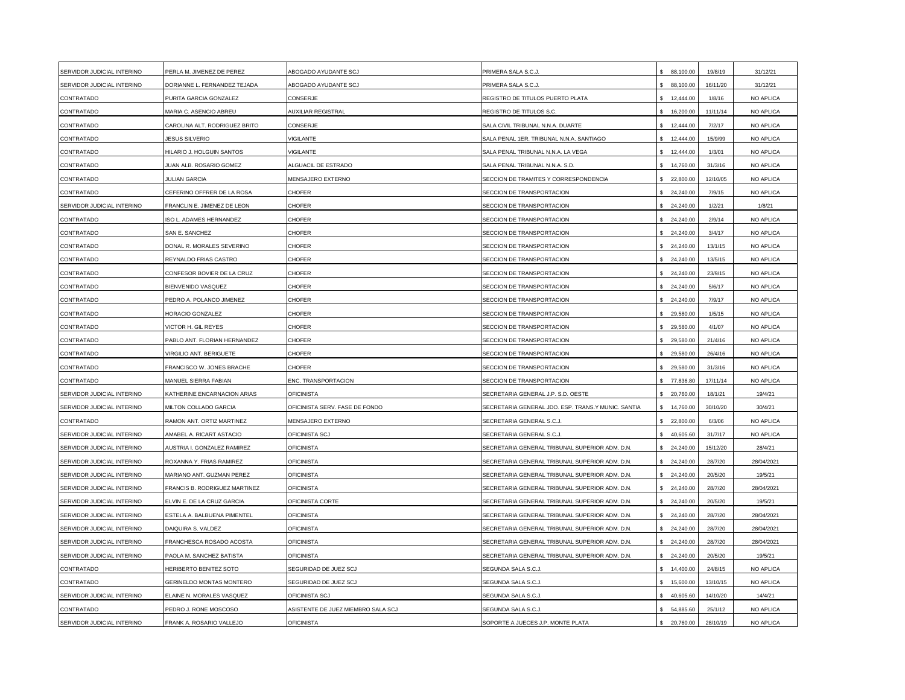| | | | | | | |
|---|---|---|---|---|---|---|
| SERVIDOR JUDICIAL INTERINO | PERLA M. JIMENEZ DE PEREZ | ABOGADO AYUDANTE SCJ | PRIMERA SALA S.C.J. | $ 88,100.00 | 19/8/19 | 31/12/21 |
| SERVIDOR JUDICIAL INTERINO | DORIANNE L. FERNANDEZ TEJADA | ABOGADO AYUDANTE SCJ | PRIMERA SALA S.C.J. | $ 88,100.00 | 16/11/20 | 31/12/21 |
| CONTRATADO | PURITA GARCIA GONZALEZ | CONSERJE | REGISTRO DE TITULOS PUERTO PLATA | $ 12,444.00 | 1/8/16 | NO APLICA |
| CONTRATADO | MARIA C. ASENCIO ABREU | AUXILIAR REGISTRAL | REGISTRO DE TITULOS S.C. | $ 16,200.00 | 11/11/14 | NO APLICA |
| CONTRATADO | CAROLINA ALT. RODRIGUEZ BRITO | CONSERJE | SALA CIVIL TRIBUNAL N.N.A. DUARTE | $ 12,444.00 | 7/2/17 | NO APLICA |
| CONTRATADO | JESUS SILVERIO | VIGILANTE | SALA PENAL 1ER. TRIBUNAL N.N.A. SANTIAGO | $ 12,444.00 | 15/9/99 | NO APLICA |
| CONTRATADO | HILARIO J. HOLGUIN SANTOS | VIGILANTE | SALA PENAL TRIBUNAL N.N.A. LA VEGA | $ 12,444.00 | 1/3/01 | NO APLICA |
| CONTRATADO | JUAN ALB. ROSARIO GOMEZ | ALGUACIL DE ESTRADO | SALA PENAL TRIBUNAL N.N.A. S.D. | $ 14,760.00 | 31/3/16 | NO APLICA |
| CONTRATADO | JULIAN GARCIA | MENSAJERO EXTERNO | SECCION DE TRAMITES Y CORRESPONDENCIA | $ 22,800.00 | 12/10/05 | NO APLICA |
| CONTRATADO | CEFERINO OFFRER DE LA ROSA | CHOFER | SECCION DE TRANSPORTACION | $ 24,240.00 | 7/9/15 | NO APLICA |
| SERVIDOR JUDICIAL INTERINO | FRANCLIN E. JIMENEZ DE LEON | CHOFER | SECCION DE TRANSPORTACION | $ 24,240.00 | 1/2/21 | 1/8/21 |
| CONTRATADO | ISO L. ADAMES HERNANDEZ | CHOFER | SECCION DE TRANSPORTACION | $ 24,240.00 | 2/9/14 | NO APLICA |
| CONTRATADO | SAN E. SANCHEZ | CHOFER | SECCION DE TRANSPORTACION | $ 24,240.00 | 3/4/17 | NO APLICA |
| CONTRATADO | DONAL R. MORALES SEVERINO | CHOFER | SECCION DE TRANSPORTACION | $ 24,240.00 | 13/1/15 | NO APLICA |
| CONTRATADO | REYNALDO FRIAS CASTRO | CHOFER | SECCION DE TRANSPORTACION | $ 24,240.00 | 13/5/15 | NO APLICA |
| CONTRATADO | CONFESOR BOVIER DE LA CRUZ | CHOFER | SECCION DE TRANSPORTACION | $ 24,240.00 | 23/9/15 | NO APLICA |
| CONTRATADO | BIENVENIDO VASQUEZ | CHOFER | SECCION DE TRANSPORTACION | $ 24,240.00 | 5/6/17 | NO APLICA |
| CONTRATADO | PEDRO A. POLANCO JIMENEZ | CHOFER | SECCION DE TRANSPORTACION | $ 24,240.00 | 7/9/17 | NO APLICA |
| CONTRATADO | HORACIO GONZALEZ | CHOFER | SECCION DE TRANSPORTACION | $ 29,580.00 | 1/5/15 | NO APLICA |
| CONTRATADO | VICTOR H. GIL REYES | CHOFER | SECCION DE TRANSPORTACION | $ 29,580.00 | 4/1/07 | NO APLICA |
| CONTRATADO | PABLO ANT. FLORIAN HERNANDEZ | CHOFER | SECCION DE TRANSPORTACION | $ 29,580.00 | 21/4/16 | NO APLICA |
| CONTRATADO | VIRGILIO ANT. BERIGUETE | CHOFER | SECCION DE TRANSPORTACION | $ 29,580.00 | 26/4/16 | NO APLICA |
| CONTRATADO | FRANCISCO W. JONES BRACHE | CHOFER | SECCION DE TRANSPORTACION | $ 29,580.00 | 31/3/16 | NO APLICA |
| CONTRATADO | MANUEL SIERRA FABIAN | ENC. TRANSPORTACION | SECCION DE TRANSPORTACION | $ 77,836.80 | 17/11/14 | NO APLICA |
| SERVIDOR JUDICIAL INTERINO | KATHERINE ENCARNACION ARIAS | OFICINISTA | SECRETARIA GENERAL J.P. S.D. OESTE | $ 20,760.00 | 18/1/21 | 19/4/21 |
| SERVIDOR JUDICIAL INTERINO | MILTON COLLADO GARCIA | OFICINISTA SERV. FASE DE FONDO | SECRETARIA GENERAL JDO. ESP. TRANS.Y MUNIC. SANTIA | $ 14,760.00 | 30/10/20 | 30/4/21 |
| CONTRATADO | RAMON ANT. ORTIZ MARTINEZ | MENSAJERO EXTERNO | SECRETARIA GENERAL S.C.J. | $ 22,800.00 | 6/3/06 | NO APLICA |
| SERVIDOR JUDICIAL INTERINO | AMABEL A. RICART ASTACIO | OFICINISTA SCJ | SECRETARIA GENERAL S.C.J. | $ 40,605.60 | 31/7/17 | NO APLICA |
| SERVIDOR JUDICIAL INTERINO | AUSTRIA I. GONZALEZ RAMIREZ | OFICINISTA | SECRETARIA GENERAL TRIBUNAL SUPERIOR ADM. D.N. | $ 24,240.00 | 15/12/20 | 28/4/21 |
| SERVIDOR JUDICIAL INTERINO | ROXANNA Y. FRIAS RAMIREZ | OFICINISTA | SECRETARIA GENERAL TRIBUNAL SUPERIOR ADM. D.N. | $ 24,240.00 | 28/7/20 | 28/04/2021 |
| SERVIDOR JUDICIAL INTERINO | MARIANO ANT. GUZMAN PEREZ | OFICINISTA | SECRETARIA GENERAL TRIBUNAL SUPERIOR ADM. D.N. | $ 24,240.00 | 20/5/20 | 19/5/21 |
| SERVIDOR JUDICIAL INTERINO | FRANCIS B. RODRIGUEZ MARTINEZ | OFICINISTA | SECRETARIA GENERAL TRIBUNAL SUPERIOR ADM. D.N. | $ 24,240.00 | 28/7/20 | 28/04/2021 |
| SERVIDOR JUDICIAL INTERINO | ELVIN E. DE LA CRUZ GARCIA | OFICINISTA CORTE | SECRETARIA GENERAL TRIBUNAL SUPERIOR ADM. D.N. | $ 24,240.00 | 20/5/20 | 19/5/21 |
| SERVIDOR JUDICIAL INTERINO | ESTELA A. BALBUENA PIMENTEL | OFICINISTA | SECRETARIA GENERAL TRIBUNAL SUPERIOR ADM. D.N. | $ 24,240.00 | 28/7/20 | 28/04/2021 |
| SERVIDOR JUDICIAL INTERINO | DAIQUIRA S. VALDEZ | OFICINISTA | SECRETARIA GENERAL TRIBUNAL SUPERIOR ADM. D.N. | $ 24,240.00 | 28/7/20 | 28/04/2021 |
| SERVIDOR JUDICIAL INTERINO | FRANCHESCA ROSADO ACOSTA | OFICINISTA | SECRETARIA GENERAL TRIBUNAL SUPERIOR ADM. D.N. | $ 24,240.00 | 28/7/20 | 28/04/2021 |
| SERVIDOR JUDICIAL INTERINO | PAOLA M. SANCHEZ BATISTA | OFICINISTA | SECRETARIA GENERAL TRIBUNAL SUPERIOR ADM. D.N. | $ 24,240.00 | 20/5/20 | 19/5/21 |
| CONTRATADO | HERIBERTO BENITEZ SOTO | SEGURIDAD DE JUEZ SCJ | SEGUNDA SALA S.C.J. | $ 14,400.00 | 24/8/15 | NO APLICA |
| CONTRATADO | GERINELDO MONTAS MONTERO | SEGURIDAD DE JUEZ SCJ | SEGUNDA SALA S.C.J. | $ 15,600.00 | 13/10/15 | NO APLICA |
| SERVIDOR JUDICIAL INTERINO | ELAINE N. MORALES VASQUEZ | OFICINISTA SCJ | SEGUNDA SALA S.C.J. | $ 40,605.60 | 14/10/20 | 14/4/21 |
| CONTRATADO | PEDRO J. RONE MOSCOSO | ASISTENTE DE JUEZ MIEMBRO SALA SCJ | SEGUNDA SALA S.C.J. | $ 54,885.60 | 25/1/12 | NO APLICA |
| SERVIDOR JUDICIAL INTERINO | FRANK A. ROSARIO VALLEJO | OFICINISTA | SOPORTE A JUECES J.P. MONTE PLATA | $ 20,760.00 | 28/10/19 | NO APLICA |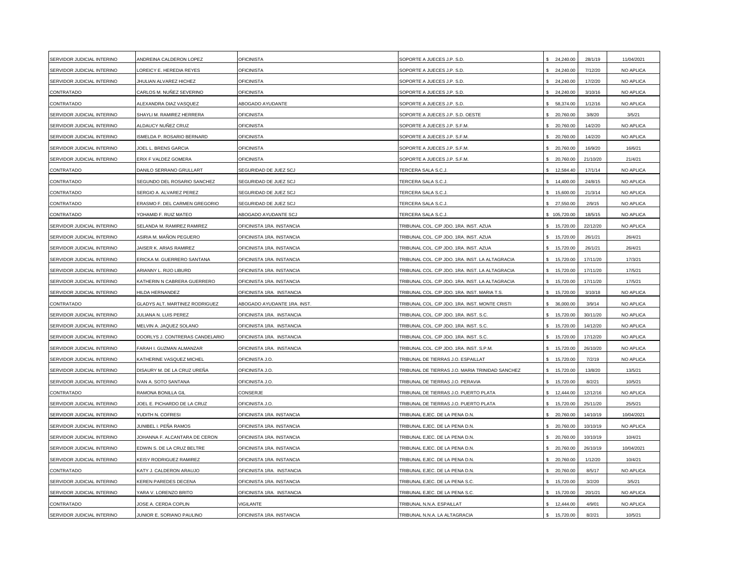| | | | | | | |
|---|---|---|---|---|---|---|
| SERVIDOR JUDICIAL INTERINO | ANDREINA CALDERON LOPEZ | OFICINISTA | SOPORTE A JUECES J.P. S.D. | $ 24,240.00 | 28/1/19 | 11/04/2021 |
| SERVIDOR JUDICIAL INTERINO | LOREICY E. HEREDIA REYES | OFICINISTA | SOPORTE A JUECES J.P. S.D. | $ 24,240.00 | 7/12/20 | NO APLICA |
| SERVIDOR JUDICIAL INTERINO | JHULIAN ALVAREZ HICHEZ | OFICINISTA | SOPORTE A JUECES J.P. S.D. | $ 24,240.00 | 17/2/20 | NO APLICA |
| CONTRATADO | CARLOS M. NUÑEZ SEVERINO | OFICINISTA | SOPORTE A JUECES J.P. S.D. | $ 24,240.00 | 3/10/16 | NO APLICA |
| CONTRATADO | ALEXANDRA DIAZ VASQUEZ | ABOGADO AYUDANTE | SOPORTE A JUECES J.P. S.D. | $ 58,374.00 | 1/12/16 | NO APLICA |
| SERVIDOR JUDICIAL INTERINO | SHAYLI M. RAMIREZ HERRERA | OFICINISTA | SOPORTE A JUECES J.P. S.D. OESTE | $ 20,760.00 | 3/8/20 | 3/5/21 |
| SERVIDOR JUDICIAL INTERINO | ALDAUCY NUÑEZ CRUZ | OFICINISTA | SOPORTE A JUECES J.P. S.F.M. | $ 20,760.00 | 14/2/20 | NO APLICA |
| SERVIDOR JUDICIAL INTERINO | ISMELDA P. ROSARIO BERNARD | OFICINISTA | SOPORTE A JUECES J.P. S.F.M. | $ 20,760.00 | 14/2/20 | NO APLICA |
| SERVIDOR JUDICIAL INTERINO | JOEL L. BRENS GARCIA | OFICINISTA | SOPORTE A JUECES J.P. S.F.M. | $ 20,760.00 | 16/9/20 | 16/6/21 |
| SERVIDOR JUDICIAL INTERINO | ERIX F VALDEZ GOMERA | OFICINISTA | SOPORTE A JUECES J.P. S.F.M. | $ 20,760.00 | 21/10/20 | 21/4/21 |
| CONTRATADO | DANILO SERRANO GRULLART | SEGURIDAD DE JUEZ SCJ | TERCERA SALA S.C.J. | $ 12,584.40 | 17/1/14 | NO APLICA |
| CONTRATADO | SEGUNDO DEL ROSARIO SANCHEZ | SEGURIDAD DE JUEZ SCJ | TERCERA SALA S.C.J. | $ 14,400.00 | 24/8/15 | NO APLICA |
| CONTRATADO | SERGIO A. ALVAREZ PEREZ | SEGURIDAD DE JUEZ SCJ | TERCERA SALA S.C.J. | $ 15,600.00 | 21/3/14 | NO APLICA |
| CONTRATADO | ERASMO F. DEL CARMEN GREGORIO | SEGURIDAD DE JUEZ SCJ | TERCERA SALA S.C.J. | $ 27,550.00 | 2/9/15 | NO APLICA |
| CONTRATADO | YOHAMID F. RUIZ MATEO | ABOGADO AYUDANTE SCJ | TERCERA SALA S.C.J. | $ 105,720.00 | 18/5/15 | NO APLICA |
| SERVIDOR JUDICIAL INTERINO | SELANDA M. RAMIREZ RAMIREZ | OFICINISTA 1RA. INSTANCIA | TRIBUNAL COL. C/P JDO. 1RA. INST. AZUA | $ 15,720.00 | 22/12/20 | NO APLICA |
| SERVIDOR JUDICIAL INTERINO | ASIRIA M. MAÑON PEGUERO | OFICINISTA 1RA. INSTANCIA | TRIBUNAL COL. C/P JDO. 1RA. INST. AZUA | $ 15,720.00 | 26/1/21 | 26/4/21 |
| SERVIDOR JUDICIAL INTERINO | JAISER K. ARIAS RAMIREZ | OFICINISTA 1RA. INSTANCIA | TRIBUNAL COL. C/P JDO. 1RA. INST. AZUA | $ 15,720.00 | 26/1/21 | 26/4/21 |
| SERVIDOR JUDICIAL INTERINO | ERICKA M. GUERRERO SANTANA | OFICINISTA 1RA. INSTANCIA | TRIBUNAL COL. C/P JDO. 1RA. INST. LA ALTAGRACIA | $ 15,720.00 | 17/11/20 | 17/3/21 |
| SERVIDOR JUDICIAL INTERINO | ARIANNY L. RIJO LIBURD | OFICINISTA 1RA. INSTANCIA | TRIBUNAL COL. C/P JDO. 1RA. INST. LA ALTAGRACIA | $ 15,720.00 | 17/11/20 | 17/5/21 |
| SERVIDOR JUDICIAL INTERINO | KATHERIN N CABRERA GUERRERO | OFICINISTA 1RA. INSTANCIA | TRIBUNAL COL. C/P JDO. 1RA. INST. LA ALTAGRACIA | $ 15,720.00 | 17/11/20 | 17/5/21 |
| SERVIDOR JUDICIAL INTERINO | HILDA HERNANDEZ | OFICINISTA 1RA. INSTANCIA | TRIBUNAL COL. C/P JDO. 1RA. INST. MARIA T.S. | $ 15,720.00 | 3/10/18 | NO APLICA |
| CONTRATADO | GLADYS ALT. MARTINEZ RODRIGUEZ | ABOGADO AYUDANTE 1RA. INST. | TRIBUNAL COL. C/P JDO. 1RA. INST. MONTE CRISTI | $ 36,000.00 | 3/9/14 | NO APLICA |
| SERVIDOR JUDICIAL INTERINO | JULIANA N. LUIS PEREZ | OFICINISTA 1RA. INSTANCIA | TRIBUNAL COL. C/P JDO. 1RA. INST. S.C. | $ 15,720.00 | 30/11/20 | NO APLICA |
| SERVIDOR JUDICIAL INTERINO | MELVIN A. JAQUEZ SOLANO | OFICINISTA 1RA. INSTANCIA | TRIBUNAL COL. C/P JDO. 1RA. INST. S.C. | $ 15,720.00 | 14/12/20 | NO APLICA |
| SERVIDOR JUDICIAL INTERINO | DOORLYS J. CONTRERAS CANDELARIO | OFICINISTA 1RA. INSTANCIA | TRIBUNAL COL. C/P JDO. 1RA. INST. S.C. | $ 15,720.00 | 17/12/20 | NO APLICA |
| SERVIDOR JUDICIAL INTERINO | FARAH I. GUZMAN ALMANZAR | OFICINISTA 1RA. INSTANCIA | TRIBUNAL COL. C/P JDO. 1RA. INST. S.P.M. | $ 15,720.00 | 26/10/20 | NO APLICA |
| SERVIDOR JUDICIAL INTERINO | KATHERINE VASQUEZ MICHEL | OFICINISTA J.O. | TRIBUNAL DE TIERRAS J.O. ESPAILLAT | $ 15,720.00 | 7/2/19 | NO APLICA |
| SERVIDOR JUDICIAL INTERINO | DISAURY M. DE LA CRUZ UREÑA | OFICINISTA J.O. | TRIBUNAL DE TIERRAS J.O. MARIA TRINIDAD SANCHEZ | $ 15,720.00 | 13/8/20 | 13/5/21 |
| SERVIDOR JUDICIAL INTERINO | IVAN A. SOTO SANTANA | OFICINISTA J.O. | TRIBUNAL DE TIERRAS J.O. PERAVIA | $ 15,720.00 | 8/2/21 | 10/5/21 |
| CONTRATADO | RAMONA BONILLA GIL | CONSERJE | TRIBUNAL DE TIERRAS J.O. PUERTO PLATA | $ 12,444.00 | 12/12/16 | NO APLICA |
| SERVIDOR JUDICIAL INTERINO | JOEL E. PICHARDO DE LA CRUZ | OFICINISTA J.O. | TRIBUNAL DE TIERRAS J.O. PUERTO PLATA | $ 15,720.00 | 25/11/20 | 25/5/21 |
| SERVIDOR JUDICIAL INTERINO | YUDITH N. COFRESI | OFICINISTA 1RA. INSTANCIA | TRIBUNAL EJEC. DE LA PENA D.N. | $ 20,760.00 | 14/10/19 | 10/04/2021 |
| SERVIDOR JUDICIAL INTERINO | JUNIBEL I. PEÑA RAMOS | OFICINISTA 1RA. INSTANCIA | TRIBUNAL EJEC. DE LA PENA D.N. | $ 20,760.00 | 10/10/19 | NO APLICA |
| SERVIDOR JUDICIAL INTERINO | JOHANNA F. ALCANTARA DE CERON | OFICINISTA 1RA. INSTANCIA | TRIBUNAL EJEC. DE LA PENA D.N. | $ 20,760.00 | 10/10/19 | 10/4/21 |
| SERVIDOR JUDICIAL INTERINO | EDWIN S. DE LA CRUZ BELTRE | OFICINISTA 1RA. INSTANCIA | TRIBUNAL EJEC. DE LA PENA D.N. | $ 20,760.00 | 26/10/19 | 10/04/2021 |
| SERVIDOR JUDICIAL INTERINO | KEISY RODRIGUEZ RAMIREZ | OFICINISTA 1RA. INSTANCIA | TRIBUNAL EJEC. DE LA PENA D.N. | $ 20,760.00 | 1/12/20 | 10/4/21 |
| CONTRATADO | KATY J. CALDERON ARAUJO | OFICINISTA 1RA. INSTANCIA | TRIBUNAL EJEC. DE LA PENA D.N. | $ 20,760.00 | 8/5/17 | NO APLICA |
| SERVIDOR JUDICIAL INTERINO | KEREN PAREDES DECENA | OFICINISTA 1RA. INSTANCIA | TRIBUNAL EJEC. DE LA PENA S.C. | $ 15,720.00 | 3/2/20 | 3/5/21 |
| SERVIDOR JUDICIAL INTERINO | YARA V. LORENZO BRITO | OFICINISTA 1RA. INSTANCIA | TRIBUNAL EJEC. DE LA PENA S.C. | $ 15,720.00 | 20/1/21 | NO APLICA |
| CONTRATADO | JOSE A. CERDA COPLIN | VIGILANTE | TRIBUNAL N.N.A. ESPAILLAT | $ 12,444.00 | 4/9/01 | NO APLICA |
| SERVIDOR JUDICIAL INTERINO | JUNIOR E. SORIANO PAULINO | OFICINISTA 1RA. INSTANCIA | TRIBUNAL N.N.A. LA ALTAGRACIA | $ 15,720.00 | 8/2/21 | 10/5/21 |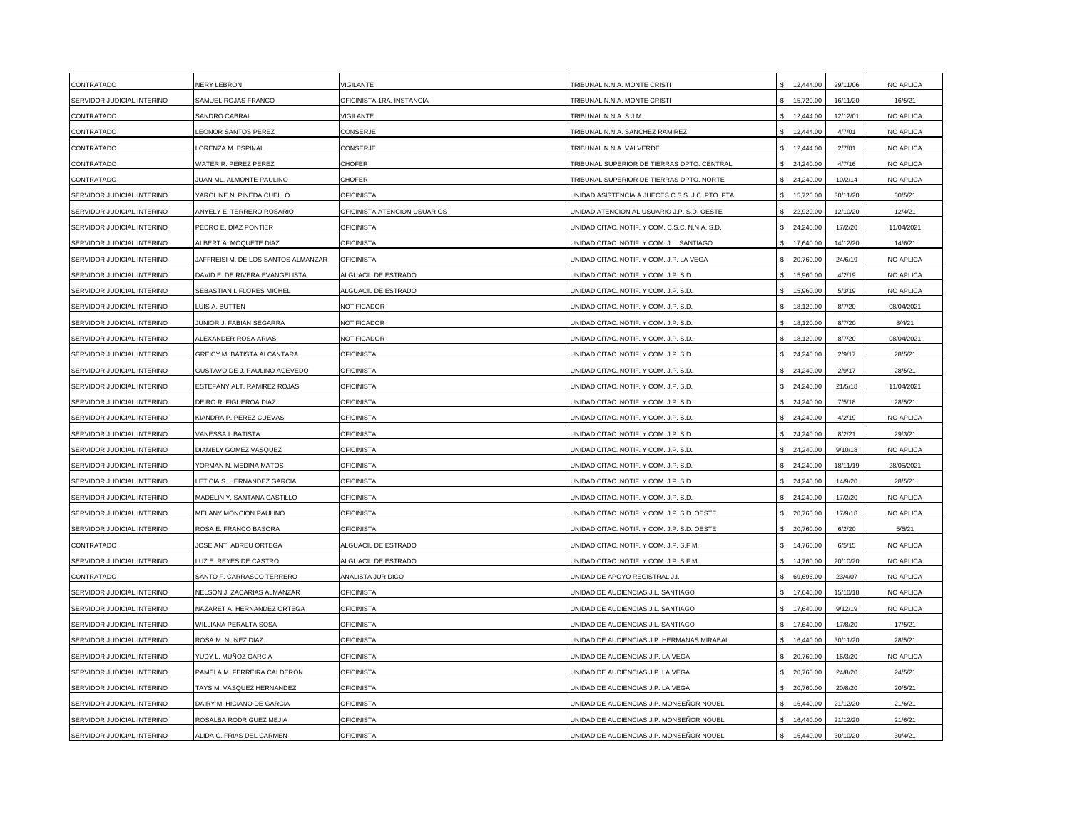| | | | | | | |
|---|---|---|---|---|---|---|
| CONTRATADO | NERY LEBRON | VIGILANTE | TRIBUNAL N.N.A. MONTE CRISTI | $ 12,444.00 | 29/11/06 | NO APLICA |
| SERVIDOR JUDICIAL INTERINO | SAMUEL ROJAS FRANCO | OFICINISTA 1RA. INSTANCIA | TRIBUNAL N.N.A. MONTE CRISTI | $ 15,720.00 | 16/11/20 | 16/5/21 |
| CONTRATADO | SANDRO CABRAL | VIGILANTE | TRIBUNAL N.N.A. S.J.M. | $ 12,444.00 | 12/12/01 | NO APLICA |
| CONTRATADO | LEONOR SANTOS PEREZ | CONSERJE | TRIBUNAL N.N.A. SANCHEZ RAMIREZ | $ 12,444.00 | 4/7/01 | NO APLICA |
| CONTRATADO | LORENZA M. ESPINAL | CONSERJE | TRIBUNAL N.N.A. VALVERDE | $ 12,444.00 | 2/7/01 | NO APLICA |
| CONTRATADO | WATER R. PEREZ PEREZ | CHOFER | TRIBUNAL SUPERIOR DE TIERRAS DPTO. CENTRAL | $ 24,240.00 | 4/7/16 | NO APLICA |
| CONTRATADO | JUAN ML. ALMONTE PAULINO | CHOFER | TRIBUNAL SUPERIOR DE TIERRAS DPTO. NORTE | $ 24,240.00 | 10/2/14 | NO APLICA |
| SERVIDOR JUDICIAL INTERINO | YAROLINE N. PINEDA CUELLO | OFICINISTA | UNIDAD ASISTENCIA A JUECES C.S.S. J.C. PTO. PTA. | $ 15,720.00 | 30/11/20 | 30/5/21 |
| SERVIDOR JUDICIAL INTERINO | ANYELY E. TERRERO ROSARIO | OFICINISTA ATENCION USUARIOS | UNIDAD ATENCION AL USUARIO J.P. S.D. OESTE | $ 22,920.00 | 12/10/20 | 12/4/21 |
| SERVIDOR JUDICIAL INTERINO | PEDRO E. DIAZ PONTIER | OFICINISTA | UNIDAD CITAC. NOTIF. Y COM. C.S.C. N.N.A. S.D. | $ 24,240.00 | 17/2/20 | 11/04/2021 |
| SERVIDOR JUDICIAL INTERINO | ALBERT A. MOQUETE DIAZ | OFICINISTA | UNIDAD CITAC. NOTIF. Y COM. J.L. SANTIAGO | $ 17,640.00 | 14/12/20 | 14/6/21 |
| SERVIDOR JUDICIAL INTERINO | JAFFREISI M. DE LOS SANTOS ALMANZAR | OFICINISTA | UNIDAD CITAC. NOTIF. Y COM. J.P. LA VEGA | $ 20,760.00 | 24/6/19 | NO APLICA |
| SERVIDOR JUDICIAL INTERINO | DAVID E. DE RIVERA EVANGELISTA | ALGUACIL DE ESTRADO | UNIDAD CITAC. NOTIF. Y COM. J.P. S.D. | $ 15,960.00 | 4/2/19 | NO APLICA |
| SERVIDOR JUDICIAL INTERINO | SEBASTIAN I. FLORES MICHEL | ALGUACIL DE ESTRADO | UNIDAD CITAC. NOTIF. Y COM. J.P. S.D. | $ 15,960.00 | 5/3/19 | NO APLICA |
| SERVIDOR JUDICIAL INTERINO | LUIS A. BUTTEN | NOTIFICADOR | UNIDAD CITAC. NOTIF. Y COM. J.P. S.D. | $ 18,120.00 | 8/7/20 | 08/04/2021 |
| SERVIDOR JUDICIAL INTERINO | JUNIOR J. FABIAN SEGARRA | NOTIFICADOR | UNIDAD CITAC. NOTIF. Y COM. J.P. S.D. | $ 18,120.00 | 8/7/20 | 8/4/21 |
| SERVIDOR JUDICIAL INTERINO | ALEXANDER ROSA ARIAS | NOTIFICADOR | UNIDAD CITAC. NOTIF. Y COM. J.P. S.D. | $ 18,120.00 | 8/7/20 | 08/04/2021 |
| SERVIDOR JUDICIAL INTERINO | GREICY M. BATISTA ALCANTARA | OFICINISTA | UNIDAD CITAC. NOTIF. Y COM. J.P. S.D. | $ 24,240.00 | 2/9/17 | 28/5/21 |
| SERVIDOR JUDICIAL INTERINO | GUSTAVO DE J. PAULINO ACEVEDO | OFICINISTA | UNIDAD CITAC. NOTIF. Y COM. J.P. S.D. | $ 24,240.00 | 2/9/17 | 28/5/21 |
| SERVIDOR JUDICIAL INTERINO | ESTEFANY ALT. RAMIREZ ROJAS | OFICINISTA | UNIDAD CITAC. NOTIF. Y COM. J.P. S.D. | $ 24,240.00 | 21/5/18 | 11/04/2021 |
| SERVIDOR JUDICIAL INTERINO | DEIRO R. FIGUEROA DIAZ | OFICINISTA | UNIDAD CITAC. NOTIF. Y COM. J.P. S.D. | $ 24,240.00 | 7/5/18 | 28/5/21 |
| SERVIDOR JUDICIAL INTERINO | KIANDRA P. PEREZ CUEVAS | OFICINISTA | UNIDAD CITAC. NOTIF. Y COM. J.P. S.D. | $ 24,240.00 | 4/2/19 | NO APLICA |
| SERVIDOR JUDICIAL INTERINO | VANESSA I. BATISTA | OFICINISTA | UNIDAD CITAC. NOTIF. Y COM. J.P. S.D. | $ 24,240.00 | 8/2/21 | 29/3/21 |
| SERVIDOR JUDICIAL INTERINO | DIAMELY GOMEZ VASQUEZ | OFICINISTA | UNIDAD CITAC. NOTIF. Y COM. J.P. S.D. | $ 24,240.00 | 9/10/18 | NO APLICA |
| SERVIDOR JUDICIAL INTERINO | YORMAN N. MEDINA MATOS | OFICINISTA | UNIDAD CITAC. NOTIF. Y COM. J.P. S.D. | $ 24,240.00 | 18/11/19 | 28/05/2021 |
| SERVIDOR JUDICIAL INTERINO | LETICIA S. HERNANDEZ GARCIA | OFICINISTA | UNIDAD CITAC. NOTIF. Y COM. J.P. S.D. | $ 24,240.00 | 14/9/20 | 28/5/21 |
| SERVIDOR JUDICIAL INTERINO | MADELIN Y. SANTANA CASTILLO | OFICINISTA | UNIDAD CITAC. NOTIF. Y COM. J.P. S.D. | $ 24,240.00 | 17/2/20 | NO APLICA |
| SERVIDOR JUDICIAL INTERINO | MELANY MONCION PAULINO | OFICINISTA | UNIDAD CITAC. NOTIF. Y COM. J.P. S.D. OESTE | $ 20,760.00 | 17/9/18 | NO APLICA |
| SERVIDOR JUDICIAL INTERINO | ROSA E. FRANCO BASORA | OFICINISTA | UNIDAD CITAC. NOTIF. Y COM. J.P. S.D. OESTE | $ 20,760.00 | 6/2/20 | 5/5/21 |
| CONTRATADO | JOSE ANT. ABREU ORTEGA | ALGUACIL DE ESTRADO | UNIDAD CITAC. NOTIF. Y COM. J.P. S.F.M. | $ 14,760.00 | 6/5/15 | NO APLICA |
| SERVIDOR JUDICIAL INTERINO | LUZ E. REYES DE CASTRO | ALGUACIL DE ESTRADO | UNIDAD CITAC. NOTIF. Y COM. J.P. S.F.M. | $ 14,760.00 | 20/10/20 | NO APLICA |
| CONTRATADO | SANTO F. CARRASCO TERRERO | ANALISTA JURIDICO | UNIDAD DE APOYO REGISTRAL J.I. | $ 69,696.00 | 23/4/07 | NO APLICA |
| SERVIDOR JUDICIAL INTERINO | NELSON J. ZACARIAS ALMANZAR | OFICINISTA | UNIDAD DE AUDIENCIAS J.L. SANTIAGO | $ 17,640.00 | 15/10/18 | NO APLICA |
| SERVIDOR JUDICIAL INTERINO | NAZARET A. HERNANDEZ ORTEGA | OFICINISTA | UNIDAD DE AUDIENCIAS J.L. SANTIAGO | $ 17,640.00 | 9/12/19 | NO APLICA |
| SERVIDOR JUDICIAL INTERINO | WILLIANA PERALTA SOSA | OFICINISTA | UNIDAD DE AUDIENCIAS J.L. SANTIAGO | $ 17,640.00 | 17/8/20 | 17/5/21 |
| SERVIDOR JUDICIAL INTERINO | ROSA M. NUÑEZ DIAZ | OFICINISTA | UNIDAD DE AUDIENCIAS J.P. HERMANAS MIRABAL | $ 16,440.00 | 30/11/20 | 28/5/21 |
| SERVIDOR JUDICIAL INTERINO | YUDY L. MUÑOZ GARCIA | OFICINISTA | UNIDAD DE AUDIENCIAS J.P. LA VEGA | $ 20,760.00 | 16/3/20 | NO APLICA |
| SERVIDOR JUDICIAL INTERINO | PAMELA M. FERREIRA CALDERON | OFICINISTA | UNIDAD DE AUDIENCIAS J.P. LA VEGA | $ 20,760.00 | 24/8/20 | 24/5/21 |
| SERVIDOR JUDICIAL INTERINO | TAYS M. VASQUEZ HERNANDEZ | OFICINISTA | UNIDAD DE AUDIENCIAS J.P. LA VEGA | $ 20,760.00 | 20/8/20 | 20/5/21 |
| SERVIDOR JUDICIAL INTERINO | DAIRY M. HICIANO DE GARCIA | OFICINISTA | UNIDAD DE AUDIENCIAS J.P. MONSEÑOR NOUEL | $ 16,440.00 | 21/12/20 | 21/6/21 |
| SERVIDOR JUDICIAL INTERINO | ROSALBA RODRIGUEZ MEJIA | OFICINISTA | UNIDAD DE AUDIENCIAS J.P. MONSEÑOR NOUEL | $ 16,440.00 | 21/12/20 | 21/6/21 |
| SERVIDOR JUDICIAL INTERINO | ALIDA C. FRIAS DEL CARMEN | OFICINISTA | UNIDAD DE AUDIENCIAS J.P. MONSEÑOR NOUEL | $ 16,440.00 | 30/10/20 | 30/4/21 |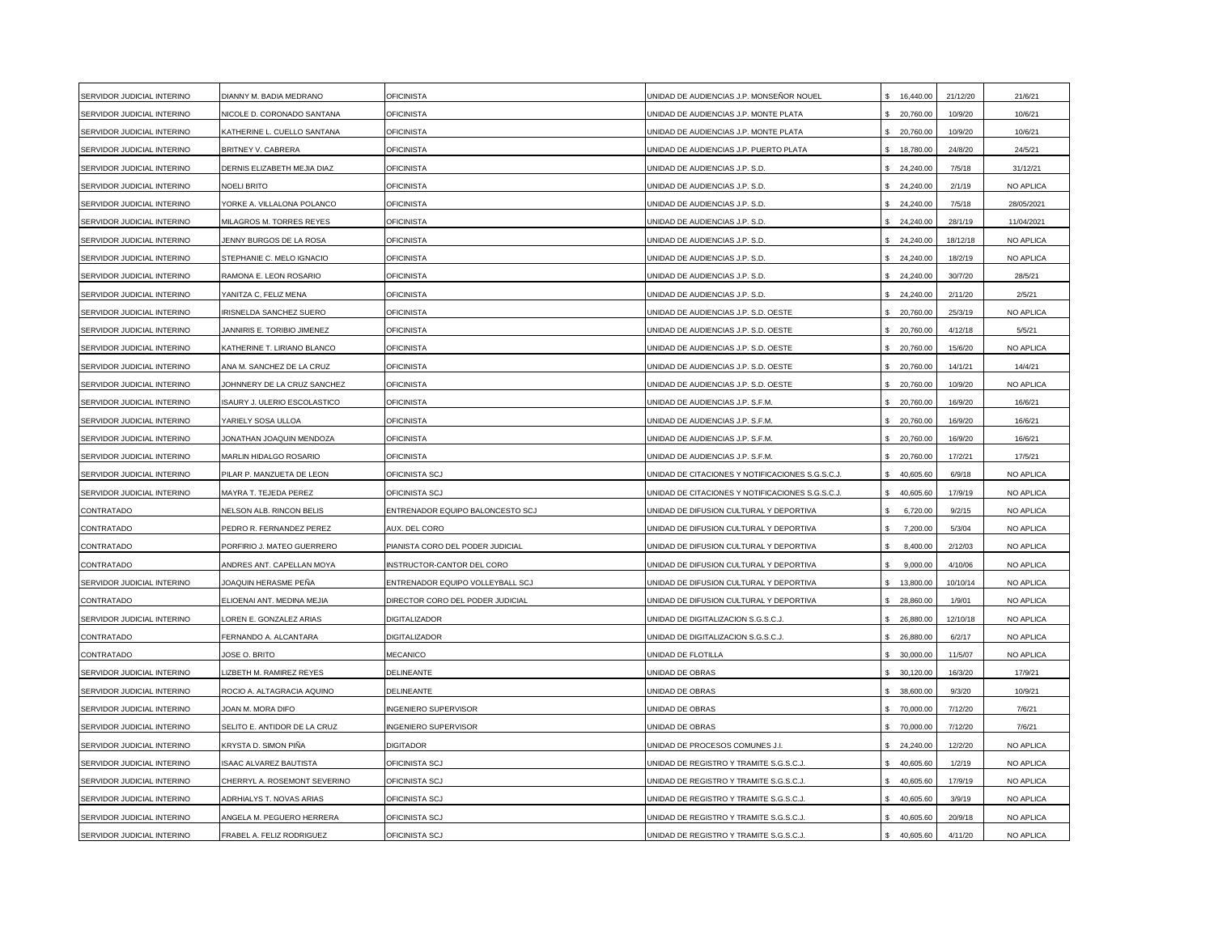| | | | | | | |
|---|---|---|---|---|---|---|
| SERVIDOR JUDICIAL INTERINO | DIANNY M. BADIA MEDRANO | OFICINISTA | UNIDAD DE AUDIENCIAS J.P. MONSEÑOR NOUEL | $ 16,440.00 | 21/12/20 | 21/6/21 |
| SERVIDOR JUDICIAL INTERINO | NICOLE D. CORONADO SANTANA | OFICINISTA | UNIDAD DE AUDIENCIAS J.P. MONTE PLATA | $ 20,760.00 | 10/9/20 | 10/6/21 |
| SERVIDOR JUDICIAL INTERINO | KATHERINE L. CUELLO SANTANA | OFICINISTA | UNIDAD DE AUDIENCIAS J.P. MONTE PLATA | $ 20,760.00 | 10/9/20 | 10/6/21 |
| SERVIDOR JUDICIAL INTERINO | BRITNEY V. CABRERA | OFICINISTA | UNIDAD DE AUDIENCIAS J.P. PUERTO PLATA | $ 18,780.00 | 24/8/20 | 24/5/21 |
| SERVIDOR JUDICIAL INTERINO | DERNIS ELIZABETH MEJIA DIAZ | OFICINISTA | UNIDAD DE AUDIENCIAS J.P. S.D. | $ 24,240.00 | 7/5/18 | 31/12/21 |
| SERVIDOR JUDICIAL INTERINO | NOELI BRITO | OFICINISTA | UNIDAD DE AUDIENCIAS J.P. S.D. | $ 24,240.00 | 2/1/19 | NO APLICA |
| SERVIDOR JUDICIAL INTERINO | YORKE A. VILLALONA POLANCO | OFICINISTA | UNIDAD DE AUDIENCIAS J.P. S.D. | $ 24,240.00 | 7/5/18 | 28/05/2021 |
| SERVIDOR JUDICIAL INTERINO | MILAGROS M. TORRES REYES | OFICINISTA | UNIDAD DE AUDIENCIAS J.P. S.D. | $ 24,240.00 | 28/1/19 | 11/04/2021 |
| SERVIDOR JUDICIAL INTERINO | JENNY BURGOS DE LA ROSA | OFICINISTA | UNIDAD DE AUDIENCIAS J.P. S.D. | $ 24,240.00 | 18/12/18 | NO APLICA |
| SERVIDOR JUDICIAL INTERINO | STEPHANIE C. MELO IGNACIO | OFICINISTA | UNIDAD DE AUDIENCIAS J.P. S.D. | $ 24,240.00 | 18/2/19 | NO APLICA |
| SERVIDOR JUDICIAL INTERINO | RAMONA E. LEON ROSARIO | OFICINISTA | UNIDAD DE AUDIENCIAS J.P. S.D. | $ 24,240.00 | 30/7/20 | 28/5/21 |
| SERVIDOR JUDICIAL INTERINO | YANITZA C, FELIZ MENA | OFICINISTA | UNIDAD DE AUDIENCIAS J.P. S.D. | $ 24,240.00 | 2/11/20 | 2/5/21 |
| SERVIDOR JUDICIAL INTERINO | IRISNELDA SANCHEZ SUERO | OFICINISTA | UNIDAD DE AUDIENCIAS J.P. S.D. OESTE | $ 20,760.00 | 25/3/19 | NO APLICA |
| SERVIDOR JUDICIAL INTERINO | JANNIRIS E. TORIBIO JIMENEZ | OFICINISTA | UNIDAD DE AUDIENCIAS J.P. S.D. OESTE | $ 20,760.00 | 4/12/18 | 5/5/21 |
| SERVIDOR JUDICIAL INTERINO | KATHERINE T. LIRIANO BLANCO | OFICINISTA | UNIDAD DE AUDIENCIAS J.P. S.D. OESTE | $ 20,760.00 | 15/6/20 | NO APLICA |
| SERVIDOR JUDICIAL INTERINO | ANA M. SANCHEZ DE LA CRUZ | OFICINISTA | UNIDAD DE AUDIENCIAS J.P. S.D. OESTE | $ 20,760.00 | 14/1/21 | 14/4/21 |
| SERVIDOR JUDICIAL INTERINO | JOHNNERY DE LA CRUZ SANCHEZ | OFICINISTA | UNIDAD DE AUDIENCIAS J.P. S.D. OESTE | $ 20,760.00 | 10/9/20 | NO APLICA |
| SERVIDOR JUDICIAL INTERINO | ISAURY J. ULERIO ESCOLASTICO | OFICINISTA | UNIDAD DE AUDIENCIAS J.P. S.F.M. | $ 20,760.00 | 16/9/20 | 16/6/21 |
| SERVIDOR JUDICIAL INTERINO | YARIELY SOSA ULLOA | OFICINISTA | UNIDAD DE AUDIENCIAS J.P. S.F.M. | $ 20,760.00 | 16/9/20 | 16/6/21 |
| SERVIDOR JUDICIAL INTERINO | JONATHAN JOAQUIN MENDOZA | OFICINISTA | UNIDAD DE AUDIENCIAS J.P. S.F.M. | $ 20,760.00 | 16/9/20 | 16/6/21 |
| SERVIDOR JUDICIAL INTERINO | MARLIN HIDALGO ROSARIO | OFICINISTA | UNIDAD DE AUDIENCIAS J.P. S.F.M. | $ 20,760.00 | 17/2/21 | 17/5/21 |
| SERVIDOR JUDICIAL INTERINO | PILAR P. MANZUETA DE LEON | OFICINISTA SCJ | UNIDAD DE CITACIONES Y NOTIFICACIONES S.G.S.C.J. | $ 40,605.60 | 6/9/18 | NO APLICA |
| SERVIDOR JUDICIAL INTERINO | MAYRA T. TEJEDA PEREZ | OFICINISTA SCJ | UNIDAD DE CITACIONES Y NOTIFICACIONES S.G.S.C.J. | $ 40,605.60 | 17/9/19 | NO APLICA |
| CONTRATADO | NELSON ALB. RINCON BELIS | ENTRENADOR EQUIPO BALONCESTO SCJ | UNIDAD DE DIFUSION CULTURAL Y DEPORTIVA | $ 6,720.00 | 9/2/15 | NO APLICA |
| CONTRATADO | PEDRO R. FERNANDEZ PEREZ | AUX. DEL CORO | UNIDAD DE DIFUSION CULTURAL Y DEPORTIVA | $ 7,200.00 | 5/3/04 | NO APLICA |
| CONTRATADO | PORFIRIO J. MATEO GUERRERO | PIANISTA CORO DEL PODER JUDICIAL | UNIDAD DE DIFUSION CULTURAL Y DEPORTIVA | $ 8,400.00 | 2/12/03 | NO APLICA |
| CONTRATADO | ANDRES ANT. CAPELLAN MOYA | INSTRUCTOR-CANTOR DEL CORO | UNIDAD DE DIFUSION CULTURAL Y DEPORTIVA | $ 9,000.00 | 4/10/06 | NO APLICA |
| SERVIDOR JUDICIAL INTERINO | JOAQUIN HERASME PEÑA | ENTRENADOR EQUIPO VOLLEYBALL SCJ | UNIDAD DE DIFUSION CULTURAL Y DEPORTIVA | $ 13,800.00 | 10/10/14 | NO APLICA |
| CONTRATADO | ELIOENAI ANT. MEDINA MEJIA | DIRECTOR CORO DEL PODER JUDICIAL | UNIDAD DE DIFUSION CULTURAL Y DEPORTIVA | $ 28,860.00 | 1/9/01 | NO APLICA |
| SERVIDOR JUDICIAL INTERINO | LOREN E. GONZALEZ ARIAS | DIGITALIZADOR | UNIDAD DE DIGITALIZACION S.G.S.C.J. | $ 26,880.00 | 12/10/18 | NO APLICA |
| CONTRATADO | FERNANDO A. ALCANTARA | DIGITALIZADOR | UNIDAD DE DIGITALIZACION S.G.S.C.J. | $ 26,880.00 | 6/2/17 | NO APLICA |
| CONTRATADO | JOSE O. BRITO | MECANICO | UNIDAD DE FLOTILLA | $ 30,000.00 | 11/5/07 | NO APLICA |
| SERVIDOR JUDICIAL INTERINO | LIZBETH M. RAMIREZ REYES | DELINEANTE | UNIDAD DE OBRAS | $ 30,120.00 | 16/3/20 | 17/9/21 |
| SERVIDOR JUDICIAL INTERINO | ROCIO A. ALTAGRACIA AQUINO | DELINEANTE | UNIDAD DE OBRAS | $ 38,600.00 | 9/3/20 | 10/9/21 |
| SERVIDOR JUDICIAL INTERINO | JOAN M. MORA DIFO | INGENIERO SUPERVISOR | UNIDAD DE OBRAS | $ 70,000.00 | 7/12/20 | 7/6/21 |
| SERVIDOR JUDICIAL INTERINO | SELITO E. ANTIDOR DE LA CRUZ | INGENIERO SUPERVISOR | UNIDAD DE OBRAS | $ 70,000.00 | 7/12/20 | 7/6/21 |
| SERVIDOR JUDICIAL INTERINO | KRYSTA D. SIMON PIÑA | DIGITADOR | UNIDAD DE PROCESOS COMUNES J.I. | $ 24,240.00 | 12/2/20 | NO APLICA |
| SERVIDOR JUDICIAL INTERINO | ISAAC ALVAREZ BAUTISTA | OFICINISTA SCJ | UNIDAD DE REGISTRO Y TRAMITE S.G.S.C.J. | $ 40,605.60 | 1/2/19 | NO APLICA |
| SERVIDOR JUDICIAL INTERINO | CHERRYL A. ROSEMONT SEVERINO | OFICINISTA SCJ | UNIDAD DE REGISTRO Y TRAMITE S.G.S.C.J. | $ 40,605.60 | 17/9/19 | NO APLICA |
| SERVIDOR JUDICIAL INTERINO | ADRHIALYS T. NOVAS ARIAS | OFICINISTA SCJ | UNIDAD DE REGISTRO Y TRAMITE S.G.S.C.J. | $ 40,605.60 | 3/9/19 | NO APLICA |
| SERVIDOR JUDICIAL INTERINO | ANGELA M. PEGUERO HERRERA | OFICINISTA SCJ | UNIDAD DE REGISTRO Y TRAMITE S.G.S.C.J. | $ 40,605.60 | 20/9/18 | NO APLICA |
| SERVIDOR JUDICIAL INTERINO | FRABEL A. FELIZ RODRIGUEZ | OFICINISTA SCJ | UNIDAD DE REGISTRO Y TRAMITE S.G.S.C.J. | $ 40,605.60 | 4/11/20 | NO APLICA |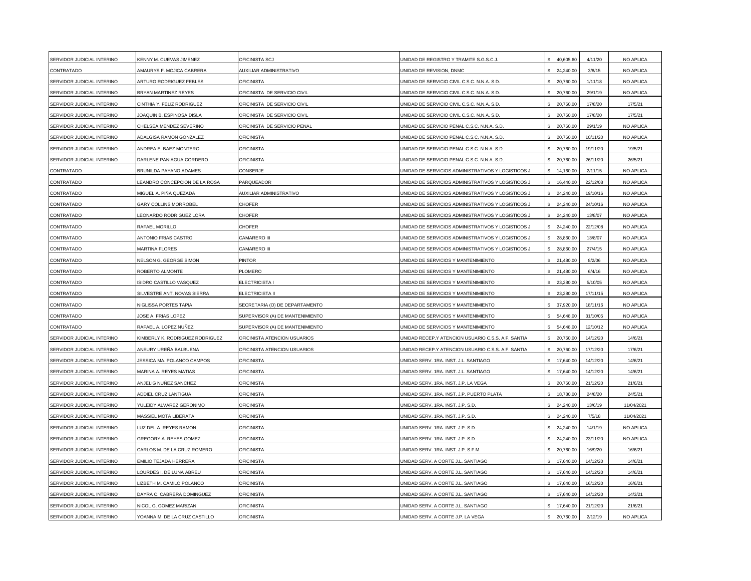| | | | | | | |
|---|---|---|---|---|---|---|
| SERVIDOR JUDICIAL INTERINO | KENNY M. CUEVAS JIMENEZ | OFICINISTA SCJ | UNIDAD DE REGISTRO Y TRAMITE S.G.S.C.J. | $ 40,605.60 | 4/11/20 | NO APLICA |
| CONTRATADO | AMAURYS F. MOJICA CABRERA | AUXILIAR ADMINISTRATIVO | UNIDAD DE REVISION, DNMC | $ 24,240.00 | 3/8/15 | NO APLICA |
| SERVIDOR JUDICIAL INTERINO | ARTURO RODRIGUEZ FEBLES | OFICINISTA | UNIDAD DE SERVICIO CIVIL C.S.C. N.N.A. S.D. | $ 20,760.00 | 1/11/18 | NO APLICA |
| SERVIDOR JUDICIAL INTERINO | BRYAN MARTINEZ REYES | OFICINISTA DE SERVICIO CIVIL | UNIDAD DE SERVICIO CIVIL C.S.C. N.N.A. S.D. | $ 20,760.00 | 29/1/19 | NO APLICA |
| SERVIDOR JUDICIAL INTERINO | CINTHIA Y. FELIZ RODRIGUEZ | OFICINISTA DE SERVICIO CIVIL | UNIDAD DE SERVICIO CIVIL C.S.C. N.N.A. S.D. | $ 20,760.00 | 17/8/20 | 17/5/21 |
| SERVIDOR JUDICIAL INTERINO | JOAQUIN B. ESPINOSA DISLA | OFICINISTA DE SERVICIO CIVIL | UNIDAD DE SERVICIO CIVIL C.S.C. N.N.A. S.D. | $ 20,760.00 | 17/8/20 | 17/5/21 |
| SERVIDOR JUDICIAL INTERINO | CHELSEA MENDEZ SEVERINO | OFICINISTA DE SERVICIO PENAL | UNIDAD DE SERVICIO PENAL C.S.C. N.N.A. S.D. | $ 20,760.00 | 29/1/19 | NO APLICA |
| SERVIDOR JUDICIAL INTERINO | ADALGISA RAMON GONZALEZ | OFICINISTA | UNIDAD DE SERVICIO PENAL C.S.C. N.N.A. S.D. | $ 20,760.00 | 10/11/20 | NO APLICA |
| SERVIDOR JUDICIAL INTERINO | ANDREA E. BAEZ MONTERO | OFICINISTA | UNIDAD DE SERVICIO PENAL C.S.C. N.N.A. S.D. | $ 20,760.00 | 19/11/20 | 19/5/21 |
| SERVIDOR JUDICIAL INTERINO | DARLENE PANIAGUA CORDERO | OFICINISTA | UNIDAD DE SERVICIO PENAL C.S.C. N.N.A. S.D. | $ 20,760.00 | 26/11/20 | 26/5/21 |
| CONTRATADO | BRUNILDA PAYANO ADAMES | CONSERJE | UNIDAD DE SERVICIOS ADMINISTRATIVOS Y LOGISTICOS J | $ 14,160.00 | 2/11/15 | NO APLICA |
| CONTRATADO | LEANDRO CONCEPCION DE LA ROSA | PARQUEADOR | UNIDAD DE SERVICIOS ADMINISTRATIVOS Y LOGISTICOS J | $ 16,440.00 | 22/12/08 | NO APLICA |
| CONTRATADO | MIGUEL A. PIÑA QUEZADA | AUXILIAR ADMINISTRATIVO | UNIDAD DE SERVICIOS ADMINISTRATIVOS Y LOGISTICOS J | $ 24,240.00 | 19/10/16 | NO APLICA |
| CONTRATADO | GARY COLLINS MORROBEL | CHOFER | UNIDAD DE SERVICIOS ADMINISTRATIVOS Y LOGISTICOS J | $ 24,240.00 | 24/10/16 | NO APLICA |
| CONTRATADO | LEONARDO RODRIGUEZ LORA | CHOFER | UNIDAD DE SERVICIOS ADMINISTRATIVOS Y LOGISTICOS J | $ 24,240.00 | 13/8/07 | NO APLICA |
| CONTRATADO | RAFAEL MORILLO | CHOFER | UNIDAD DE SERVICIOS ADMINISTRATIVOS Y LOGISTICOS J | $ 24,240.00 | 22/12/08 | NO APLICA |
| CONTRATADO | ANTONIO FRIAS CASTRO | CAMARERO III | UNIDAD DE SERVICIOS ADMINISTRATIVOS Y LOGISTICOS J | $ 28,860.00 | 13/8/07 | NO APLICA |
| CONTRATADO | MARTINA FLORES | CAMARERO III | UNIDAD DE SERVICIOS ADMINISTRATIVOS Y LOGISTICOS J | $ 28,860.00 | 27/4/15 | NO APLICA |
| CONTRATADO | NELSON G. GEORGE SIMON | PINTOR | UNIDAD DE SERVICIOS Y MANTENIMIENTO | $ 21,480.00 | 8/2/06 | NO APLICA |
| CONTRATADO | ROBERTO ALMONTE | PLOMERO | UNIDAD DE SERVICIOS Y MANTENIMIENTO | $ 21,480.00 | 6/4/16 | NO APLICA |
| CONTRATADO | ISIDRO CASTILLO VASQUEZ | ELECTRICISTA I | UNIDAD DE SERVICIOS Y MANTENIMIENTO | $ 23,280.00 | 5/10/05 | NO APLICA |
| CONTRATADO | SILVESTRE ANT. NOVAS SIERRA | ELECTRICISTA II | UNIDAD DE SERVICIOS Y MANTENIMIENTO | $ 23,280.00 | 17/11/15 | NO APLICA |
| CONTRATADO | NIGLISSA PORTES TAPIA | SECRETARIA (O) DE DEPARTAMENTO | UNIDAD DE SERVICIOS Y MANTENIMIENTO | $ 37,920.00 | 18/11/16 | NO APLICA |
| CONTRATADO | JOSE A. FRIAS LOPEZ | SUPERVISOR (A) DE MANTENIMIENTO | UNIDAD DE SERVICIOS Y MANTENIMIENTO | $ 54,648.00 | 31/10/05 | NO APLICA |
| CONTRATADO | RAFAEL A. LOPEZ NUÑEZ | SUPERVISOR (A) DE MANTENIMIENTO | UNIDAD DE SERVICIOS Y MANTENIMIENTO | $ 54,648.00 | 12/10/12 | NO APLICA |
| SERVIDOR JUDICIAL INTERINO | KIMBERLY K. RODRIGUEZ RODRIGUEZ | OFICINISTA ATENCION USUARIOS | UNIDAD RECEP.Y ATENCION USUARIO C.S.S. A.F. SANTIA | $ 20,760.00 | 14/12/20 | 14/6/21 |
| SERVIDOR JUDICIAL INTERINO | ANEURY UREÑA BALBUENA | OFICINISTA ATENCION USUARIOS | UNIDAD RECEP.Y ATENCION USUARIO C.S.S. A.F. SANTIA | $ 20,760.00 | 17/12/20 | 17/6/21 |
| SERVIDOR JUDICIAL INTERINO | JESSICA MA. POLANCO CAMPOS | OFICINISTA | UNIDAD SERV. 1RA. INST. J.L. SANTIAGO | $ 17,640.00 | 14/12/20 | 14/6/21 |
| SERVIDOR JUDICIAL INTERINO | MARINA A. REYES MATIAS | OFICINISTA | UNIDAD SERV. 1RA. INST. J.L. SANTIAGO | $ 17,640.00 | 14/12/20 | 14/6/21 |
| SERVIDOR JUDICIAL INTERINO | ANJELIG NUÑEZ SANCHEZ | OFICINISTA | UNIDAD SERV. 1RA. INST. J.P. LA VEGA | $ 20,760.00 | 21/12/20 | 21/6/21 |
| SERVIDOR JUDICIAL INTERINO | ADDIEL CRUZ LANTIGUA | OFICINISTA | UNIDAD SERV. 1RA. INST. J.P. PUERTO PLATA | $ 18,780.00 | 24/8/20 | 24/5/21 |
| SERVIDOR JUDICIAL INTERINO | YULEIDY ALVAREZ GERONIMO | OFICINISTA | UNIDAD SERV. 1RA. INST. J.P. S.D. | $ 24,240.00 | 13/6/19 | 11/04/2021 |
| SERVIDOR JUDICIAL INTERINO | MASSIEL MOTA LIBERATA | OFICINISTA | UNIDAD SERV. 1RA. INST. J.P. S.D. | $ 24,240.00 | 7/5/18 | 11/04/2021 |
| SERVIDOR JUDICIAL INTERINO | LUZ DEL A. REYES RAMON | OFICINISTA | UNIDAD SERV. 1RA. INST. J.P. S.D. | $ 24,240.00 | 14/1/19 | NO APLICA |
| SERVIDOR JUDICIAL INTERINO | GREGORY A. REYES GOMEZ | OFICINISTA | UNIDAD SERV. 1RA. INST. J.P. S.D. | $ 24,240.00 | 23/11/20 | NO APLICA |
| SERVIDOR JUDICIAL INTERINO | CARLOS M. DE LA CRUZ ROMERO | OFICINISTA | UNIDAD SERV. 1RA. INST. J.P. S.F.M. | $ 20,760.00 | 16/9/20 | 16/6/21 |
| SERVIDOR JUDICIAL INTERINO | EMILIO TEJADA HERRERA | OFICINISTA | UNIDAD SERV. A CORTE J.L. SANTIAGO | $ 17,640.00 | 14/12/20 | 14/6/21 |
| SERVIDOR JUDICIAL INTERINO | LOURDES I. DE LUNA ABREU | OFICINISTA | UNIDAD SERV. A CORTE J.L. SANTIAGO | $ 17,640.00 | 14/12/20 | 14/6/21 |
| SERVIDOR JUDICIAL INTERINO | LIZBETH M. CAMILO POLANCO | OFICINISTA | UNIDAD SERV. A CORTE J.L. SANTIAGO | $ 17,640.00 | 16/12/20 | 16/6/21 |
| SERVIDOR JUDICIAL INTERINO | DAYRA C. CABRERA DOMINGUEZ | OFICINISTA | UNIDAD SERV. A CORTE J.L. SANTIAGO | $ 17,640.00 | 14/12/20 | 14/3/21 |
| SERVIDOR JUDICIAL INTERINO | NICOL G. GOMEZ MARIZAN | OFICINISTA | UNIDAD SERV. A CORTE J.L. SANTIAGO | $ 17,640.00 | 21/12/20 | 21/6/21 |
| SERVIDOR JUDICIAL INTERINO | YOANNA M. DE LA CRUZ CASTILLO | OFICINISTA | UNIDAD SERV. A CORTE J.P. LA VEGA | $ 20,760.00 | 2/12/19 | NO APLICA |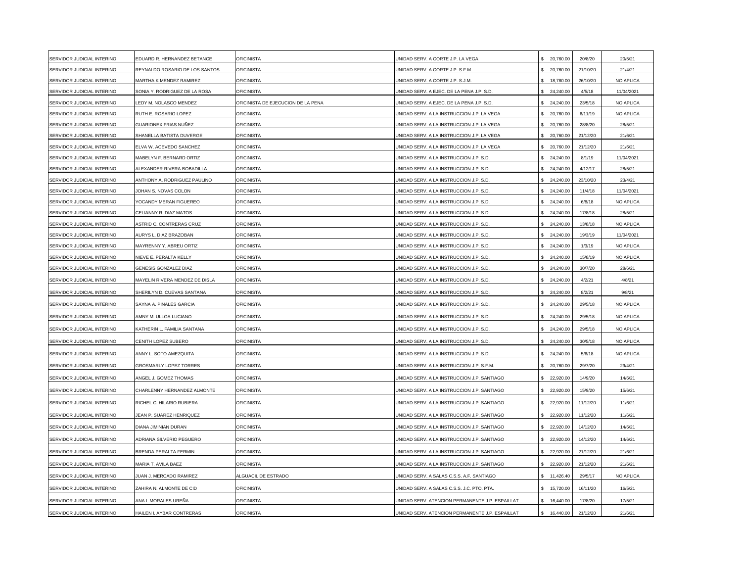| | | | | | | |
|---|---|---|---|---|---|---|
| SERVIDOR JUDICIAL INTERINO | EDUARD R. HERNANDEZ BETANCE | OFICINISTA | UNIDAD SERV. A CORTE J.P. LA VEGA | $ 20,760.00 | 20/8/20 | 20/5/21 |
| SERVIDOR JUDICIAL INTERINO | REYNALDO ROSARIO DE LOS SANTOS | OFICINISTA | UNIDAD SERV. A CORTE J.P. S.F.M. | $ 20,760.00 | 21/10/20 | 21/4/21 |
| SERVIDOR JUDICIAL INTERINO | MARTHA K MENDEZ RAMIREZ | OFICINISTA | UNIDAD SERV. A CORTE J.P. S.J.M. | $ 18,780.00 | 26/10/20 | NO APLICA |
| SERVIDOR JUDICIAL INTERINO | SONIA Y. RODRIGUEZ DE LA ROSA | OFICINISTA | UNIDAD SERV. A EJEC. DE LA PENA J.P. S.D. | $ 24,240.00 | 4/5/18 | 11/04/2021 |
| SERVIDOR JUDICIAL INTERINO | LEDY M. NOLASCO MENDEZ | OFICINISTA DE EJECUCION DE LA PENA | UNIDAD SERV. A EJEC. DE LA PENA J.P. S.D. | $ 24,240.00 | 23/5/18 | NO APLICA |
| SERVIDOR JUDICIAL INTERINO | RUTH E. ROSARIO LOPEZ | OFICINISTA | UNIDAD SERV. A LA INSTRUCCION J.P. LA VEGA | $ 20,760.00 | 6/11/19 | NO APLICA |
| SERVIDOR JUDICIAL INTERINO | GUARIONEX FRIAS NUÑEZ | OFICINISTA | UNIDAD SERV. A LA INSTRUCCION J.P. LA VEGA | $ 20,760.00 | 28/8/20 | 28/5/21 |
| SERVIDOR JUDICIAL INTERINO | SHANELLA BATISTA DUVERGE | OFICINISTA | UNIDAD SERV. A LA INSTRUCCION J.P. LA VEGA | $ 20,760.00 | 21/12/20 | 21/6/21 |
| SERVIDOR JUDICIAL INTERINO | ELVA W. ACEVEDO SANCHEZ | OFICINISTA | UNIDAD SERV. A LA INSTRUCCION J.P. LA VEGA | $ 20,760.00 | 21/12/20 | 21/6/21 |
| SERVIDOR JUDICIAL INTERINO | MABELYN F. BERNARD ORTIZ | OFICINISTA | UNIDAD SERV. A LA INSTRUCCION J.P. S.D. | $ 24,240.00 | 8/1/19 | 11/04/2021 |
| SERVIDOR JUDICIAL INTERINO | ALEXANDER RIVERA BOBADILLA | OFICINISTA | UNIDAD SERV. A LA INSTRUCCION J.P. S.D. | $ 24,240.00 | 4/12/17 | 28/5/21 |
| SERVIDOR JUDICIAL INTERINO | ANTHONY A. RODRIGUEZ PAULINO | OFICINISTA | UNIDAD SERV. A LA INSTRUCCION J.P. S.D. | $ 24,240.00 | 23/10/20 | 23/4/21 |
| SERVIDOR JUDICIAL INTERINO | JOHAN S. NOVAS COLON | OFICINISTA | UNIDAD SERV. A LA INSTRUCCION J.P. S.D. | $ 24,240.00 | 11/4/18 | 11/04/2021 |
| SERVIDOR JUDICIAL INTERINO | YOCANDY MERAN FIGUEREO | OFICINISTA | UNIDAD SERV. A LA INSTRUCCION J.P. S.D. | $ 24,240.00 | 6/8/18 | NO APLICA |
| SERVIDOR JUDICIAL INTERINO | CELIANNY R. DIAZ MATOS | OFICINISTA | UNIDAD SERV. A LA INSTRUCCION J.P. S.D. | $ 24,240.00 | 17/8/18 | 28/5/21 |
| SERVIDOR JUDICIAL INTERINO | ASTRID C. CONTRERAS CRUZ | OFICINISTA | UNIDAD SERV. A LA INSTRUCCION J.P. S.D. | $ 24,240.00 | 13/8/18 | NO APLICA |
| SERVIDOR JUDICIAL INTERINO | AURYS L. DIAZ BRAZOBAN | OFICINISTA | UNIDAD SERV. A LA INSTRUCCION J.P. S.D. | $ 24,240.00 | 19/3/19 | 11/04/2021 |
| SERVIDOR JUDICIAL INTERINO | MAYRENNY Y. ABREU ORTIZ | OFICINISTA | UNIDAD SERV. A LA INSTRUCCION J.P. S.D. | $ 24,240.00 | 1/3/19 | NO APLICA |
| SERVIDOR JUDICIAL INTERINO | NIEVE E. PERALTA KELLY | OFICINISTA | UNIDAD SERV. A LA INSTRUCCION J.P. S.D. | $ 24,240.00 | 15/8/19 | NO APLICA |
| SERVIDOR JUDICIAL INTERINO | GENESIS GONZALEZ DIAZ | OFICINISTA | UNIDAD SERV. A LA INSTRUCCION J.P. S.D. | $ 24,240.00 | 30/7/20 | 28/6/21 |
| SERVIDOR JUDICIAL INTERINO | MAYELIN RIVERA MENDEZ DE DISLA | OFICINISTA | UNIDAD SERV. A LA INSTRUCCION J.P. S.D. | $ 24,240.00 | 4/2/21 | 4/8/21 |
| SERVIDOR JUDICIAL INTERINO | SHERILYN D. CUEVAS SANTANA | OFICINISTA | UNIDAD SERV. A LA INSTRUCCION J.P. S.D. | $ 24,240.00 | 8/2/21 | 9/8/21 |
| SERVIDOR JUDICIAL INTERINO | SAYNA A. PINALES GARCIA | OFICINISTA | UNIDAD SERV. A LA INSTRUCCION J.P. S.D. | $ 24,240.00 | 29/5/18 | NO APLICA |
| SERVIDOR JUDICIAL INTERINO | AMNY M. ULLOA LUCIANO | OFICINISTA | UNIDAD SERV. A LA INSTRUCCION J.P. S.D. | $ 24,240.00 | 29/5/18 | NO APLICA |
| SERVIDOR JUDICIAL INTERINO | KATHERIN L. FAMILIA SANTANA | OFICINISTA | UNIDAD SERV. A LA INSTRUCCION J.P. S.D. | $ 24,240.00 | 29/5/18 | NO APLICA |
| SERVIDOR JUDICIAL INTERINO | CENITH LOPEZ SUBERO | OFICINISTA | UNIDAD SERV. A LA INSTRUCCION J.P. S.D. | $ 24,240.00 | 30/5/18 | NO APLICA |
| SERVIDOR JUDICIAL INTERINO | ANNY L. SOTO AMEZQUITA | OFICINISTA | UNIDAD SERV. A LA INSTRUCCION J.P. S.D. | $ 24,240.00 | 5/6/18 | NO APLICA |
| SERVIDOR JUDICIAL INTERINO | GROSMARLY LOPEZ TORRES | OFICINISTA | UNIDAD SERV. A LA INSTRUCCION J.P. S.F.M. | $ 20,760.00 | 29/7/20 | 29/4/21 |
| SERVIDOR JUDICIAL INTERINO | ANGEL J. GOMEZ THOMAS | OFICINISTA | UNIDAD SERV. A LA INSTRUCCION J.P. SANTIAGO | $ 22,920.00 | 14/9/20 | 14/6/21 |
| SERVIDOR JUDICIAL INTERINO | CHARLENNY HERNANDEZ ALMONTE | OFICINISTA | UNIDAD SERV. A LA INSTRUCCION J.P. SANTIAGO | $ 22,920.00 | 15/9/20 | 15/6/21 |
| SERVIDOR JUDICIAL INTERINO | RICHEL C. HILARIO RUBIERA | OFICINISTA | UNIDAD SERV. A LA INSTRUCCION J.P. SANTIAGO | $ 22,920.00 | 11/12/20 | 11/6/21 |
| SERVIDOR JUDICIAL INTERINO | JEAN P. SUAREZ HENRIQUEZ | OFICINISTA | UNIDAD SERV. A LA INSTRUCCION J.P. SANTIAGO | $ 22,920.00 | 11/12/20 | 11/6/21 |
| SERVIDOR JUDICIAL INTERINO | DIANA JIMINIAN DURAN | OFICINISTA | UNIDAD SERV. A LA INSTRUCCION J.P. SANTIAGO | $ 22,920.00 | 14/12/20 | 14/6/21 |
| SERVIDOR JUDICIAL INTERINO | ADRIANA SILVERIO PEGUERO | OFICINISTA | UNIDAD SERV. A LA INSTRUCCION J.P. SANTIAGO | $ 22,920.00 | 14/12/20 | 14/6/21 |
| SERVIDOR JUDICIAL INTERINO | BRENDA PERALTA FERMIN | OFICINISTA | UNIDAD SERV. A LA INSTRUCCION J.P. SANTIAGO | $ 22,920.00 | 21/12/20 | 21/6/21 |
| SERVIDOR JUDICIAL INTERINO | MARIA T. AVILA BAEZ | OFICINISTA | UNIDAD SERV. A LA INSTRUCCION J.P. SANTIAGO | $ 22,920.00 | 21/12/20 | 21/6/21 |
| SERVIDOR JUDICIAL INTERINO | JUAN J. MERCADO RAMIREZ | ALGUACIL DE ESTRADO | UNIDAD SERV. A SALAS C.S.S. A.F. SANTIAGO | $ 11,426.40 | 29/5/17 | NO APLICA |
| SERVIDOR JUDICIAL INTERINO | ZAHIRA N. ALMONTE DE CID | OFICINISTA | UNIDAD SERV. A SALAS C.S.S. J.C. PTO. PTA. | $ 15,720.00 | 16/11/20 | 16/5/21 |
| SERVIDOR JUDICIAL INTERINO | ANA I. MORALES UREÑA | OFICINISTA | UNIDAD SERV. ATENCION PERMANENTE J.P. ESPAILLAT | $ 16,440.00 | 17/8/20 | 17/5/21 |
| SERVIDOR JUDICIAL INTERINO | HAILEN I. AYBAR CONTRERAS | OFICINISTA | UNIDAD SERV. ATENCION PERMANENTE J.P. ESPAILLAT | $ 16,440.00 | 21/12/20 | 21/6/21 |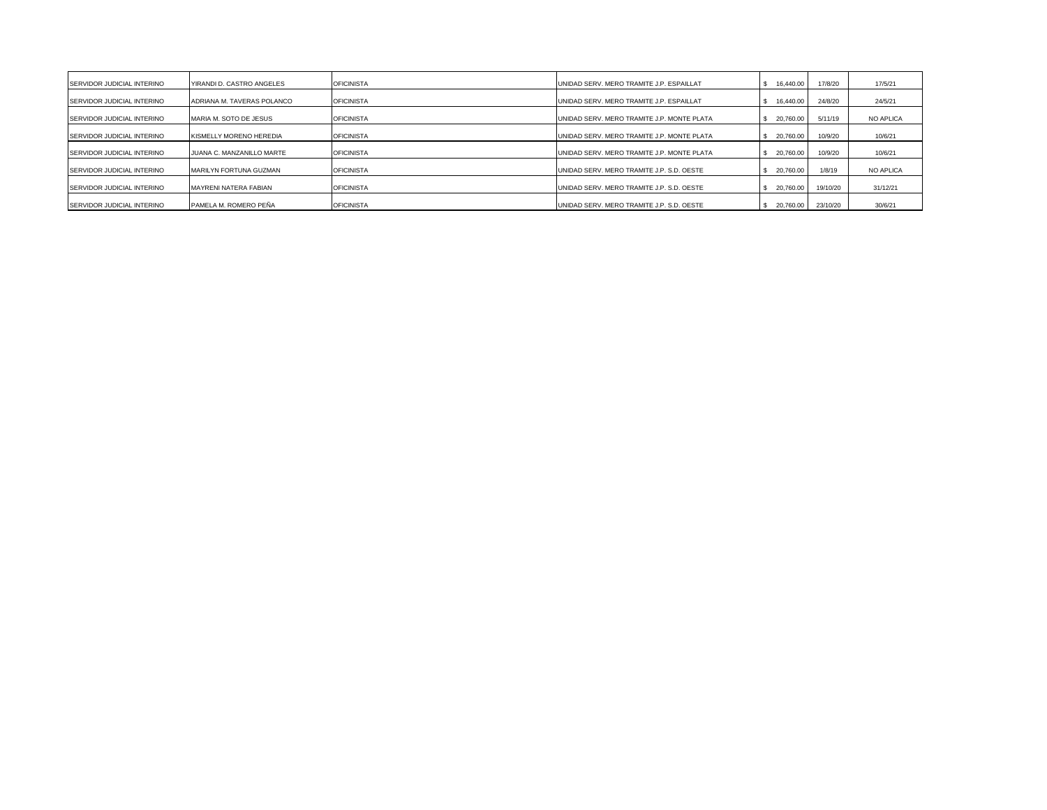| | | | | | | |
|---|---|---|---|---|---|---|
| SERVIDOR JUDICIAL INTERINO | YIRANDI D. CASTRO ANGELES | OFICINISTA | UNIDAD SERV. MERO TRAMITE J.P. ESPAILLAT | $ 16,440.00 | 17/8/20 | 17/5/21 |
| SERVIDOR JUDICIAL INTERINO | ADRIANA M. TAVERAS POLANCO | OFICINISTA | UNIDAD SERV. MERO TRAMITE J.P. ESPAILLAT | $ 16,440.00 | 24/8/20 | 24/5/21 |
| SERVIDOR JUDICIAL INTERINO | MARIA M. SOTO DE JESUS | OFICINISTA | UNIDAD SERV. MERO TRAMITE J.P. MONTE PLATA | $ 20,760.00 | 5/11/19 | NO APLICA |
| SERVIDOR JUDICIAL INTERINO | KISMELLY MORENO HEREDIA | OFICINISTA | UNIDAD SERV. MERO TRAMITE J.P. MONTE PLATA | $ 20,760.00 | 10/9/20 | 10/6/21 |
| SERVIDOR JUDICIAL INTERINO | JUANA C. MANZANILLO MARTE | OFICINISTA | UNIDAD SERV. MERO TRAMITE J.P. MONTE PLATA | $ 20,760.00 | 10/9/20 | 10/6/21 |
| SERVIDOR JUDICIAL INTERINO | MARILYN FORTUNA GUZMAN | OFICINISTA | UNIDAD SERV. MERO TRAMITE J.P. S.D. OESTE | $ 20,760.00 | 1/8/19 | NO APLICA |
| SERVIDOR JUDICIAL INTERINO | MAYRENI NATERA FABIAN | OFICINISTA | UNIDAD SERV. MERO TRAMITE J.P. S.D. OESTE | $ 20,760.00 | 19/10/20 | 31/12/21 |
| SERVIDOR JUDICIAL INTERINO | PAMELA M. ROMERO PEÑA | OFICINISTA | UNIDAD SERV. MERO TRAMITE J.P. S.D. OESTE | $ 20,760.00 | 23/10/20 | 30/6/21 |